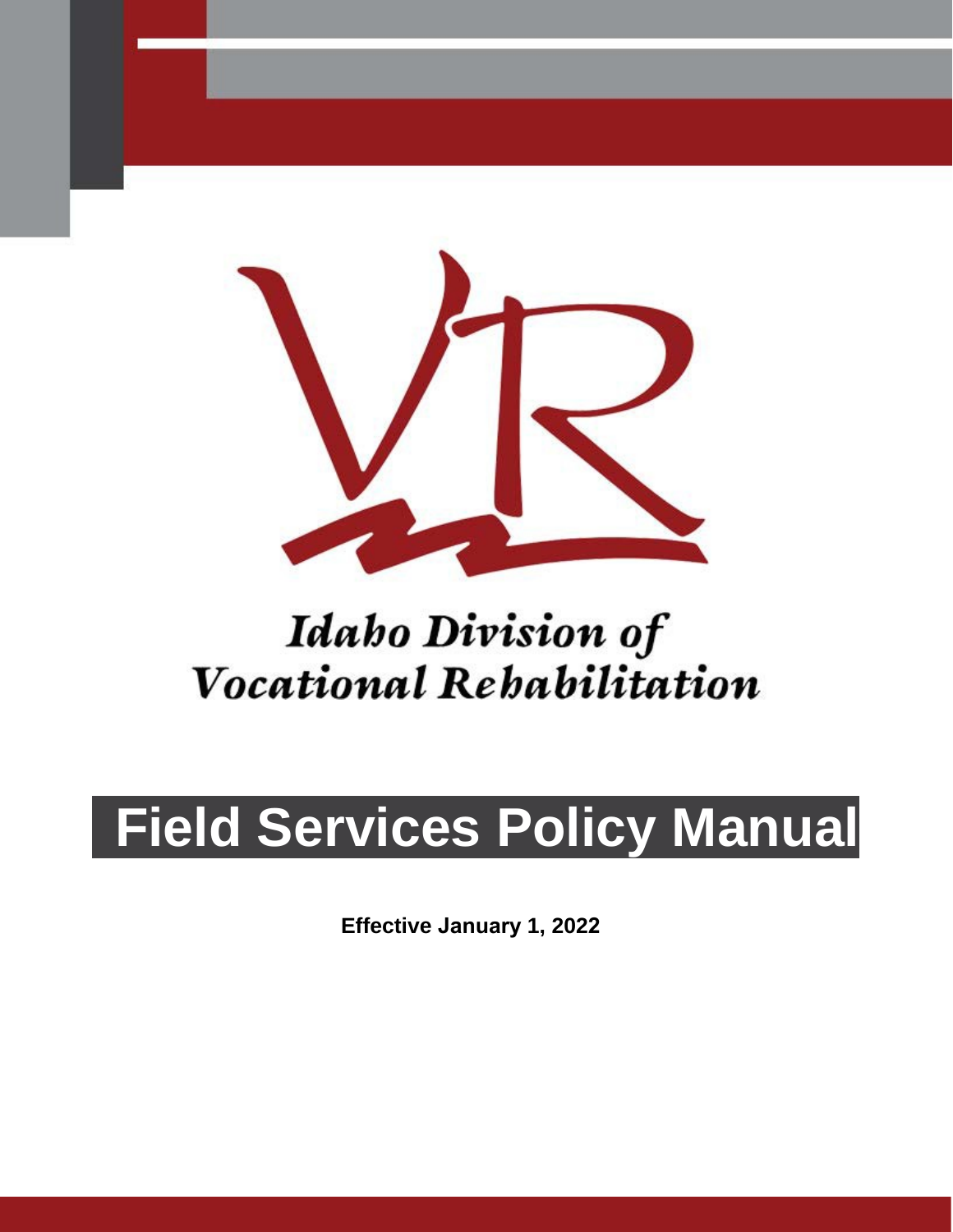Idaho Division of
Vocational Rehabilitation

# Field Services Policy Manual

**Effective January 1, 2022**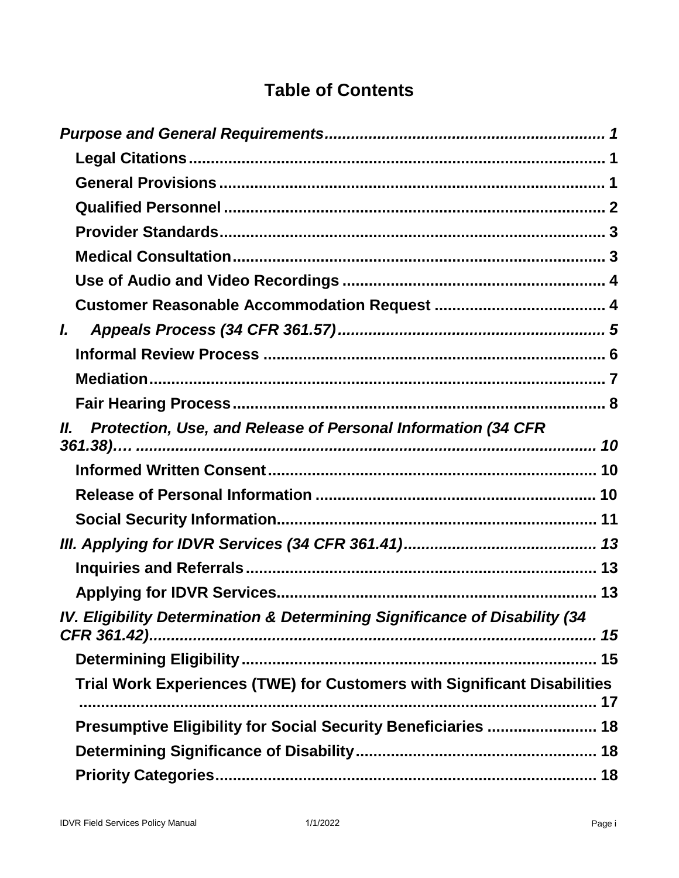# Table of Contents

*Purpose and General Requirements* ... *1*

- Legal Citations ... 1
- General Provisions ... 1
- Qualified Personnel ... 2
- Provider Standards ... 3
- Medical Consultation ... 3
- Use of Audio and Video Recordings ... 4
- Customer Reasonable Accommodation Request ... 4

*I. Appeals Process (34 CFR 361.57)* ... *5*

- Informal Review Process ... 6
- Mediation ... 7
- Fair Hearing Process ... 8

*II. Protection, Use, and Release of Personal Information (34 CFR 361.38)…* ... *10*

- Informed Written Consent ... 10
- Release of Personal Information ... 10
- Social Security Information ... 11

*III. Applying for IDVR Services (34 CFR 361.41)* ... *13*

- Inquiries and Referrals ... 13
- Applying for IDVR Services ... 13

*IV. Eligibility Determination & Determining Significance of Disability (34 CFR 361.42)* ... *15*

- Determining Eligibility ... 15
- Trial Work Experiences (TWE) for Customers with Significant Disabilities ... 17
- Presumptive Eligibility for Social Security Beneficiaries ... 18
- Determining Significance of Disability ... 18
- Priority Categories ... 18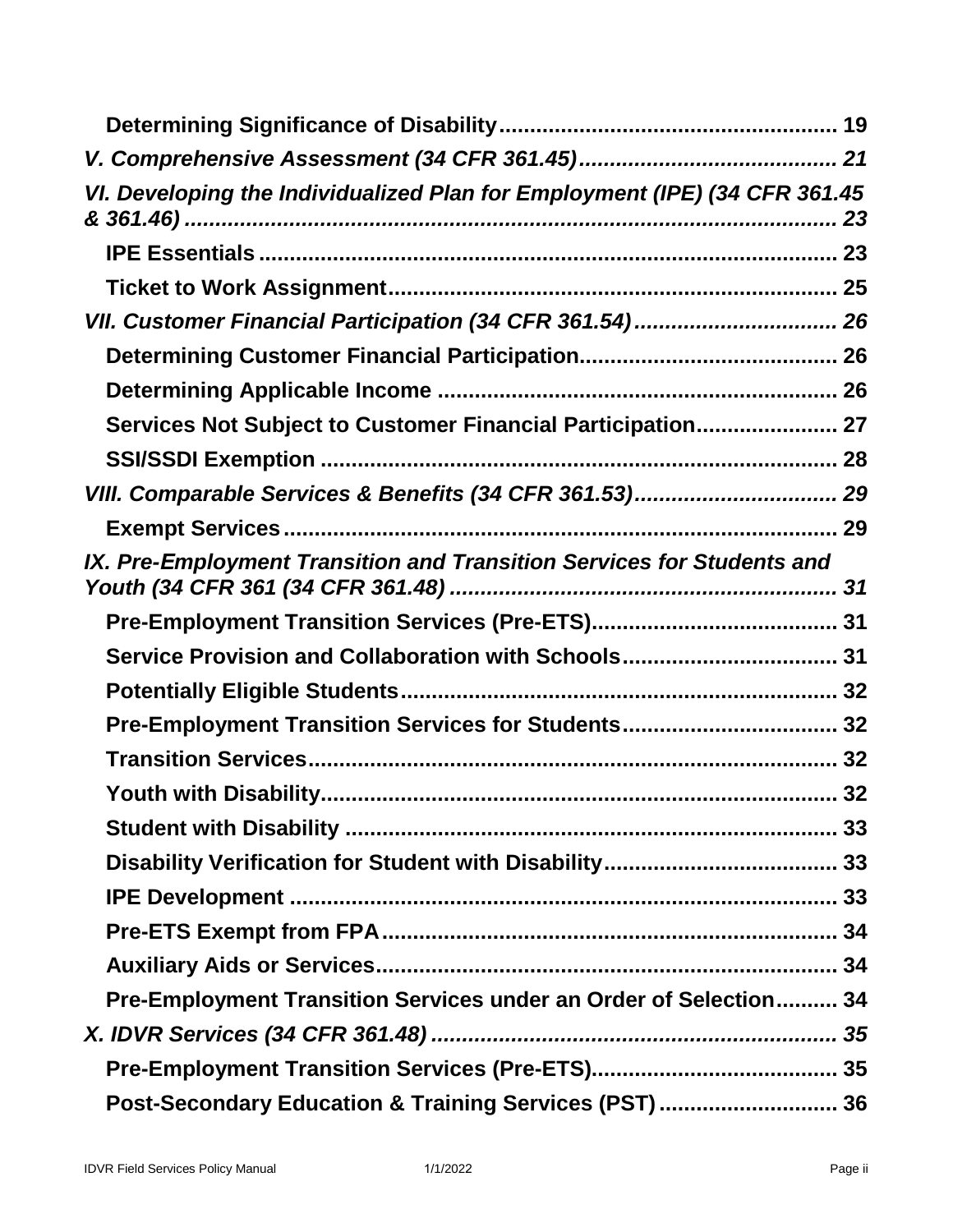**Determining Significance of Disability** ..................................................... 19

*V. Comprehensive Assessment (34 CFR 361.45)* ......................................... 21

*VI. Developing the Individualized Plan for Employment (IPE) (34 CFR 361.45 & 361.46)* ......................................................................................... 23

**IPE Essentials** ............................................................................................ 23

**Ticket to Work Assignment** ....................................................................... 25

*VII. Customer Financial Participation (34 CFR 361.54)* ................................ 26

**Determining Customer Financial Participation** ......................................... 26

**Determining Applicable Income** ............................................................... 26

**Services Not Subject to Customer Financial Participation** ...................... 27

**SSI/SSDI Exemption** .................................................................................. 28

*VIII. Comparable Services & Benefits (34 CFR 361.53)* ................................ 29

**Exempt Services** ........................................................................................ 29

*IX. Pre-Employment Transition and Transition Services for Students and Youth (34 CFR 361 (34 CFR 361.48)* .............................................................. 31

**Pre-Employment Transition Services (Pre-ETS)** ....................................... 31

**Service Provision and Collaboration with Schools** .................................. 31

**Potentially Eligible Students** ..................................................................... 32

**Pre-Employment Transition Services for Students** .................................. 32

**Transition Services** .................................................................................... 32

**Youth with Disability** .................................................................................. 32

**Student with Disability** ............................................................................... 33

**Disability Verification for Student with Disability** ..................................... 33

**IPE Development** ........................................................................................ 33

**Pre-ETS Exempt from FPA** ........................................................................ 34

**Auxiliary Aids or Services** ......................................................................... 34

**Pre-Employment Transition Services under an Order of Selection** .......... 34

*X. IDVR Services (34 CFR 361.48)* ................................................................. 35

**Pre-Employment Transition Services (Pre-ETS)** ....................................... 35

**Post-Secondary Education & Training Services (PST)** ............................ 36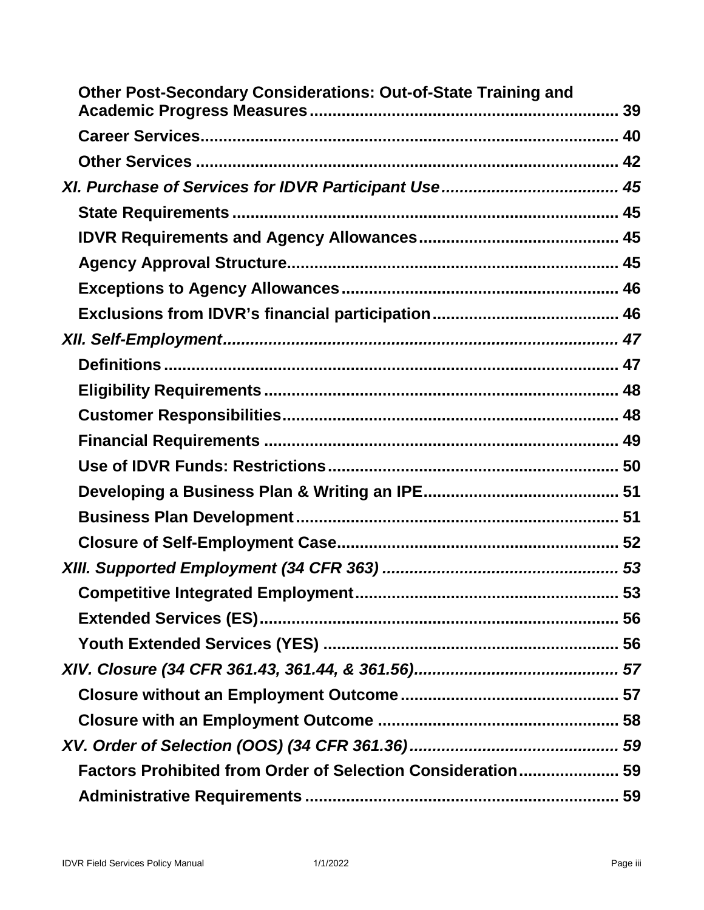**Other Post-Secondary Considerations: Out-of-State Training and Academic Progress Measures** .................. 39

**Career Services** .................. 40

**Other Services** .................. 42

*XI. Purchase of Services for IDVR Participant Use* .................. 45

**State Requirements** .................. 45

**IDVR Requirements and Agency Allowances** .................. 45

**Agency Approval Structure** .................. 45

**Exceptions to Agency Allowances** .................. 46

**Exclusions from IDVR's financial participation** .................. 46

*XII. Self-Employment* .................. 47

**Definitions** .................. 47

**Eligibility Requirements** .................. 48

**Customer Responsibilities** .................. 48

**Financial Requirements** .................. 49

**Use of IDVR Funds: Restrictions** .................. 50

**Developing a Business Plan & Writing an IPE** .................. 51

**Business Plan Development** .................. 51

**Closure of Self-Employment Case** .................. 52

*XIII. Supported Employment (34 CFR 363)* .................. 53

**Competitive Integrated Employment** .................. 53

**Extended Services (ES)** .................. 56

**Youth Extended Services (YES)** .................. 56

*XIV. Closure (34 CFR 361.43, 361.44, & 361.56)* .................. 57

**Closure without an Employment Outcome** .................. 57

**Closure with an Employment Outcome** .................. 58

*XV. Order of Selection (OOS) (34 CFR 361.36)* .................. 59

**Factors Prohibited from Order of Selection Consideration** .................. 59

**Administrative Requirements** .................. 59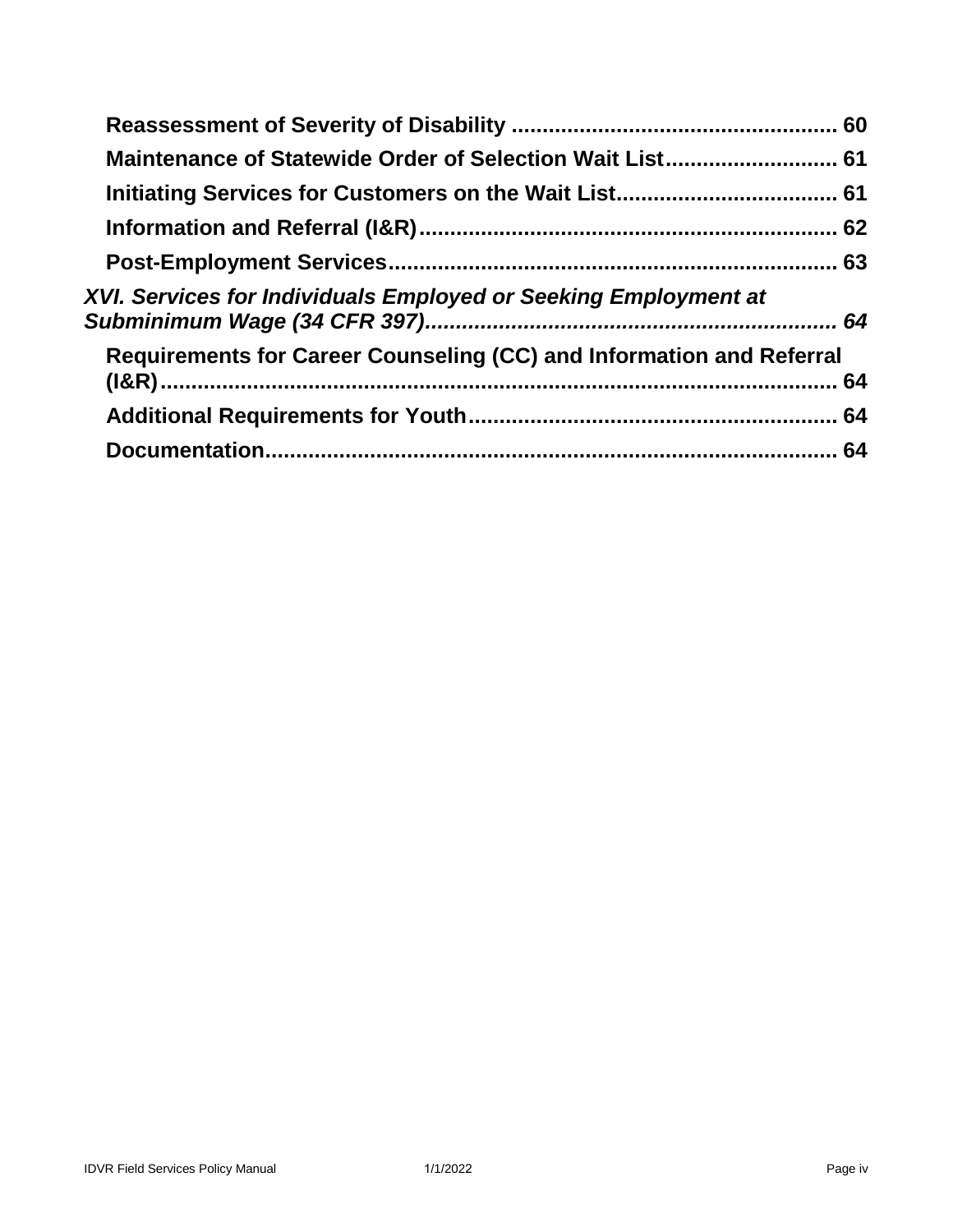**Reassessment of Severity of Disability ..................................................... 60**

**Maintenance of Statewide Order of Selection Wait List............................ 61**

**Initiating Services for Customers on the Wait List.................................... 61**

**Information and Referral (I&R)................................................................... 62**

**Post-Employment Services.......................................................................... 63**

***XVI. Services for Individuals Employed or Seeking Employment at Subminimum Wage (34 CFR 397)................................................................... 64***

**Requirements for Career Counseling (CC) and Information and Referral (I&R)............................................................................................................... 64**

**Additional Requirements for Youth............................................................ 64**

**Documentation.............................................................................................. 64**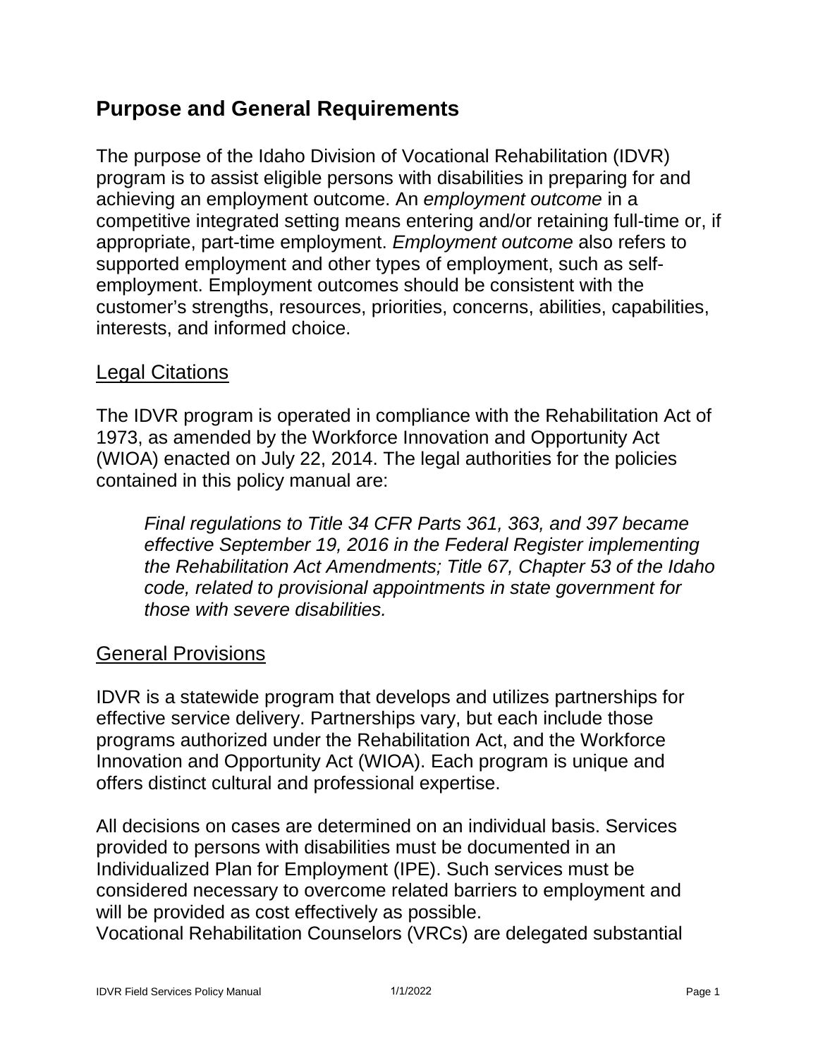# Purpose and General Requirements

The purpose of the Idaho Division of Vocational Rehabilitation (IDVR) program is to assist eligible persons with disabilities in preparing for and achieving an employment outcome. An *employment outcome* in a competitive integrated setting means entering and/or retaining full-time or, if appropriate, part-time employment. *Employment outcome* also refers to supported employment and other types of employment, such as self-employment. Employment outcomes should be consistent with the customer's strengths, resources, priorities, concerns, abilities, capabilities, interests, and informed choice.

## Legal Citations

The IDVR program is operated in compliance with the Rehabilitation Act of 1973, as amended by the Workforce Innovation and Opportunity Act (WIOA) enacted on July 22, 2014. The legal authorities for the policies contained in this policy manual are:

> *Final regulations to Title 34 CFR Parts 361, 363, and 397 became effective September 19, 2016 in the Federal Register implementing the Rehabilitation Act Amendments; Title 67, Chapter 53 of the Idaho code, related to provisional appointments in state government for those with severe disabilities.*

## General Provisions

IDVR is a statewide program that develops and utilizes partnerships for effective service delivery. Partnerships vary, but each include those programs authorized under the Rehabilitation Act, and the Workforce Innovation and Opportunity Act (WIOA). Each program is unique and offers distinct cultural and professional expertise.

All decisions on cases are determined on an individual basis. Services provided to persons with disabilities must be documented in an Individualized Plan for Employment (IPE). Such services must be considered necessary to overcome related barriers to employment and will be provided as cost effectively as possible.
Vocational Rehabilitation Counselors (VRCs) are delegated substantial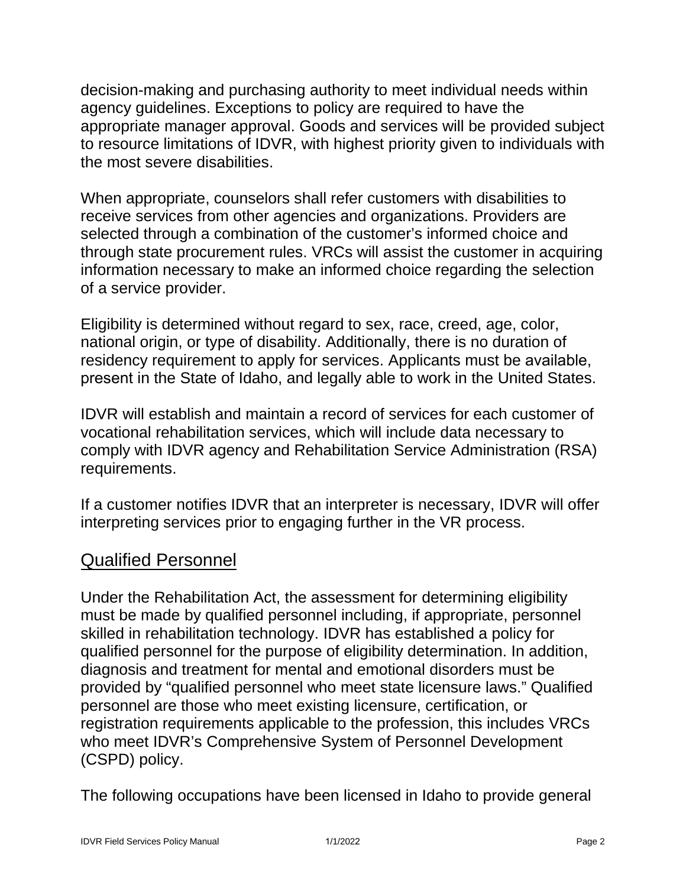decision-making and purchasing authority to meet individual needs within agency guidelines. Exceptions to policy are required to have the appropriate manager approval. Goods and services will be provided subject to resource limitations of IDVR, with highest priority given to individuals with the most severe disabilities.

When appropriate, counselors shall refer customers with disabilities to receive services from other agencies and organizations. Providers are selected through a combination of the customer's informed choice and through state procurement rules. VRCs will assist the customer in acquiring information necessary to make an informed choice regarding the selection of a service provider.

Eligibility is determined without regard to sex, race, creed, age, color, national origin, or type of disability. Additionally, there is no duration of residency requirement to apply for services. Applicants must be available, present in the State of Idaho, and legally able to work in the United States.

IDVR will establish and maintain a record of services for each customer of vocational rehabilitation services, which will include data necessary to comply with IDVR agency and Rehabilitation Service Administration (RSA) requirements.

If a customer notifies IDVR that an interpreter is necessary, IDVR will offer interpreting services prior to engaging further in the VR process.

## Qualified Personnel

Under the Rehabilitation Act, the assessment for determining eligibility must be made by qualified personnel including, if appropriate, personnel skilled in rehabilitation technology. IDVR has established a policy for qualified personnel for the purpose of eligibility determination. In addition, diagnosis and treatment for mental and emotional disorders must be provided by "qualified personnel who meet state licensure laws." Qualified personnel are those who meet existing licensure, certification, or registration requirements applicable to the profession, this includes VRCs who meet IDVR's Comprehensive System of Personnel Development (CSPD) policy.

The following occupations have been licensed in Idaho to provide general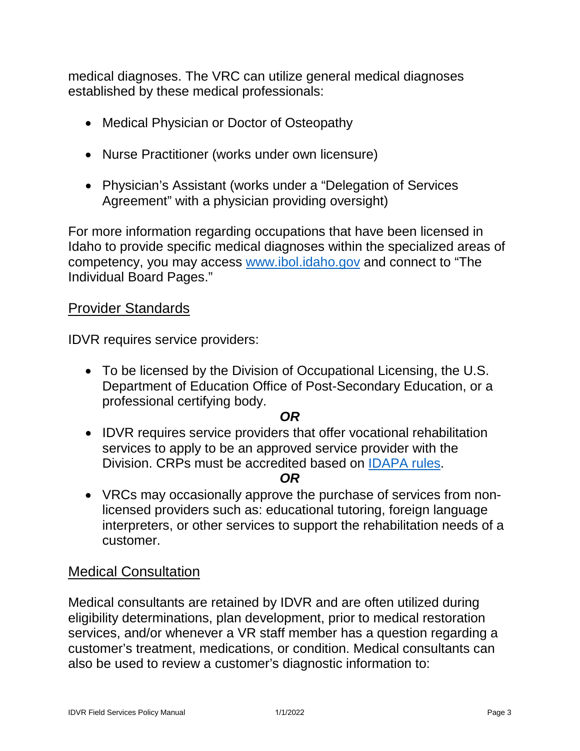medical diagnoses. The VRC can utilize general medical diagnoses established by these medical professionals:

- Medical Physician or Doctor of Osteopathy
- Nurse Practitioner (works under own licensure)
- Physician's Assistant (works under a "Delegation of Services Agreement" with a physician providing oversight)

For more information regarding occupations that have been licensed in Idaho to provide specific medical diagnoses within the specialized areas of competency, you may access [www.ibol.idaho.gov](www.ibol.idaho.gov) and connect to "The Individual Board Pages."

## Provider Standards

IDVR requires service providers:

- To be licensed by the Division of Occupational Licensing, the U.S. Department of Education Office of Post-Secondary Education, or a professional certifying body.

  ***OR***

- IDVR requires service providers that offer vocational rehabilitation services to apply to be an approved service provider with the Division. CRPs must be accredited based on IDAPA rules.

  ***OR***

- VRCs may occasionally approve the purchase of services from non-licensed providers such as: educational tutoring, foreign language interpreters, or other services to support the rehabilitation needs of a customer.

## Medical Consultation

Medical consultants are retained by IDVR and are often utilized during eligibility determinations, plan development, prior to medical restoration services, and/or whenever a VR staff member has a question regarding a customer's treatment, medications, or condition. Medical consultants can also be used to review a customer's diagnostic information to: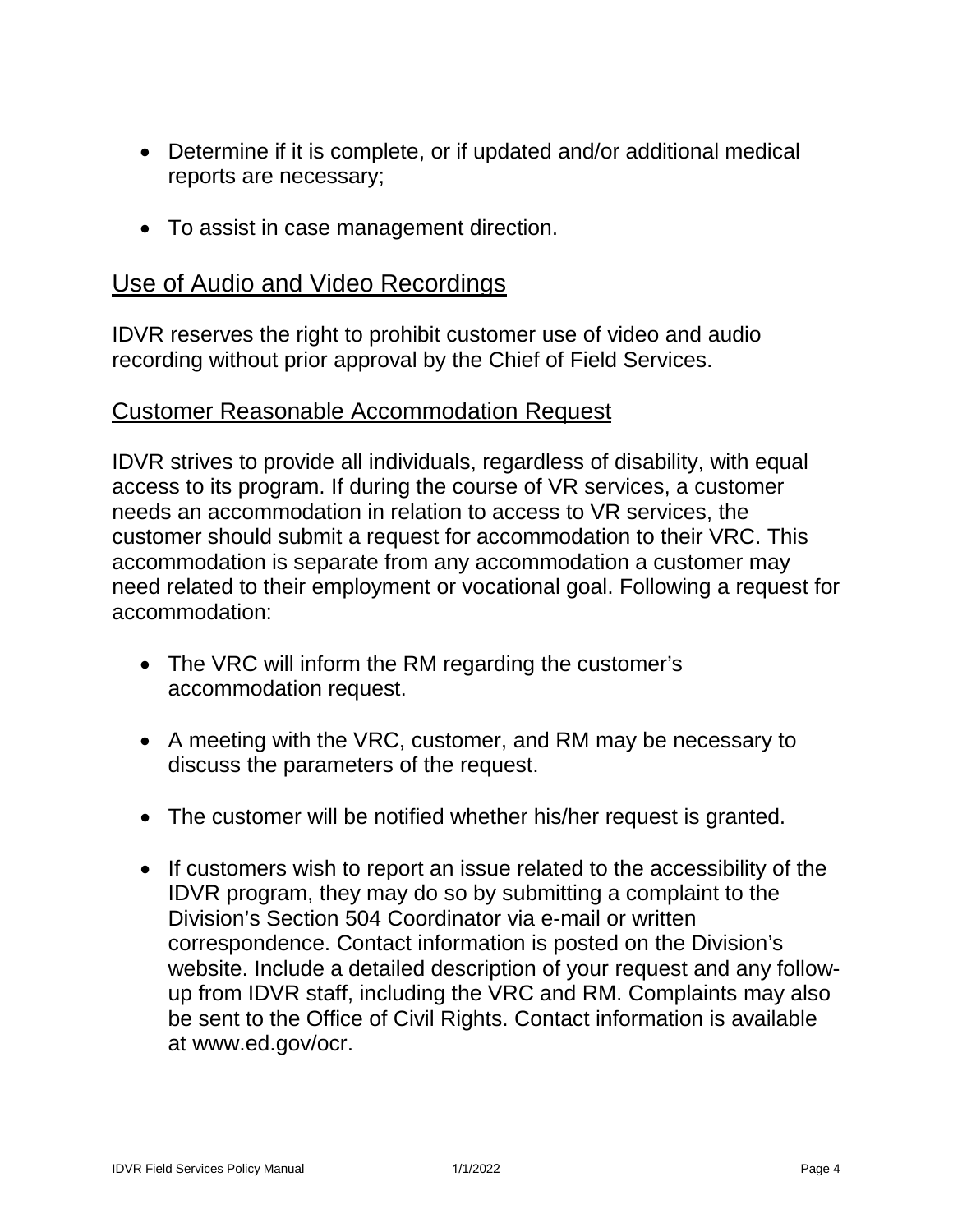- Determine if it is complete, or if updated and/or additional medical reports are necessary;
- To assist in case management direction.

## Use of Audio and Video Recordings

IDVR reserves the right to prohibit customer use of video and audio recording without prior approval by the Chief of Field Services.

### Customer Reasonable Accommodation Request

IDVR strives to provide all individuals, regardless of disability, with equal access to its program. If during the course of VR services, a customer needs an accommodation in relation to access to VR services, the customer should submit a request for accommodation to their VRC. This accommodation is separate from any accommodation a customer may need related to their employment or vocational goal. Following a request for accommodation:

- The VRC will inform the RM regarding the customer's accommodation request.
- A meeting with the VRC, customer, and RM may be necessary to discuss the parameters of the request.
- The customer will be notified whether his/her request is granted.
- If customers wish to report an issue related to the accessibility of the IDVR program, they may do so by submitting a complaint to the Division's Section 504 Coordinator via e-mail or written correspondence. Contact information is posted on the Division's website. Include a detailed description of your request and any follow-up from IDVR staff, including the VRC and RM. Complaints may also be sent to the Office of Civil Rights. Contact information is available at www.ed.gov/ocr.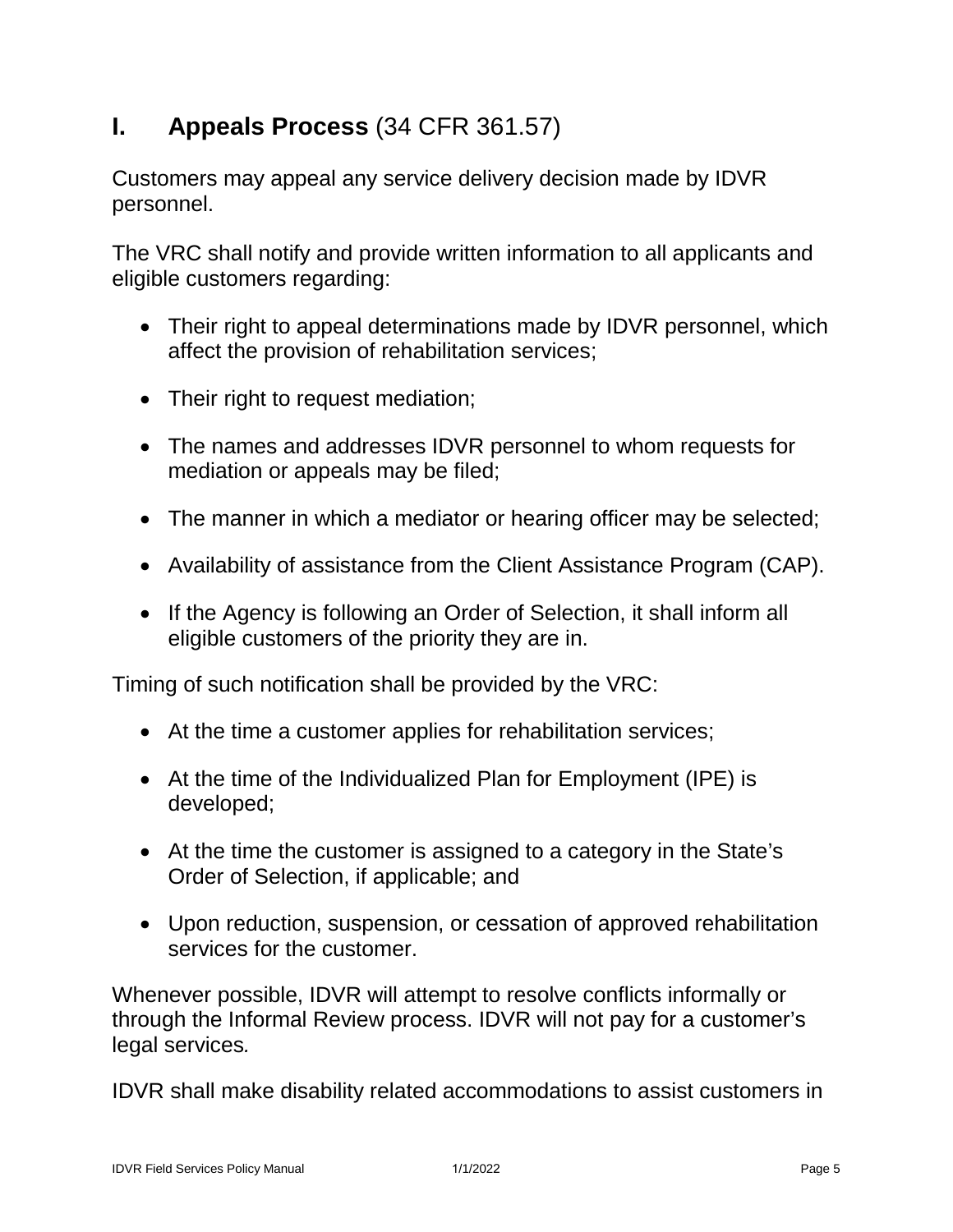## I. Appeals Process (34 CFR 361.57)

Customers may appeal any service delivery decision made by IDVR personnel.

The VRC shall notify and provide written information to all applicants and eligible customers regarding:

- Their right to appeal determinations made by IDVR personnel, which affect the provision of rehabilitation services;
- Their right to request mediation;
- The names and addresses IDVR personnel to whom requests for mediation or appeals may be filed;
- The manner in which a mediator or hearing officer may be selected;
- Availability of assistance from the Client Assistance Program (CAP).
- If the Agency is following an Order of Selection, it shall inform all eligible customers of the priority they are in.

Timing of such notification shall be provided by the VRC:

- At the time a customer applies for rehabilitation services;
- At the time of the Individualized Plan for Employment (IPE) is developed;
- At the time the customer is assigned to a category in the State's Order of Selection, if applicable; and
- Upon reduction, suspension, or cessation of approved rehabilitation services for the customer.

Whenever possible, IDVR will attempt to resolve conflicts informally or through the Informal Review process. IDVR will not pay for a customer's legal services.

IDVR shall make disability related accommodations to assist customers in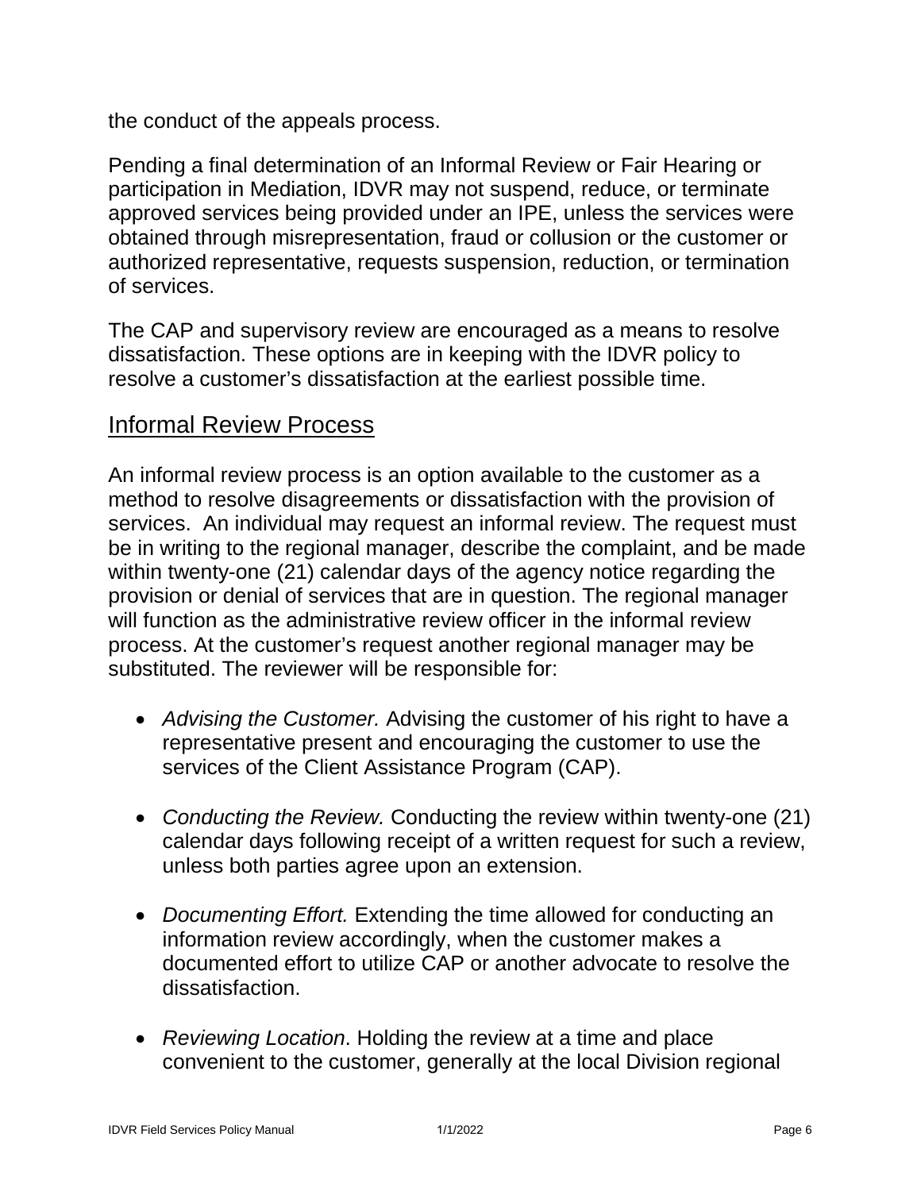the conduct of the appeals process.

Pending a final determination of an Informal Review or Fair Hearing or participation in Mediation, IDVR may not suspend, reduce, or terminate approved services being provided under an IPE, unless the services were obtained through misrepresentation, fraud or collusion or the customer or authorized representative, requests suspension, reduction, or termination of services.

The CAP and supervisory review are encouraged as a means to resolve dissatisfaction. These options are in keeping with the IDVR policy to resolve a customer's dissatisfaction at the earliest possible time.

## Informal Review Process

An informal review process is an option available to the customer as a method to resolve disagreements or dissatisfaction with the provision of services. An individual may request an informal review. The request must be in writing to the regional manager, describe the complaint, and be made within twenty-one (21) calendar days of the agency notice regarding the provision or denial of services that are in question. The regional manager will function as the administrative review officer in the informal review process. At the customer's request another regional manager may be substituted. The reviewer will be responsible for:

- *Advising the Customer.* Advising the customer of his right to have a representative present and encouraging the customer to use the services of the Client Assistance Program (CAP).
- *Conducting the Review.* Conducting the review within twenty-one (21) calendar days following receipt of a written request for such a review, unless both parties agree upon an extension.
- *Documenting Effort.* Extending the time allowed for conducting an information review accordingly, when the customer makes a documented effort to utilize CAP or another advocate to resolve the dissatisfaction.
- *Reviewing Location*. Holding the review at a time and place convenient to the customer, generally at the local Division regional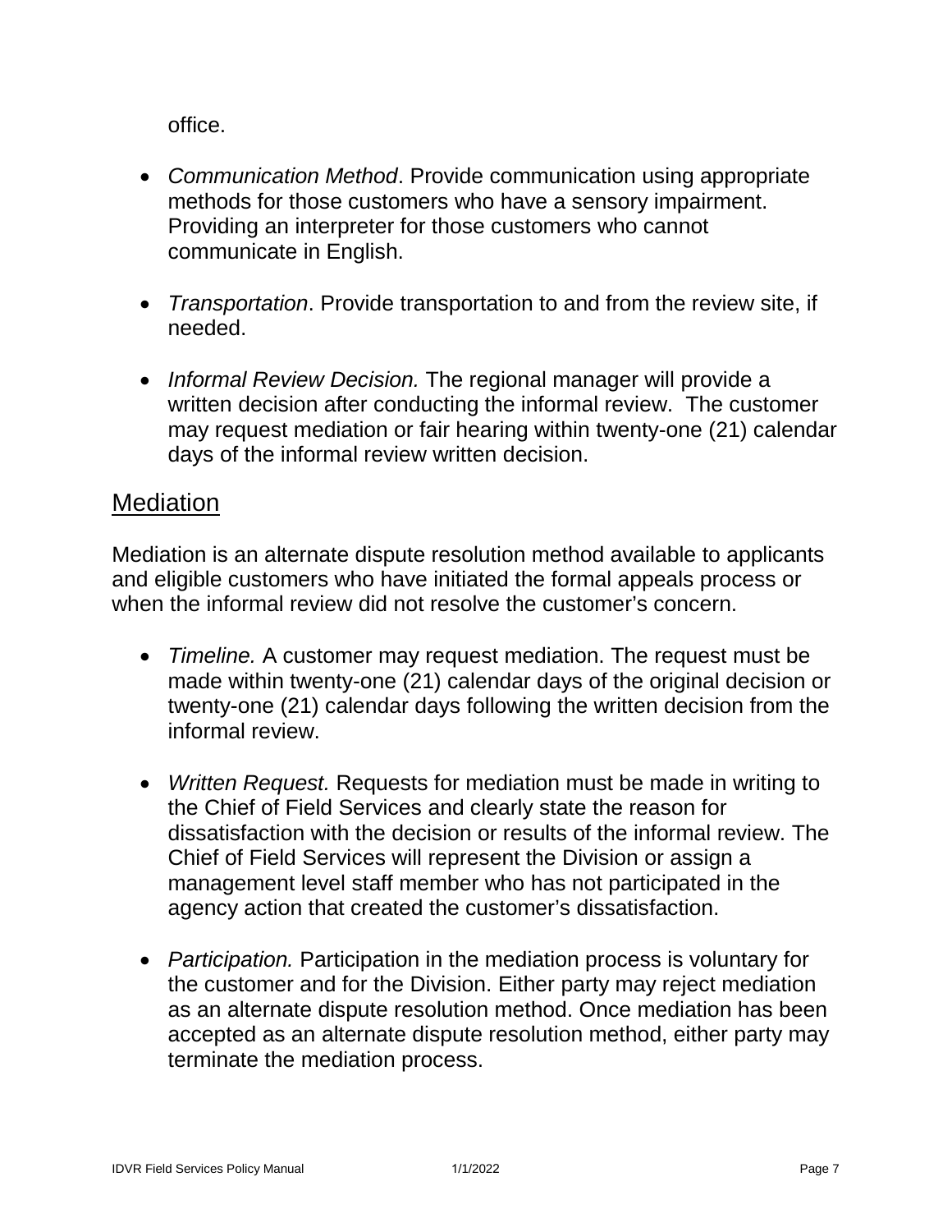office.

- *Communication Method*. Provide communication using appropriate methods for those customers who have a sensory impairment. Providing an interpreter for those customers who cannot communicate in English.

- *Transportation*. Provide transportation to and from the review site, if needed.

- *Informal Review Decision.* The regional manager will provide a written decision after conducting the informal review. The customer may request mediation or fair hearing within twenty-one (21) calendar days of the informal review written decision.

## Mediation

Mediation is an alternate dispute resolution method available to applicants and eligible customers who have initiated the formal appeals process or when the informal review did not resolve the customer's concern.

- *Timeline.* A customer may request mediation. The request must be made within twenty-one (21) calendar days of the original decision or twenty-one (21) calendar days following the written decision from the informal review.

- *Written Request.* Requests for mediation must be made in writing to the Chief of Field Services and clearly state the reason for dissatisfaction with the decision or results of the informal review. The Chief of Field Services will represent the Division or assign a management level staff member who has not participated in the agency action that created the customer's dissatisfaction.

- *Participation.* Participation in the mediation process is voluntary for the customer and for the Division. Either party may reject mediation as an alternate dispute resolution method. Once mediation has been accepted as an alternate dispute resolution method, either party may terminate the mediation process.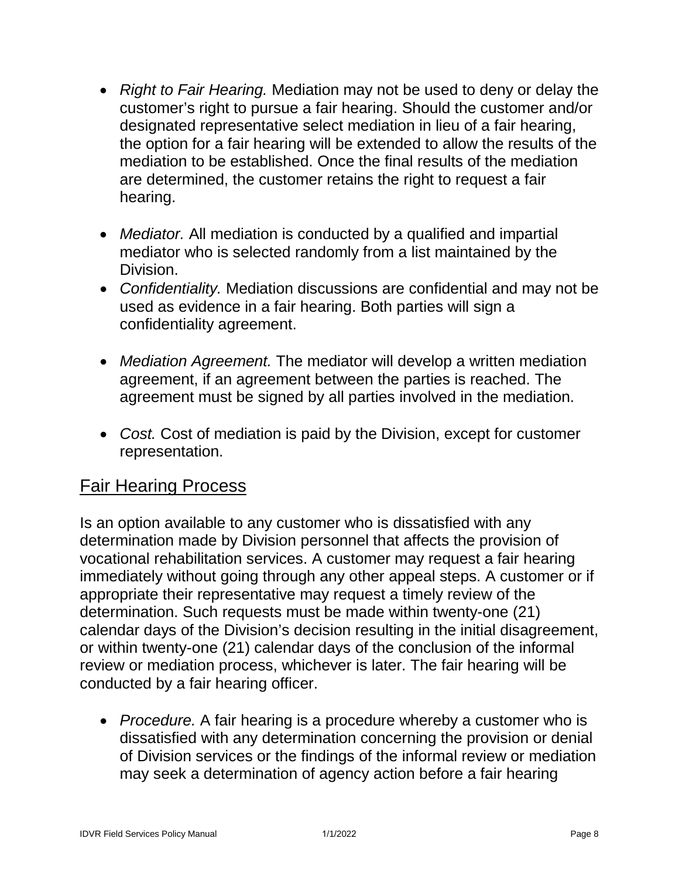- *Right to Fair Hearing.* Mediation may not be used to deny or delay the customer's right to pursue a fair hearing. Should the customer and/or designated representative select mediation in lieu of a fair hearing, the option for a fair hearing will be extended to allow the results of the mediation to be established. Once the final results of the mediation are determined, the customer retains the right to request a fair hearing.
- *Mediator.* All mediation is conducted by a qualified and impartial mediator who is selected randomly from a list maintained by the Division.
- *Confidentiality.* Mediation discussions are confidential and may not be used as evidence in a fair hearing. Both parties will sign a confidentiality agreement.
- *Mediation Agreement.* The mediator will develop a written mediation agreement, if an agreement between the parties is reached. The agreement must be signed by all parties involved in the mediation.
- *Cost.* Cost of mediation is paid by the Division, except for customer representation.

## Fair Hearing Process

Is an option available to any customer who is dissatisfied with any determination made by Division personnel that affects the provision of vocational rehabilitation services. A customer may request a fair hearing immediately without going through any other appeal steps. A customer or if appropriate their representative may request a timely review of the determination. Such requests must be made within twenty-one (21) calendar days of the Division's decision resulting in the initial disagreement, or within twenty-one (21) calendar days of the conclusion of the informal review or mediation process, whichever is later. The fair hearing will be conducted by a fair hearing officer.

- *Procedure.* A fair hearing is a procedure whereby a customer who is dissatisfied with any determination concerning the provision or denial of Division services or the findings of the informal review or mediation may seek a determination of agency action before a fair hearing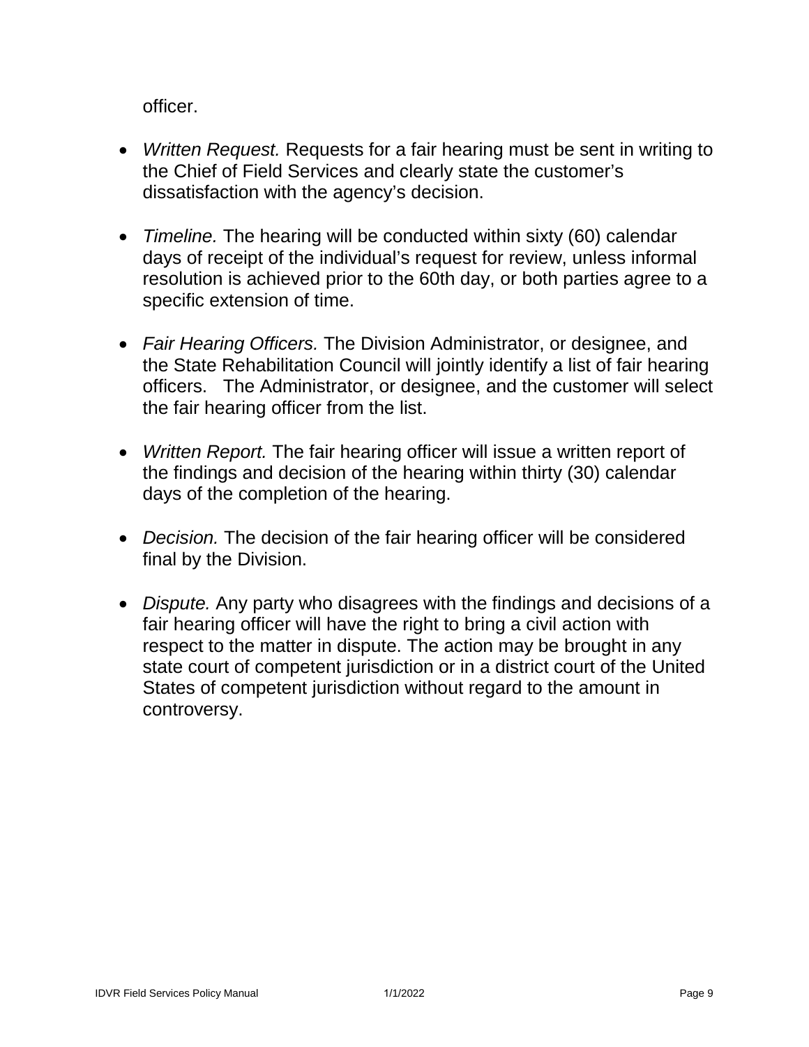officer.

- *Written Request.* Requests for a fair hearing must be sent in writing to the Chief of Field Services and clearly state the customer's dissatisfaction with the agency's decision.

- *Timeline.* The hearing will be conducted within sixty (60) calendar days of receipt of the individual's request for review, unless informal resolution is achieved prior to the 60th day, or both parties agree to a specific extension of time.

- *Fair Hearing Officers.* The Division Administrator, or designee, and the State Rehabilitation Council will jointly identify a list of fair hearing officers. The Administrator, or designee, and the customer will select the fair hearing officer from the list.

- *Written Report.* The fair hearing officer will issue a written report of the findings and decision of the hearing within thirty (30) calendar days of the completion of the hearing.

- *Decision.* The decision of the fair hearing officer will be considered final by the Division.

- *Dispute.* Any party who disagrees with the findings and decisions of a fair hearing officer will have the right to bring a civil action with respect to the matter in dispute. The action may be brought in any state court of competent jurisdiction or in a district court of the United States of competent jurisdiction without regard to the amount in controversy.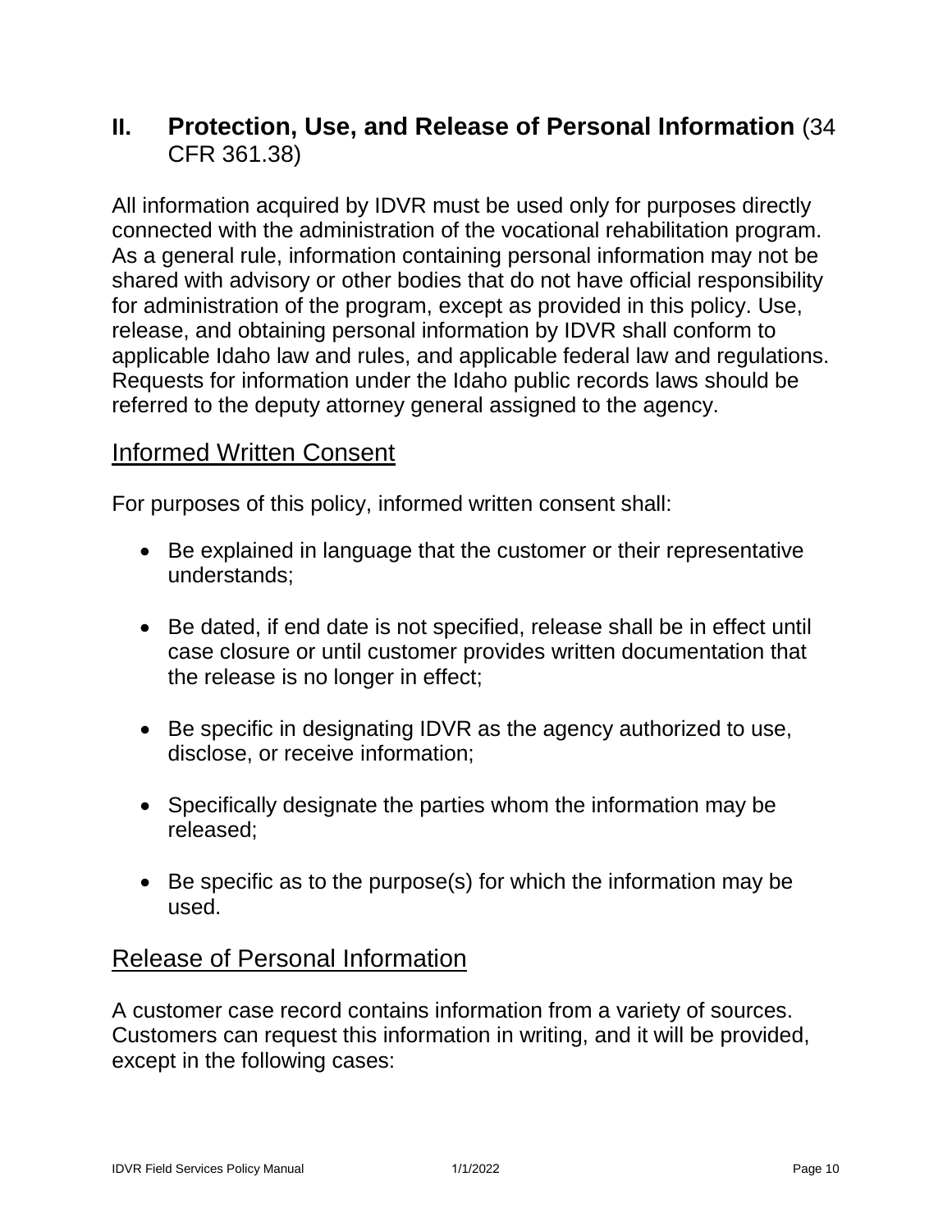## II. Protection, Use, and Release of Personal Information (34 CFR 361.38)

All information acquired by IDVR must be used only for purposes directly connected with the administration of the vocational rehabilitation program. As a general rule, information containing personal information may not be shared with advisory or other bodies that do not have official responsibility for administration of the program, except as provided in this policy. Use, release, and obtaining personal information by IDVR shall conform to applicable Idaho law and rules, and applicable federal law and regulations. Requests for information under the Idaho public records laws should be referred to the deputy attorney general assigned to the agency.

### Informed Written Consent

For purposes of this policy, informed written consent shall:

- Be explained in language that the customer or their representative understands;
- Be dated, if end date is not specified, release shall be in effect until case closure or until customer provides written documentation that the release is no longer in effect;
- Be specific in designating IDVR as the agency authorized to use, disclose, or receive information;
- Specifically designate the parties whom the information may be released;
- Be specific as to the purpose(s) for which the information may be used.

### Release of Personal Information

A customer case record contains information from a variety of sources. Customers can request this information in writing, and it will be provided, except in the following cases: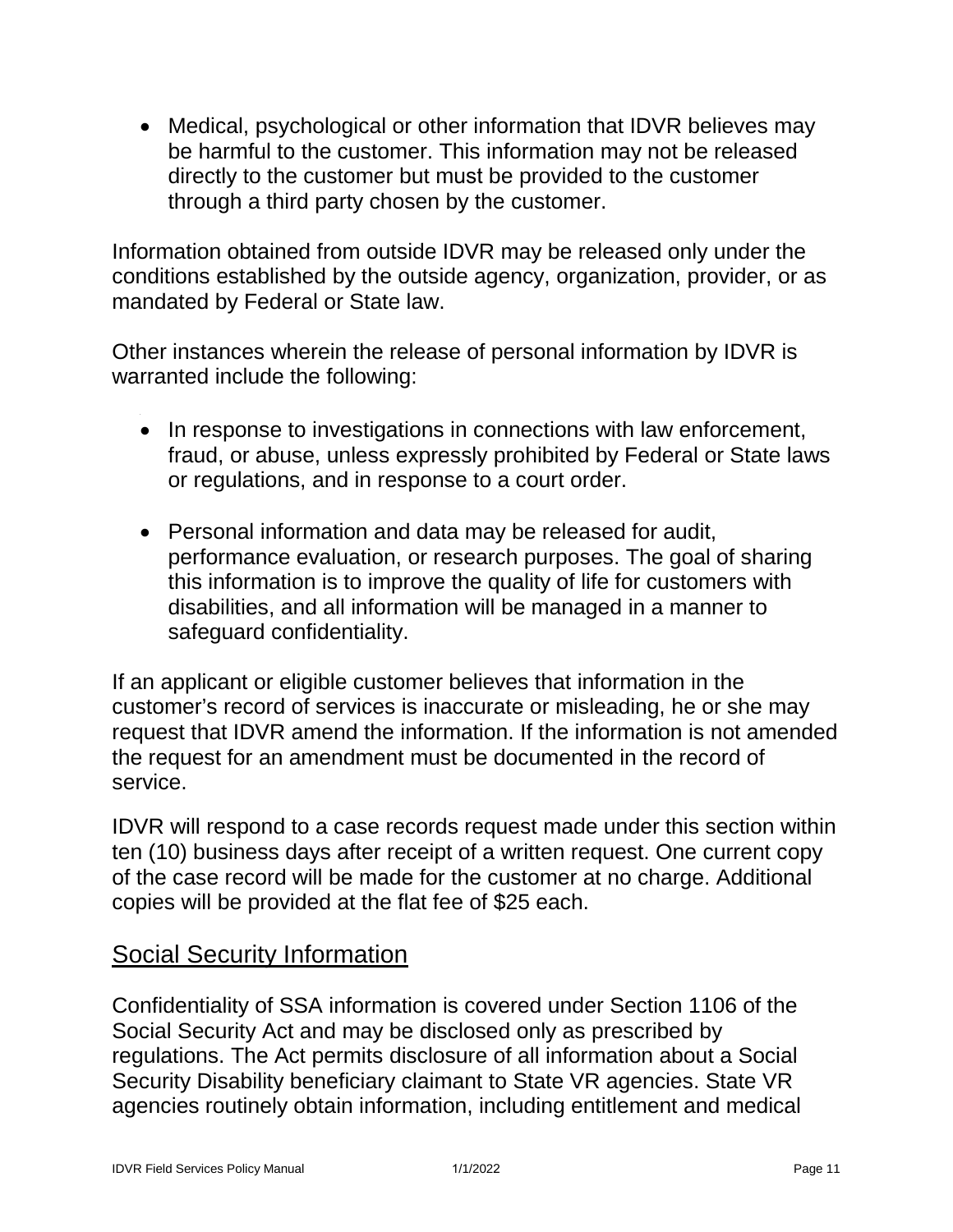- Medical, psychological or other information that IDVR believes may be harmful to the customer. This information may not be released directly to the customer but must be provided to the customer through a third party chosen by the customer.

Information obtained from outside IDVR may be released only under the conditions established by the outside agency, organization, provider, or as mandated by Federal or State law.

Other instances wherein the release of personal information by IDVR is warranted include the following:

- In response to investigations in connections with law enforcement, fraud, or abuse, unless expressly prohibited by Federal or State laws or regulations, and in response to a court order.
- Personal information and data may be released for audit, performance evaluation, or research purposes. The goal of sharing this information is to improve the quality of life for customers with disabilities, and all information will be managed in a manner to safeguard confidentiality.

If an applicant or eligible customer believes that information in the customer's record of services is inaccurate or misleading, he or she may request that IDVR amend the information. If the information is not amended the request for an amendment must be documented in the record of service.

IDVR will respond to a case records request made under this section within ten (10) business days after receipt of a written request. One current copy of the case record will be made for the customer at no charge. Additional copies will be provided at the flat fee of $25 each.

## Social Security Information

Confidentiality of SSA information is covered under Section 1106 of the Social Security Act and may be disclosed only as prescribed by regulations. The Act permits disclosure of all information about a Social Security Disability beneficiary claimant to State VR agencies. State VR agencies routinely obtain information, including entitlement and medical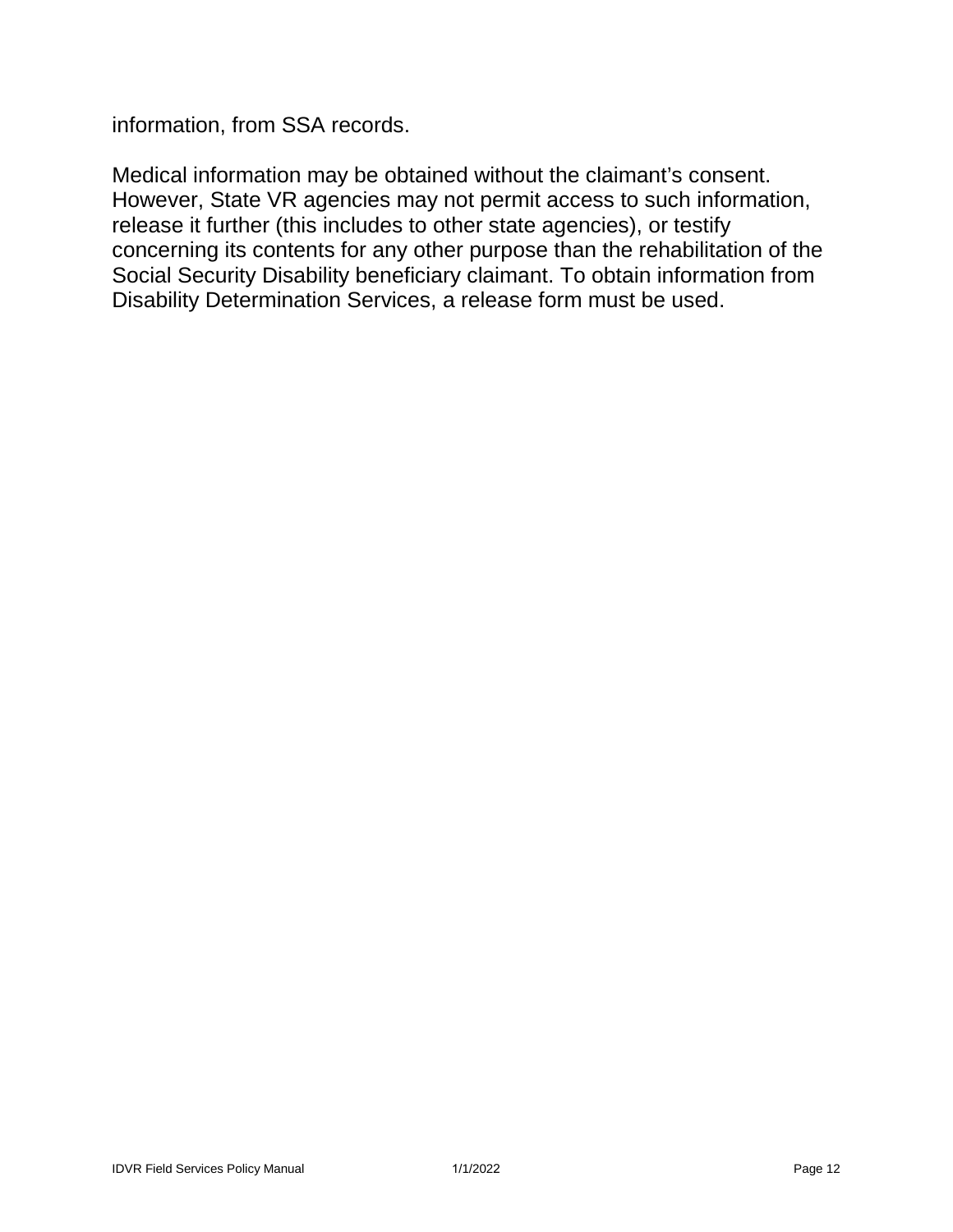information, from SSA records.

Medical information may be obtained without the claimant’s consent. However, State VR agencies may not permit access to such information, release it further (this includes to other state agencies), or testify concerning its contents for any other purpose than the rehabilitation of the Social Security Disability beneficiary claimant. To obtain information from Disability Determination Services, a release form must be used.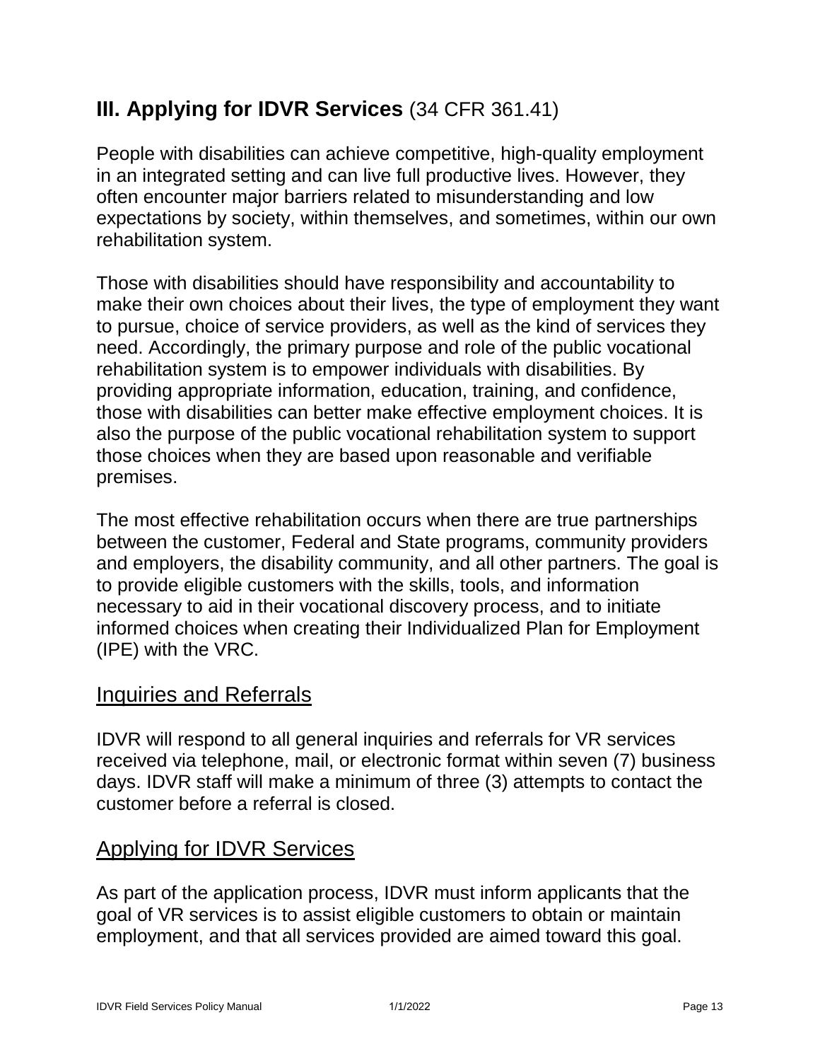## III. Applying for IDVR Services (34 CFR 361.41)

People with disabilities can achieve competitive, high-quality employment in an integrated setting and can live full productive lives. However, they often encounter major barriers related to misunderstanding and low expectations by society, within themselves, and sometimes, within our own rehabilitation system.

Those with disabilities should have responsibility and accountability to make their own choices about their lives, the type of employment they want to pursue, choice of service providers, as well as the kind of services they need. Accordingly, the primary purpose and role of the public vocational rehabilitation system is to empower individuals with disabilities. By providing appropriate information, education, training, and confidence, those with disabilities can better make effective employment choices. It is also the purpose of the public vocational rehabilitation system to support those choices when they are based upon reasonable and verifiable premises.

The most effective rehabilitation occurs when there are true partnerships between the customer, Federal and State programs, community providers and employers, the disability community, and all other partners. The goal is to provide eligible customers with the skills, tools, and information necessary to aid in their vocational discovery process, and to initiate informed choices when creating their Individualized Plan for Employment (IPE) with the VRC.

### Inquiries and Referrals

IDVR will respond to all general inquiries and referrals for VR services received via telephone, mail, or electronic format within seven (7) business days. IDVR staff will make a minimum of three (3) attempts to contact the customer before a referral is closed.

### Applying for IDVR Services

As part of the application process, IDVR must inform applicants that the goal of VR services is to assist eligible customers to obtain or maintain employment, and that all services provided are aimed toward this goal.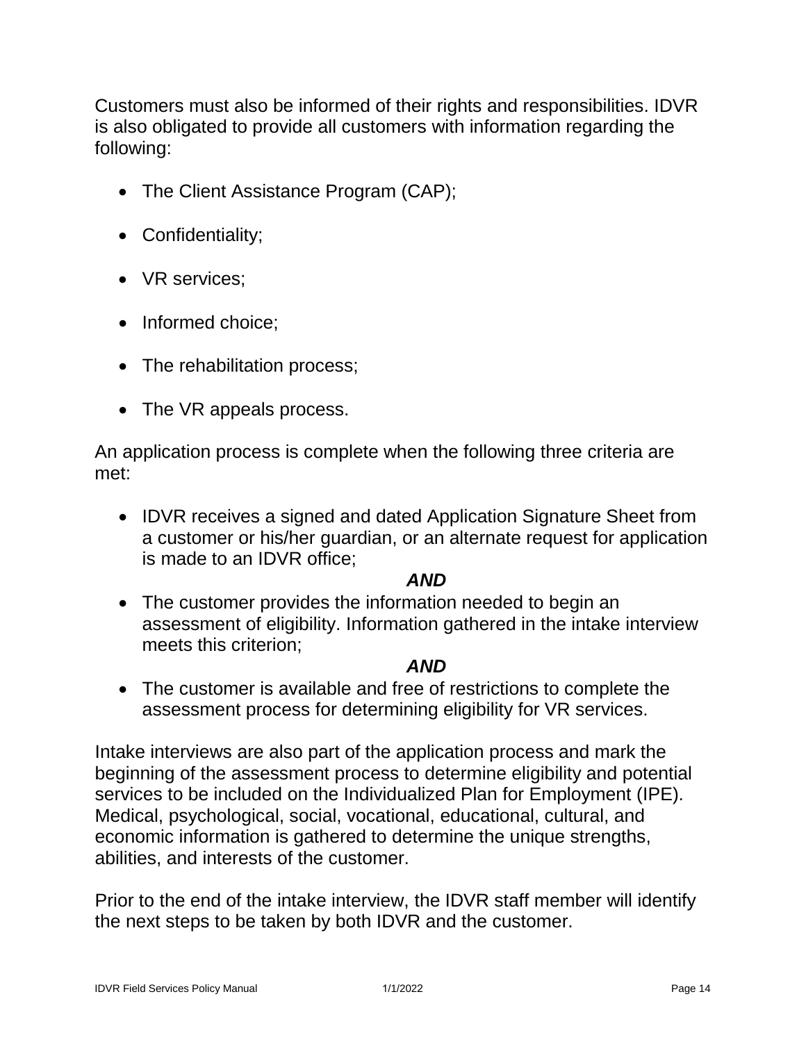Customers must also be informed of their rights and responsibilities. IDVR is also obligated to provide all customers with information regarding the following:

- The Client Assistance Program (CAP);
- Confidentiality;
- VR services;
- Informed choice;
- The rehabilitation process;
- The VR appeals process.

An application process is complete when the following three criteria are met:

- IDVR receives a signed and dated Application Signature Sheet from a customer or his/her guardian, or an alternate request for application is made to an IDVR office;

  ***AND***

- The customer provides the information needed to begin an assessment of eligibility. Information gathered in the intake interview meets this criterion;

  ***AND***

- The customer is available and free of restrictions to complete the assessment process for determining eligibility for VR services.

Intake interviews are also part of the application process and mark the beginning of the assessment process to determine eligibility and potential services to be included on the Individualized Plan for Employment (IPE). Medical, psychological, social, vocational, educational, cultural, and economic information is gathered to determine the unique strengths, abilities, and interests of the customer.

Prior to the end of the intake interview, the IDVR staff member will identify the next steps to be taken by both IDVR and the customer.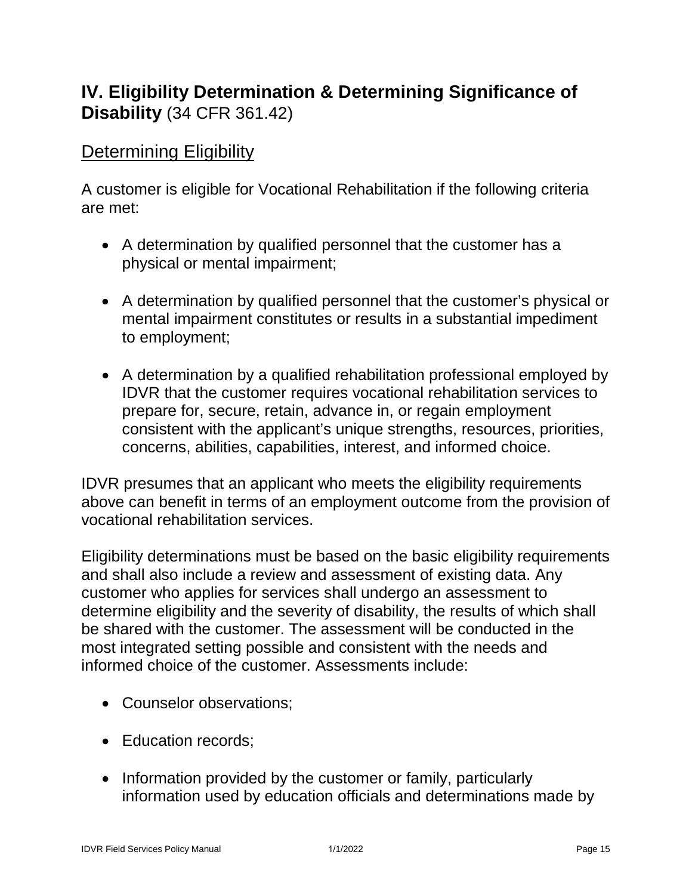## **IV. Eligibility Determination & Determining Significance of Disability** (34 CFR 361.42)

### Determining Eligibility

A customer is eligible for Vocational Rehabilitation if the following criteria are met:

- A determination by qualified personnel that the customer has a physical or mental impairment;
- A determination by qualified personnel that the customer's physical or mental impairment constitutes or results in a substantial impediment to employment;
- A determination by a qualified rehabilitation professional employed by IDVR that the customer requires vocational rehabilitation services to prepare for, secure, retain, advance in, or regain employment consistent with the applicant's unique strengths, resources, priorities, concerns, abilities, capabilities, interest, and informed choice.

IDVR presumes that an applicant who meets the eligibility requirements above can benefit in terms of an employment outcome from the provision of vocational rehabilitation services.

Eligibility determinations must be based on the basic eligibility requirements and shall also include a review and assessment of existing data. Any customer who applies for services shall undergo an assessment to determine eligibility and the severity of disability, the results of which shall be shared with the customer. The assessment will be conducted in the most integrated setting possible and consistent with the needs and informed choice of the customer. Assessments include:

- Counselor observations;
- Education records;
- Information provided by the customer or family, particularly information used by education officials and determinations made by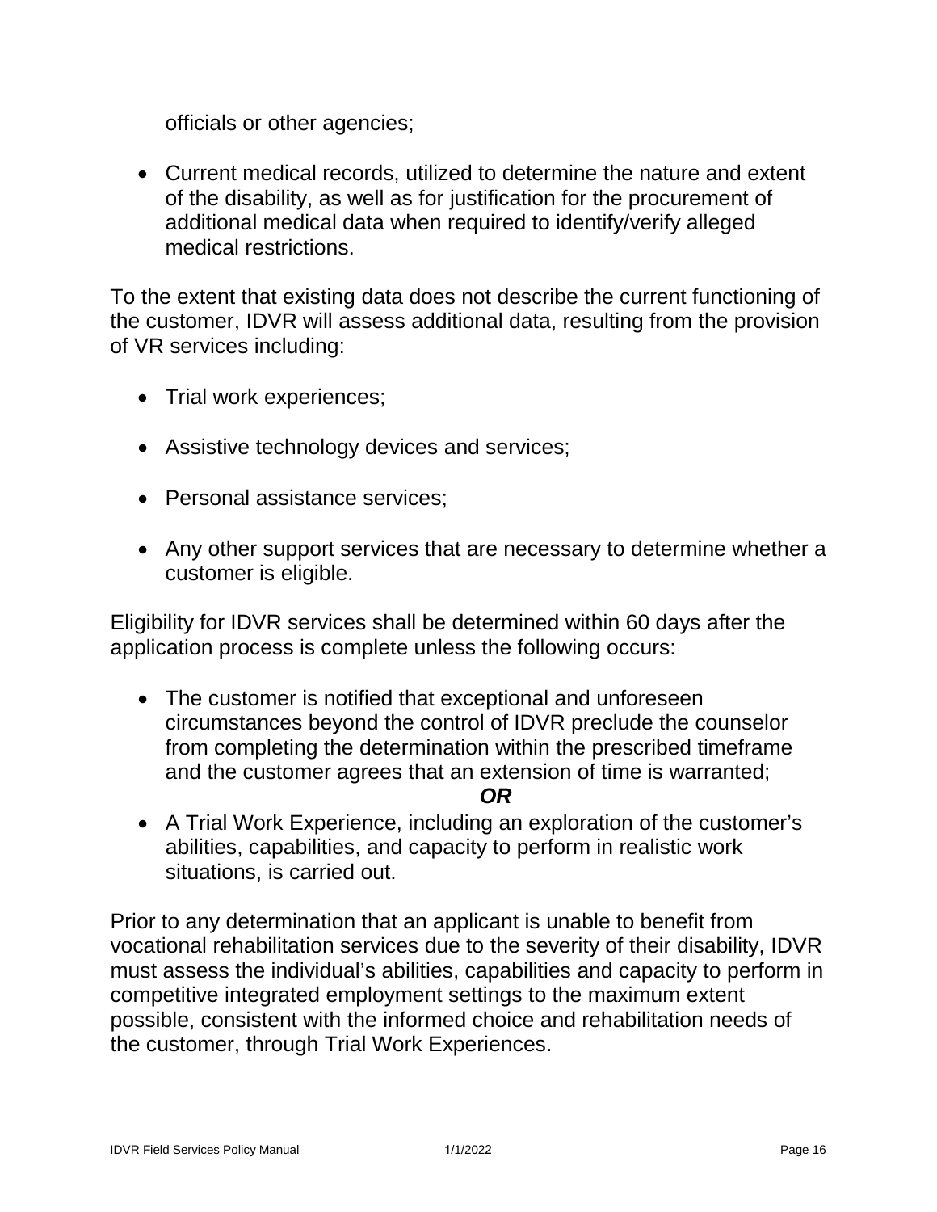officials or other agencies;

- Current medical records, utilized to determine the nature and extent of the disability, as well as for justification for the procurement of additional medical data when required to identify/verify alleged medical restrictions.

To the extent that existing data does not describe the current functioning of the customer, IDVR will assess additional data, resulting from the provision of VR services including:

- Trial work experiences;
- Assistive technology devices and services;
- Personal assistance services;
- Any other support services that are necessary to determine whether a customer is eligible.

Eligibility for IDVR services shall be determined within 60 days after the application process is complete unless the following occurs:

- The customer is notified that exceptional and unforeseen circumstances beyond the control of IDVR preclude the counselor from completing the determination within the prescribed timeframe and the customer agrees that an extension of time is warranted;

***OR***

- A Trial Work Experience, including an exploration of the customer's abilities, capabilities, and capacity to perform in realistic work situations, is carried out.

Prior to any determination that an applicant is unable to benefit from vocational rehabilitation services due to the severity of their disability, IDVR must assess the individual's abilities, capabilities and capacity to perform in competitive integrated employment settings to the maximum extent possible, consistent with the informed choice and rehabilitation needs of the customer, through Trial Work Experiences.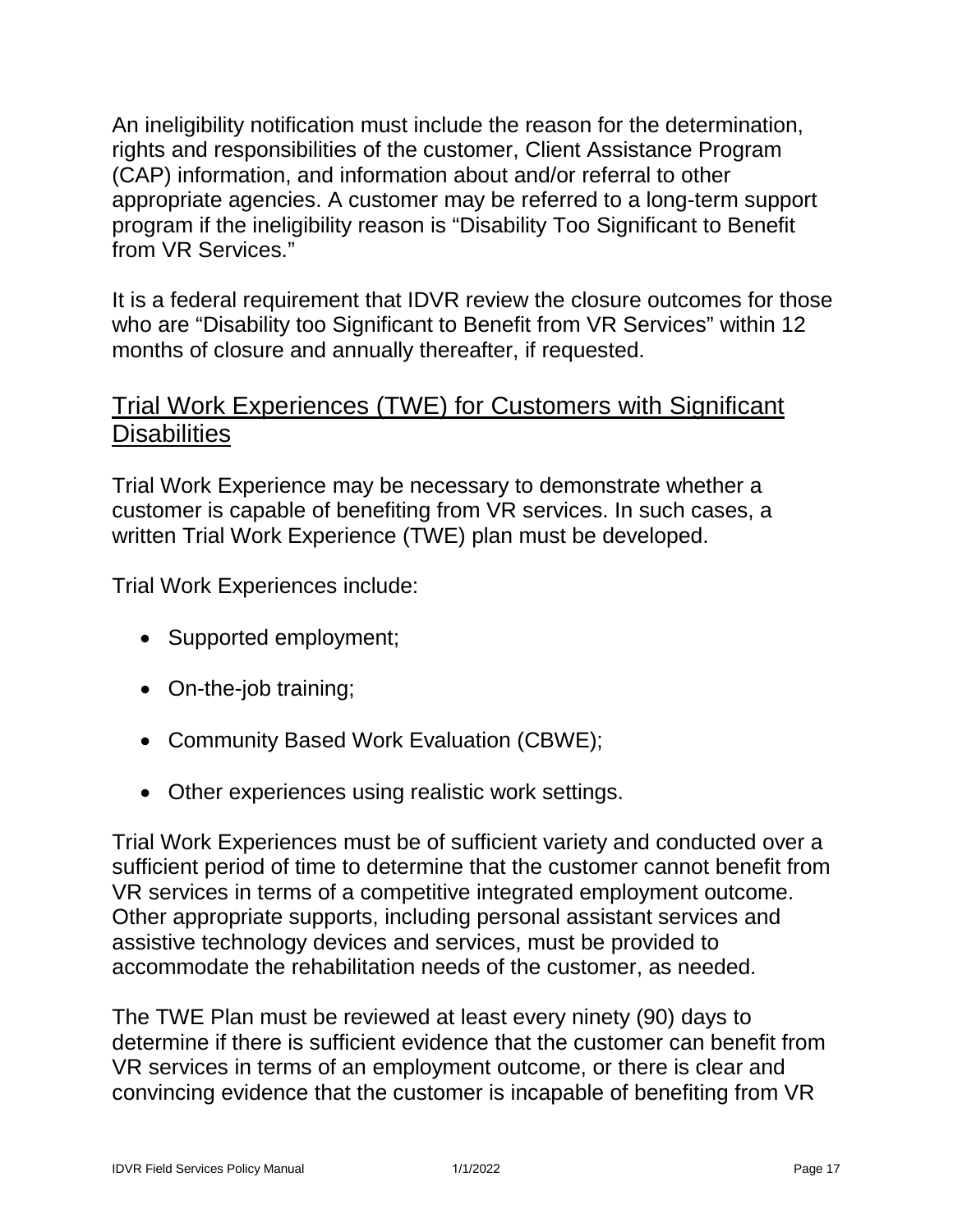An ineligibility notification must include the reason for the determination, rights and responsibilities of the customer, Client Assistance Program (CAP) information, and information about and/or referral to other appropriate agencies. A customer may be referred to a long-term support program if the ineligibility reason is "Disability Too Significant to Benefit from VR Services."

It is a federal requirement that IDVR review the closure outcomes for those who are "Disability too Significant to Benefit from VR Services" within 12 months of closure and annually thereafter, if requested.

## Trial Work Experiences (TWE) for Customers with Significant Disabilities

Trial Work Experience may be necessary to demonstrate whether a customer is capable of benefiting from VR services. In such cases, a written Trial Work Experience (TWE) plan must be developed.

Trial Work Experiences include:

- Supported employment;
- On-the-job training;
- Community Based Work Evaluation (CBWE);
- Other experiences using realistic work settings.

Trial Work Experiences must be of sufficient variety and conducted over a sufficient period of time to determine that the customer cannot benefit from VR services in terms of a competitive integrated employment outcome. Other appropriate supports, including personal assistant services and assistive technology devices and services, must be provided to accommodate the rehabilitation needs of the customer, as needed.

The TWE Plan must be reviewed at least every ninety (90) days to determine if there is sufficient evidence that the customer can benefit from VR services in terms of an employment outcome, or there is clear and convincing evidence that the customer is incapable of benefiting from VR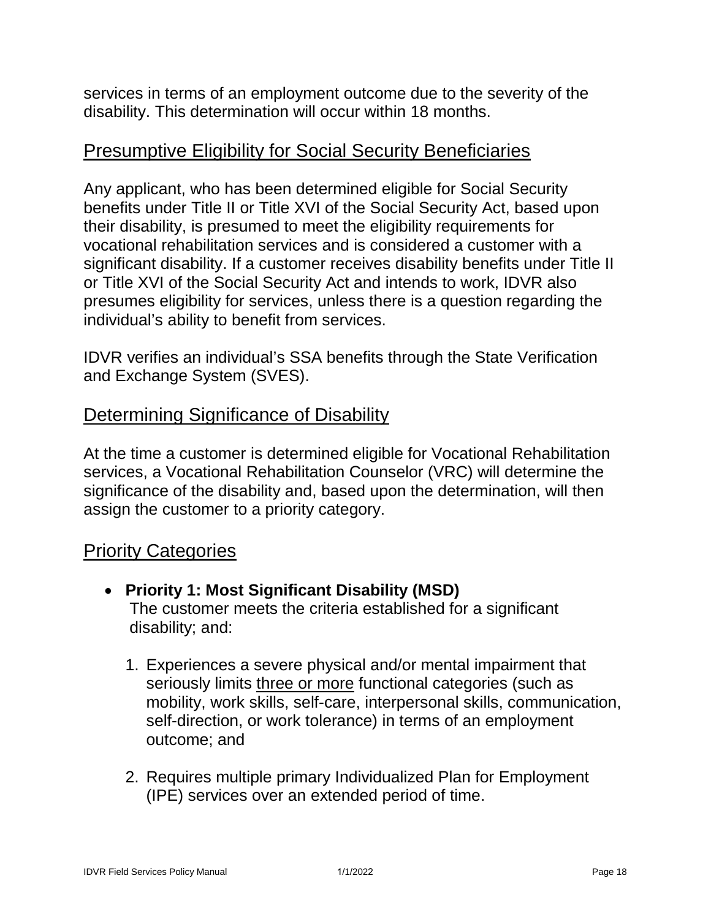services in terms of an employment outcome due to the severity of the disability. This determination will occur within 18 months.

## Presumptive Eligibility for Social Security Beneficiaries

Any applicant, who has been determined eligible for Social Security benefits under Title II or Title XVI of the Social Security Act, based upon their disability, is presumed to meet the eligibility requirements for vocational rehabilitation services and is considered a customer with a significant disability. If a customer receives disability benefits under Title II or Title XVI of the Social Security Act and intends to work, IDVR also presumes eligibility for services, unless there is a question regarding the individual's ability to benefit from services.

IDVR verifies an individual's SSA benefits through the State Verification and Exchange System (SVES).

## Determining Significance of Disability

At the time a customer is determined eligible for Vocational Rehabilitation services, a Vocational Rehabilitation Counselor (VRC) will determine the significance of the disability and, based upon the determination, will then assign the customer to a priority category.

## Priority Categories

- **Priority 1: Most Significant Disability (MSD)**
  The customer meets the criteria established for a significant disability; and:

  1. Experiences a severe physical and/or mental impairment that seriously limits three or more functional categories (such as mobility, work skills, self-care, interpersonal skills, communication, self-direction, or work tolerance) in terms of an employment outcome; and

  2. Requires multiple primary Individualized Plan for Employment (IPE) services over an extended period of time.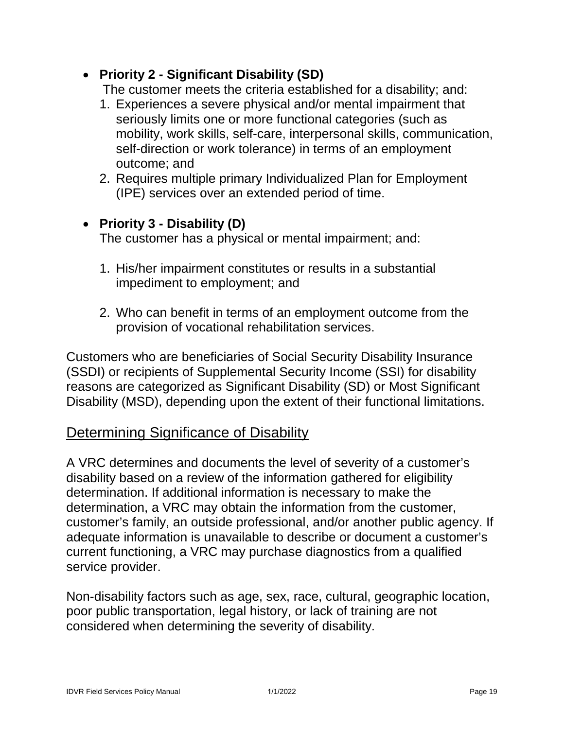- **Priority 2 - Significant Disability (SD)**
  The customer meets the criteria established for a disability; and:
  1. Experiences a severe physical and/or mental impairment that seriously limits one or more functional categories (such as mobility, work skills, self-care, interpersonal skills, communication, self-direction or work tolerance) in terms of an employment outcome; and
  2. Requires multiple primary Individualized Plan for Employment (IPE) services over an extended period of time.

- **Priority 3 - Disability (D)**
  The customer has a physical or mental impairment; and:

  1. His/her impairment constitutes or results in a substantial impediment to employment; and

  2. Who can benefit in terms of an employment outcome from the provision of vocational rehabilitation services.

Customers who are beneficiaries of Social Security Disability Insurance (SSDI) or recipients of Supplemental Security Income (SSI) for disability reasons are categorized as Significant Disability (SD) or Most Significant Disability (MSD), depending upon the extent of their functional limitations.

## Determining Significance of Disability

A VRC determines and documents the level of severity of a customer's disability based on a review of the information gathered for eligibility determination. If additional information is necessary to make the determination, a VRC may obtain the information from the customer, customer's family, an outside professional, and/or another public agency. If adequate information is unavailable to describe or document a customer's current functioning, a VRC may purchase diagnostics from a qualified service provider.

Non-disability factors such as age, sex, race, cultural, geographic location, poor public transportation, legal history, or lack of training are not considered when determining the severity of disability.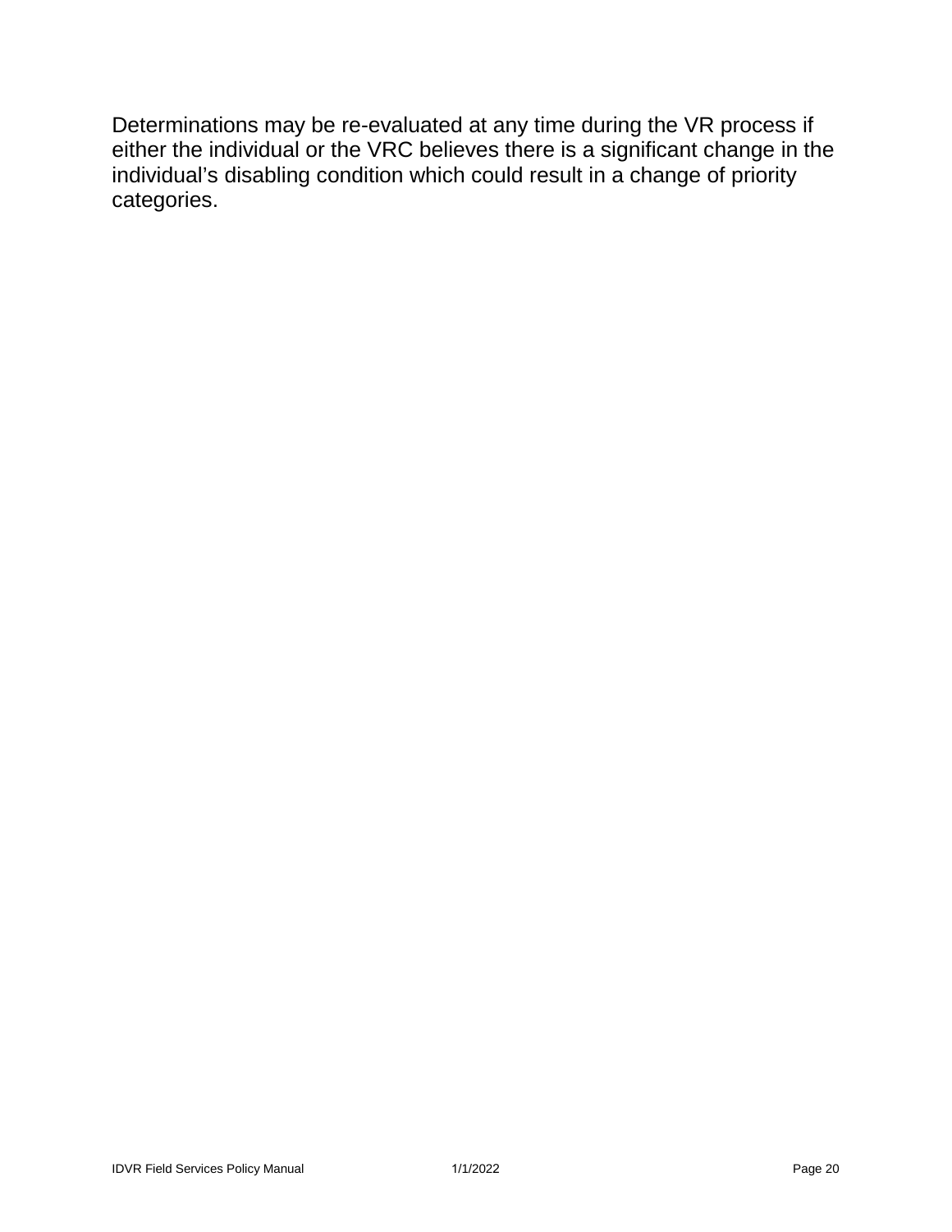Determinations may be re-evaluated at any time during the VR process if either the individual or the VRC believes there is a significant change in the individual's disabling condition which could result in a change of priority categories.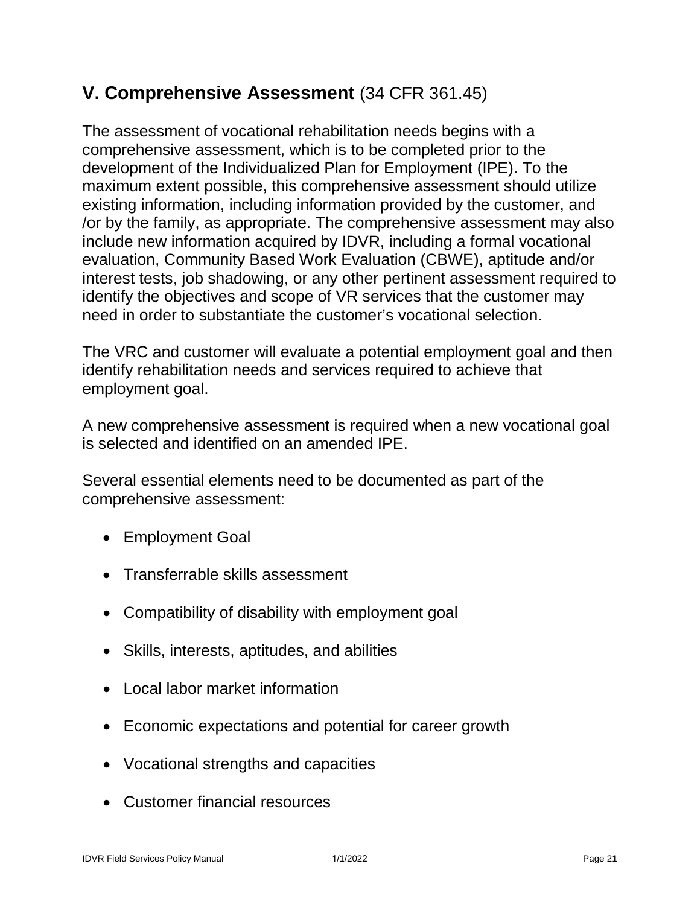## V. Comprehensive Assessment (34 CFR 361.45)

The assessment of vocational rehabilitation needs begins with a comprehensive assessment, which is to be completed prior to the development of the Individualized Plan for Employment (IPE). To the maximum extent possible, this comprehensive assessment should utilize existing information, including information provided by the customer, and /or by the family, as appropriate. The comprehensive assessment may also include new information acquired by IDVR, including a formal vocational evaluation, Community Based Work Evaluation (CBWE), aptitude and/or interest tests, job shadowing, or any other pertinent assessment required to identify the objectives and scope of VR services that the customer may need in order to substantiate the customer's vocational selection.

The VRC and customer will evaluate a potential employment goal and then identify rehabilitation needs and services required to achieve that employment goal.

A new comprehensive assessment is required when a new vocational goal is selected and identified on an amended IPE.

Several essential elements need to be documented as part of the comprehensive assessment:

- Employment Goal
- Transferrable skills assessment
- Compatibility of disability with employment goal
- Skills, interests, aptitudes, and abilities
- Local labor market information
- Economic expectations and potential for career growth
- Vocational strengths and capacities
- Customer financial resources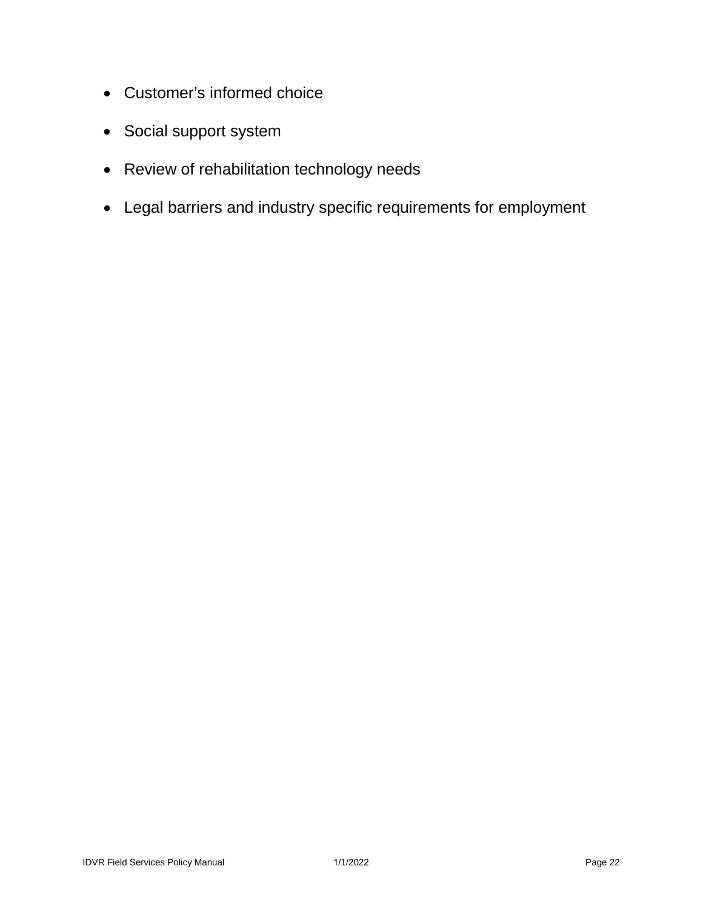- Customer’s informed choice
- Social support system
- Review of rehabilitation technology needs
- Legal barriers and industry specific requirements for employment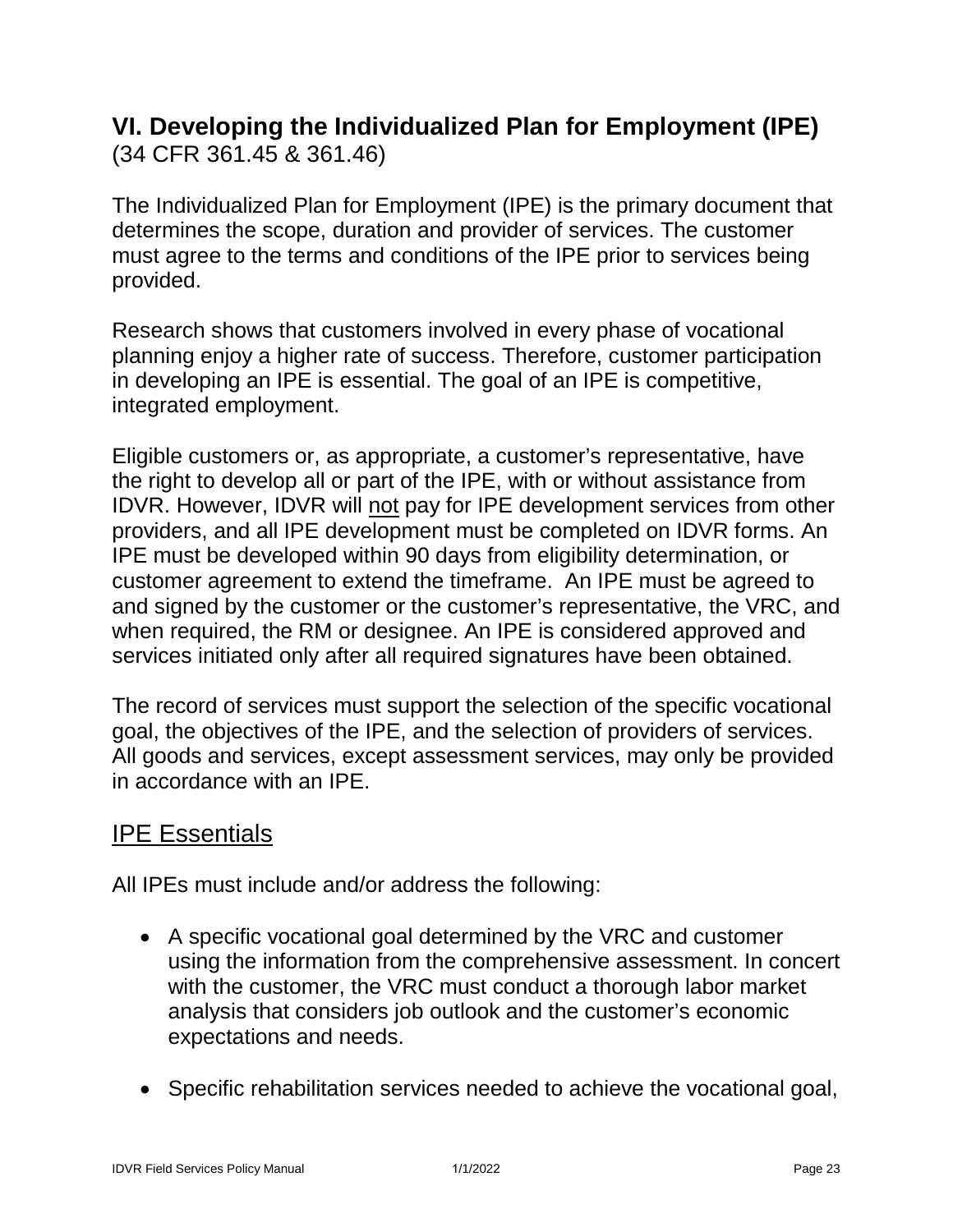## VI. Developing the Individualized Plan for Employment (IPE)

(34 CFR 361.45 & 361.46)

The Individualized Plan for Employment (IPE) is the primary document that determines the scope, duration and provider of services. The customer must agree to the terms and conditions of the IPE prior to services being provided.

Research shows that customers involved in every phase of vocational planning enjoy a higher rate of success. Therefore, customer participation in developing an IPE is essential. The goal of an IPE is competitive, integrated employment.

Eligible customers or, as appropriate, a customer's representative, have the right to develop all or part of the IPE, with or without assistance from IDVR. However, IDVR will <u>not</u> pay for IPE development services from other providers, and all IPE development must be completed on IDVR forms. An IPE must be developed within 90 days from eligibility determination, or customer agreement to extend the timeframe. An IPE must be agreed to and signed by the customer or the customer's representative, the VRC, and when required, the RM or designee. An IPE is considered approved and services initiated only after all required signatures have been obtained.

The record of services must support the selection of the specific vocational goal, the objectives of the IPE, and the selection of providers of services. All goods and services, except assessment services, may only be provided in accordance with an IPE.

### <u>IPE Essentials</u>

All IPEs must include and/or address the following:

- A specific vocational goal determined by the VRC and customer using the information from the comprehensive assessment. In concert with the customer, the VRC must conduct a thorough labor market analysis that considers job outlook and the customer's economic expectations and needs.

- Specific rehabilitation services needed to achieve the vocational goal,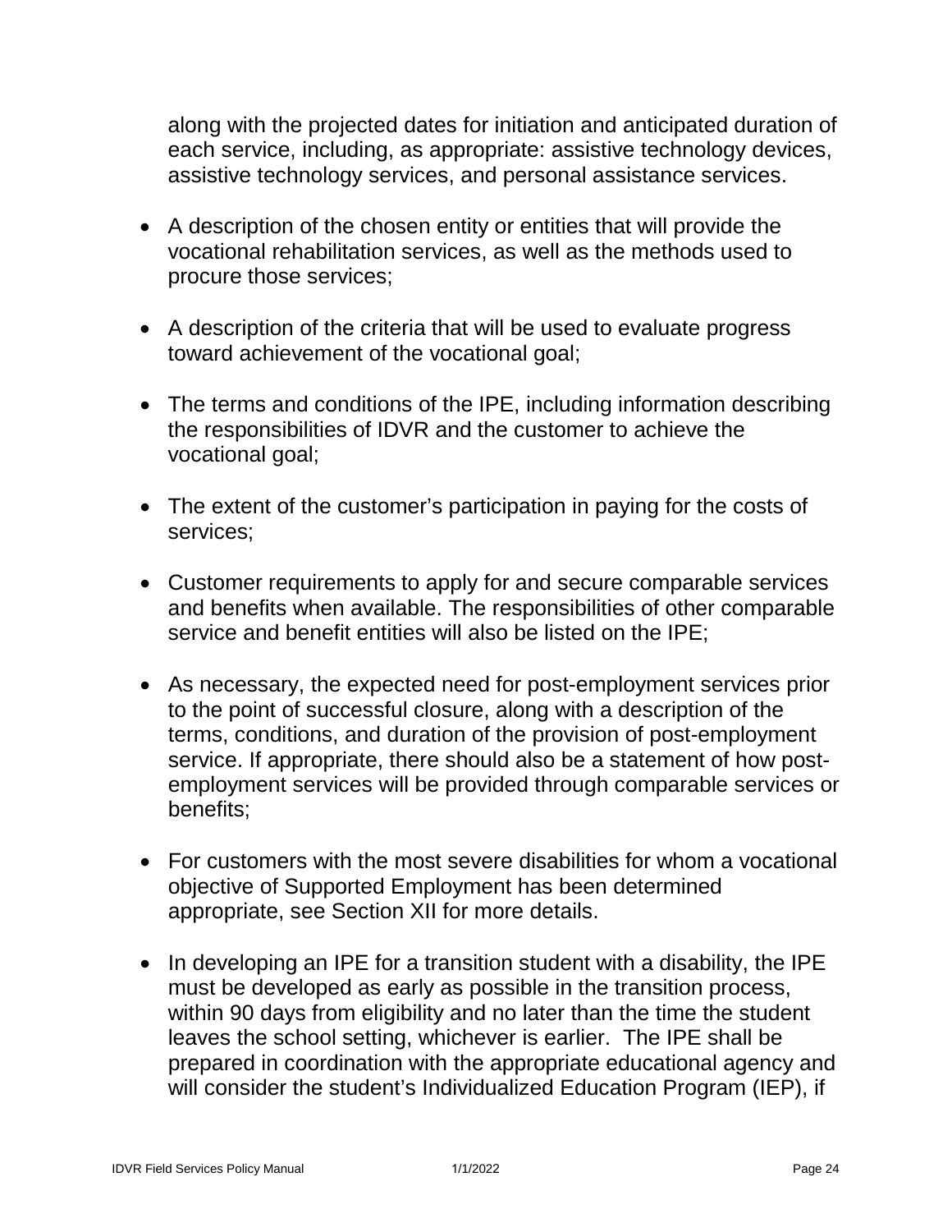along with the projected dates for initiation and anticipated duration of each service, including, as appropriate: assistive technology devices, assistive technology services, and personal assistance services.

- A description of the chosen entity or entities that will provide the vocational rehabilitation services, as well as the methods used to procure those services;
- A description of the criteria that will be used to evaluate progress toward achievement of the vocational goal;
- The terms and conditions of the IPE, including information describing the responsibilities of IDVR and the customer to achieve the vocational goal;
- The extent of the customer's participation in paying for the costs of services;
- Customer requirements to apply for and secure comparable services and benefits when available. The responsibilities of other comparable service and benefit entities will also be listed on the IPE;
- As necessary, the expected need for post-employment services prior to the point of successful closure, along with a description of the terms, conditions, and duration of the provision of post-employment service. If appropriate, there should also be a statement of how post-employment services will be provided through comparable services or benefits;
- For customers with the most severe disabilities for whom a vocational objective of Supported Employment has been determined appropriate, see Section XII for more details.
- In developing an IPE for a transition student with a disability, the IPE must be developed as early as possible in the transition process, within 90 days from eligibility and no later than the time the student leaves the school setting, whichever is earlier. The IPE shall be prepared in coordination with the appropriate educational agency and will consider the student's Individualized Education Program (IEP), if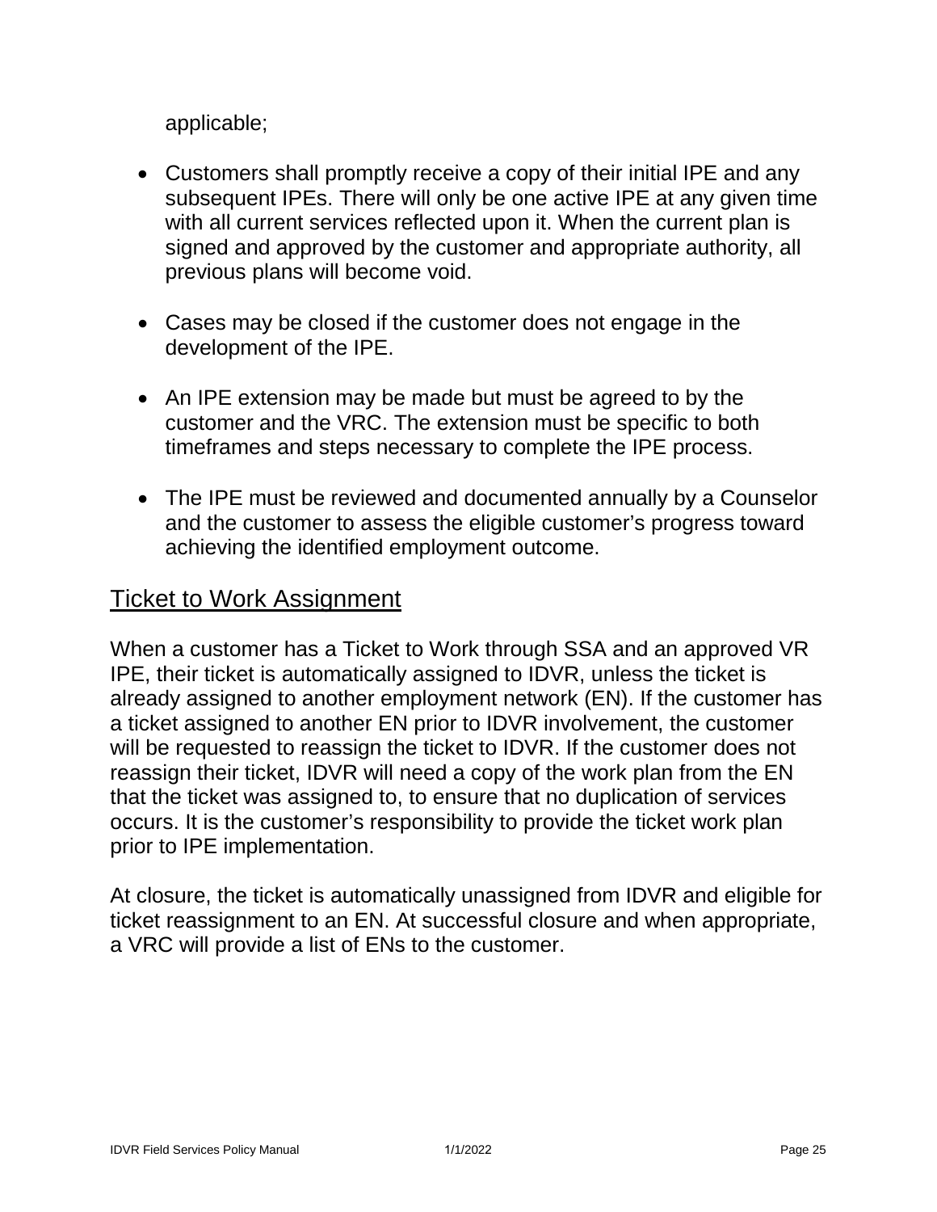applicable;

- Customers shall promptly receive a copy of their initial IPE and any subsequent IPEs. There will only be one active IPE at any given time with all current services reflected upon it. When the current plan is signed and approved by the customer and appropriate authority, all previous plans will become void.

- Cases may be closed if the customer does not engage in the development of the IPE.

- An IPE extension may be made but must be agreed to by the customer and the VRC. The extension must be specific to both timeframes and steps necessary to complete the IPE process.

- The IPE must be reviewed and documented annually by a Counselor and the customer to assess the eligible customer's progress toward achieving the identified employment outcome.

## Ticket to Work Assignment

When a customer has a Ticket to Work through SSA and an approved VR IPE, their ticket is automatically assigned to IDVR, unless the ticket is already assigned to another employment network (EN). If the customer has a ticket assigned to another EN prior to IDVR involvement, the customer will be requested to reassign the ticket to IDVR. If the customer does not reassign their ticket, IDVR will need a copy of the work plan from the EN that the ticket was assigned to, to ensure that no duplication of services occurs. It is the customer's responsibility to provide the ticket work plan prior to IPE implementation.

At closure, the ticket is automatically unassigned from IDVR and eligible for ticket reassignment to an EN. At successful closure and when appropriate, a VRC will provide a list of ENs to the customer.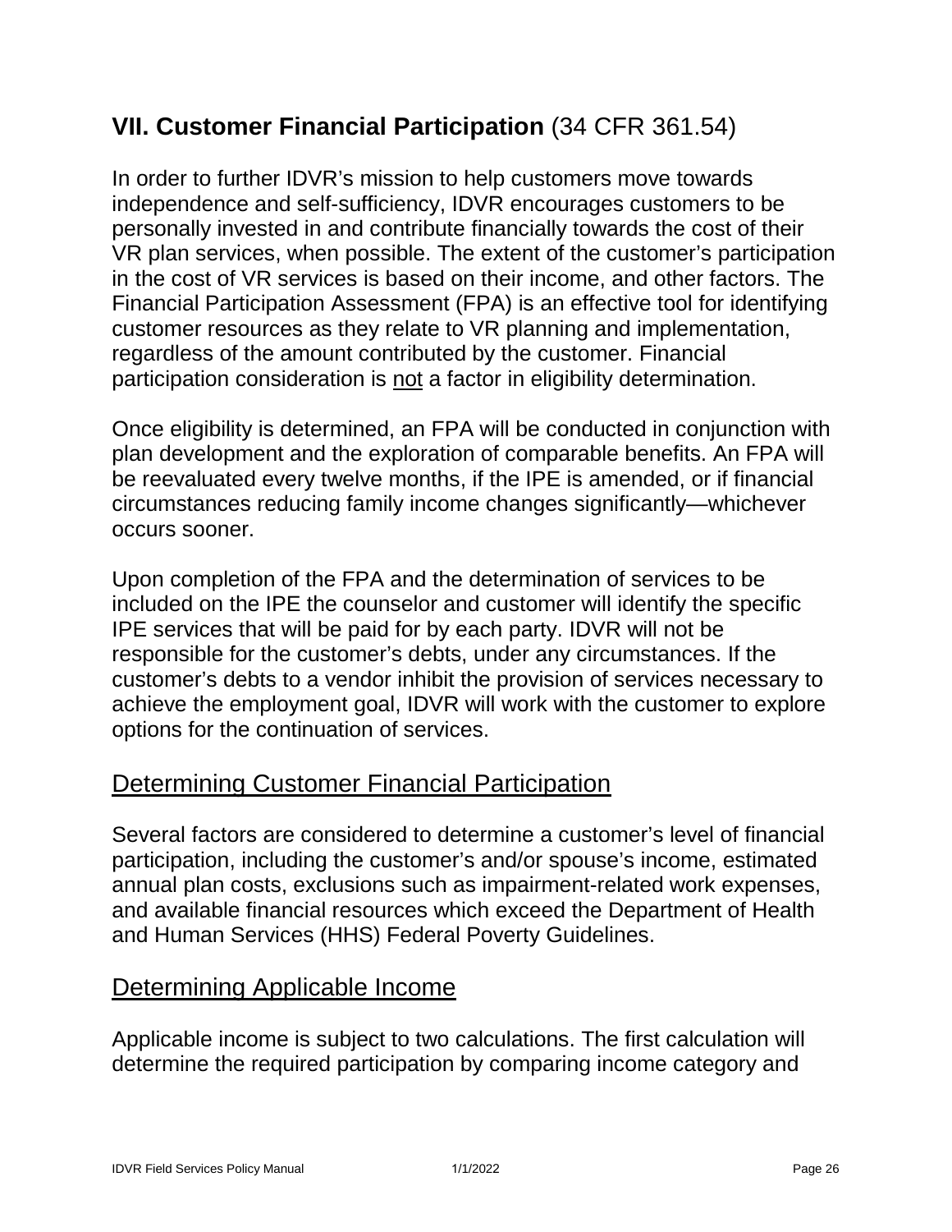## VII. Customer Financial Participation (34 CFR 361.54)

In order to further IDVR's mission to help customers move towards independence and self-sufficiency, IDVR encourages customers to be personally invested in and contribute financially towards the cost of their VR plan services, when possible. The extent of the customer's participation in the cost of VR services is based on their income, and other factors. The Financial Participation Assessment (FPA) is an effective tool for identifying customer resources as they relate to VR planning and implementation, regardless of the amount contributed by the customer. Financial participation consideration is not a factor in eligibility determination.

Once eligibility is determined, an FPA will be conducted in conjunction with plan development and the exploration of comparable benefits. An FPA will be reevaluated every twelve months, if the IPE is amended, or if financial circumstances reducing family income changes significantly—whichever occurs sooner.

Upon completion of the FPA and the determination of services to be included on the IPE the counselor and customer will identify the specific IPE services that will be paid for by each party. IDVR will not be responsible for the customer's debts, under any circumstances. If the customer's debts to a vendor inhibit the provision of services necessary to achieve the employment goal, IDVR will work with the customer to explore options for the continuation of services.

### Determining Customer Financial Participation

Several factors are considered to determine a customer's level of financial participation, including the customer's and/or spouse's income, estimated annual plan costs, exclusions such as impairment-related work expenses, and available financial resources which exceed the Department of Health and Human Services (HHS) Federal Poverty Guidelines.

### Determining Applicable Income

Applicable income is subject to two calculations. The first calculation will determine the required participation by comparing income category and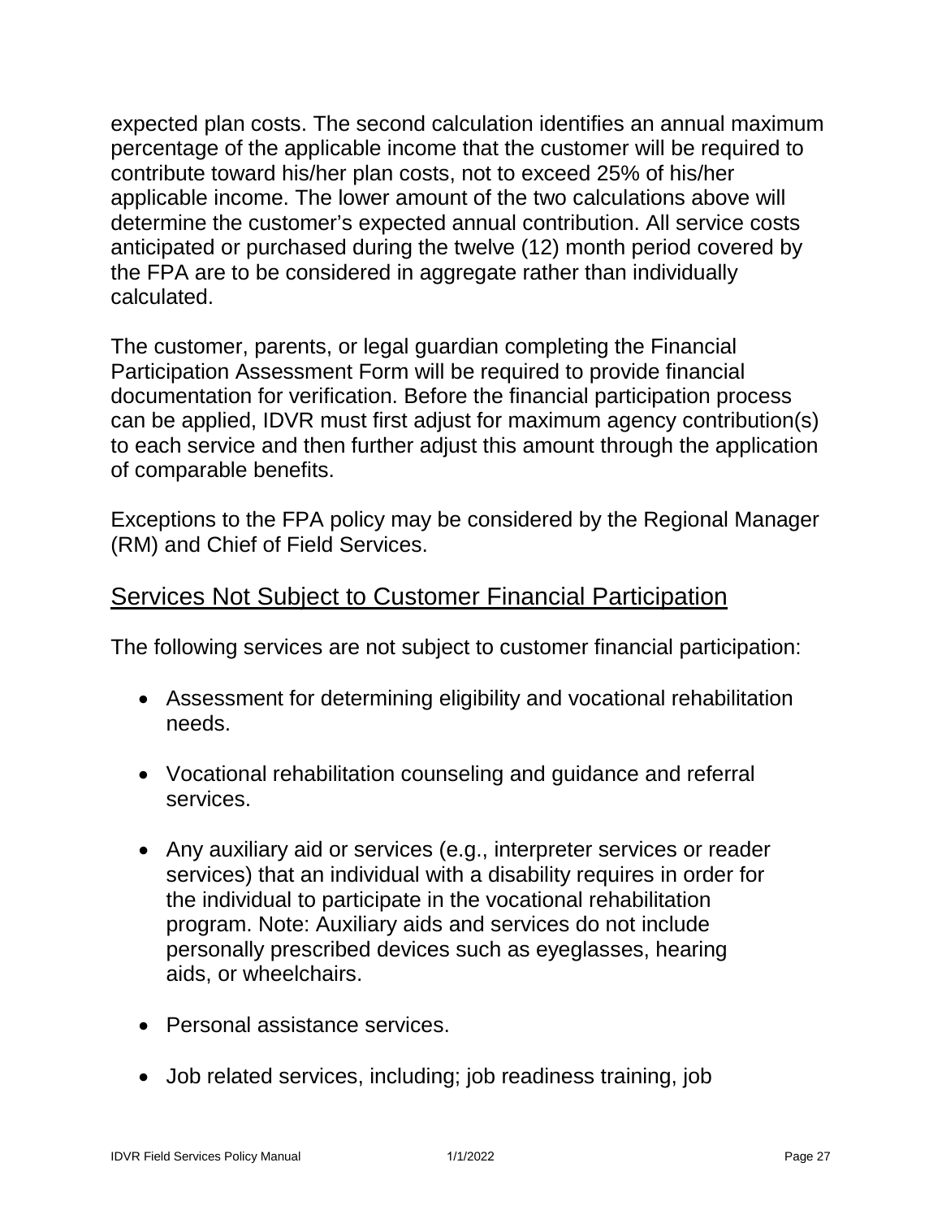expected plan costs. The second calculation identifies an annual maximum percentage of the applicable income that the customer will be required to contribute toward his/her plan costs, not to exceed 25% of his/her applicable income. The lower amount of the two calculations above will determine the customer's expected annual contribution. All service costs anticipated or purchased during the twelve (12) month period covered by the FPA are to be considered in aggregate rather than individually calculated.

The customer, parents, or legal guardian completing the Financial Participation Assessment Form will be required to provide financial documentation for verification. Before the financial participation process can be applied, IDVR must first adjust for maximum agency contribution(s) to each service and then further adjust this amount through the application of comparable benefits.

Exceptions to the FPA policy may be considered by the Regional Manager (RM) and Chief of Field Services.

## Services Not Subject to Customer Financial Participation

The following services are not subject to customer financial participation:

- Assessment for determining eligibility and vocational rehabilitation needs.
- Vocational rehabilitation counseling and guidance and referral services.
- Any auxiliary aid or services (e.g., interpreter services or reader services) that an individual with a disability requires in order for the individual to participate in the vocational rehabilitation program. Note: Auxiliary aids and services do not include personally prescribed devices such as eyeglasses, hearing aids, or wheelchairs.
- Personal assistance services.
- Job related services, including; job readiness training, job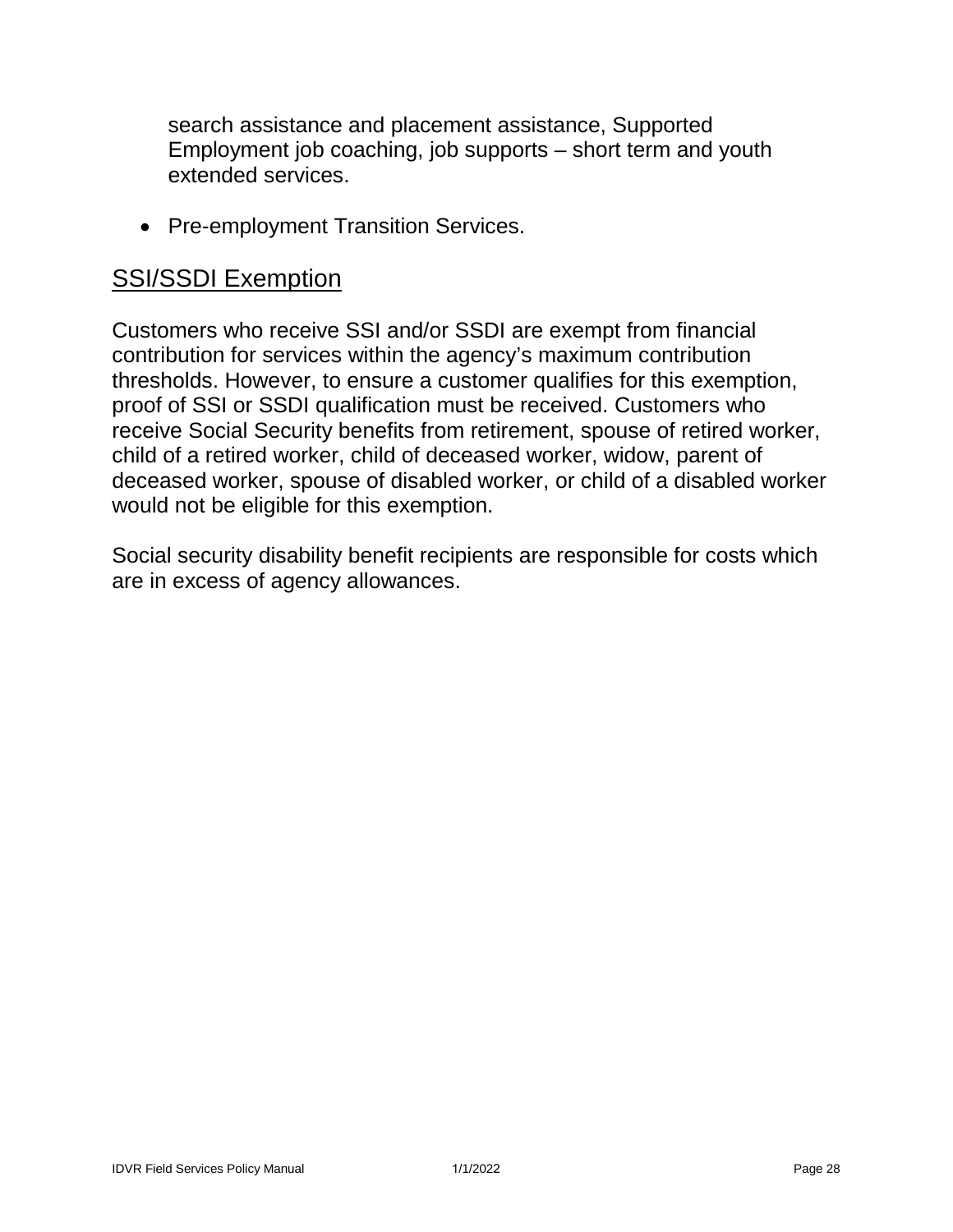search assistance and placement assistance, Supported Employment job coaching, job supports – short term and youth extended services.

- Pre-employment Transition Services.

## SSI/SSDI Exemption

Customers who receive SSI and/or SSDI are exempt from financial contribution for services within the agency's maximum contribution thresholds. However, to ensure a customer qualifies for this exemption, proof of SSI or SSDI qualification must be received. Customers who receive Social Security benefits from retirement, spouse of retired worker, child of a retired worker, child of deceased worker, widow, parent of deceased worker, spouse of disabled worker, or child of a disabled worker would not be eligible for this exemption.

Social security disability benefit recipients are responsible for costs which are in excess of agency allowances.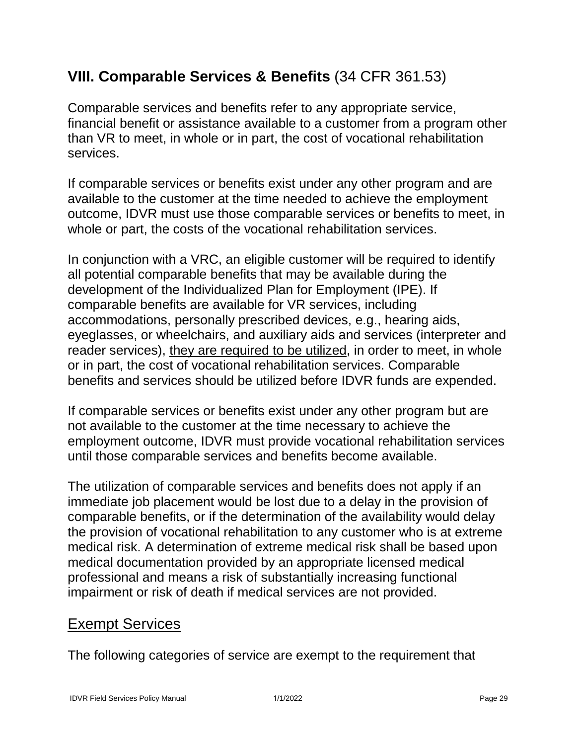## VIII. Comparable Services & Benefits (34 CFR 361.53)

Comparable services and benefits refer to any appropriate service, financial benefit or assistance available to a customer from a program other than VR to meet, in whole or in part, the cost of vocational rehabilitation services.

If comparable services or benefits exist under any other program and are available to the customer at the time needed to achieve the employment outcome, IDVR must use those comparable services or benefits to meet, in whole or part, the costs of the vocational rehabilitation services.

In conjunction with a VRC, an eligible customer will be required to identify all potential comparable benefits that may be available during the development of the Individualized Plan for Employment (IPE). If comparable benefits are available for VR services, including accommodations, personally prescribed devices, e.g., hearing aids, eyeglasses, or wheelchairs, and auxiliary aids and services (interpreter and reader services), <u>they are required to be utilized</u>, in order to meet, in whole or in part, the cost of vocational rehabilitation services. Comparable benefits and services should be utilized before IDVR funds are expended.

If comparable services or benefits exist under any other program but are not available to the customer at the time necessary to achieve the employment outcome, IDVR must provide vocational rehabilitation services until those comparable services and benefits become available.

The utilization of comparable services and benefits does not apply if an immediate job placement would be lost due to a delay in the provision of comparable benefits, or if the determination of the availability would delay the provision of vocational rehabilitation to any customer who is at extreme medical risk. A determination of extreme medical risk shall be based upon medical documentation provided by an appropriate licensed medical professional and means a risk of substantially increasing functional impairment or risk of death if medical services are not provided.

### Exempt Services

The following categories of service are exempt to the requirement that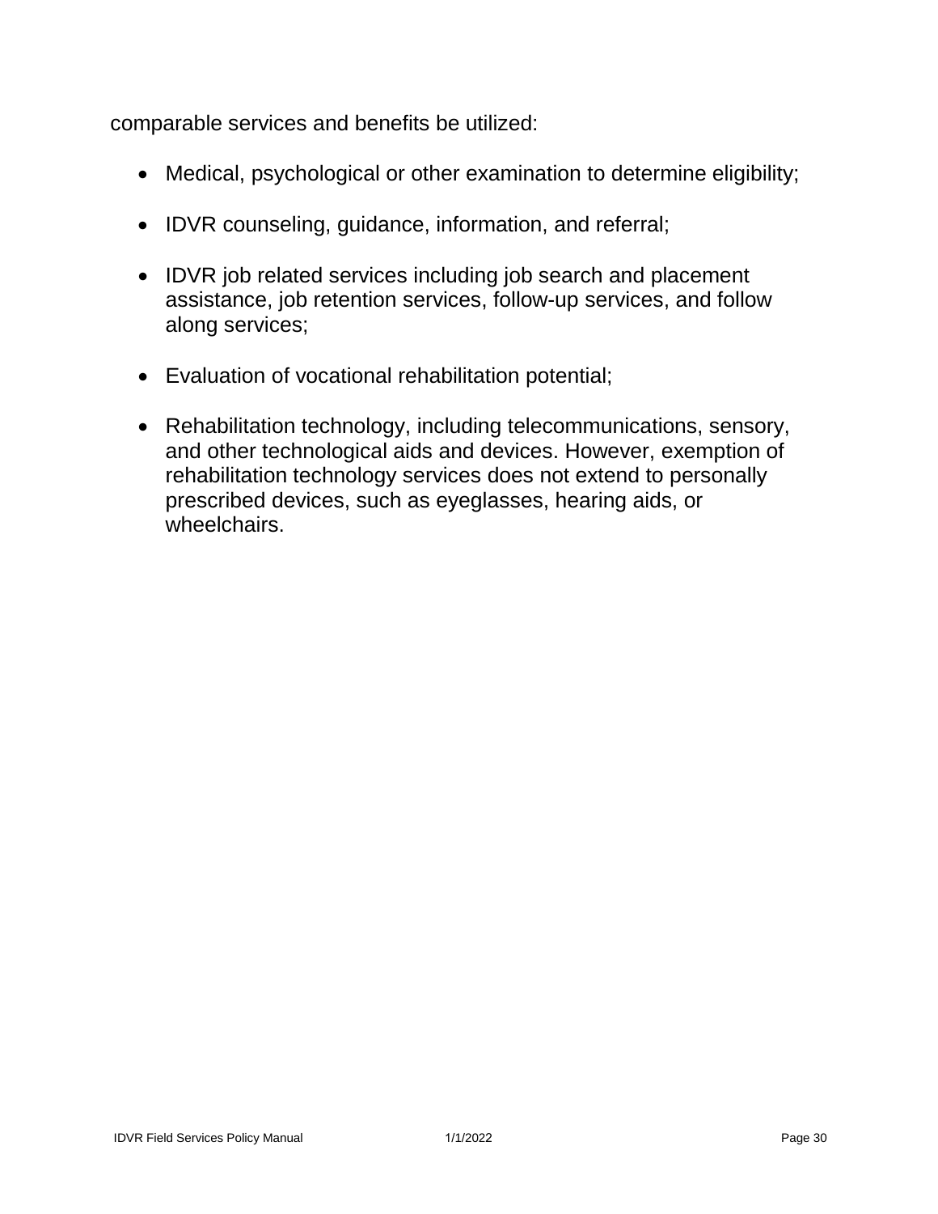comparable services and benefits be utilized:

- Medical, psychological or other examination to determine eligibility;
- IDVR counseling, guidance, information, and referral;
- IDVR job related services including job search and placement assistance, job retention services, follow-up services, and follow along services;
- Evaluation of vocational rehabilitation potential;
- Rehabilitation technology, including telecommunications, sensory, and other technological aids and devices. However, exemption of rehabilitation technology services does not extend to personally prescribed devices, such as eyeglasses, hearing aids, or wheelchairs.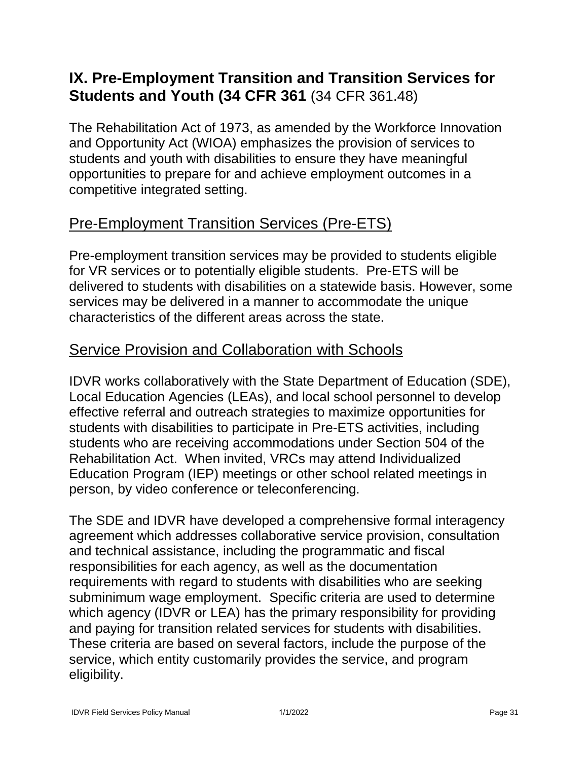## IX. Pre-Employment Transition and Transition Services for Students and Youth (34 CFR 361 (34 CFR 361.48)

The Rehabilitation Act of 1973, as amended by the Workforce Innovation and Opportunity Act (WIOA) emphasizes the provision of services to students and youth with disabilities to ensure they have meaningful opportunities to prepare for and achieve employment outcomes in a competitive integrated setting.

### Pre-Employment Transition Services (Pre-ETS)

Pre-employment transition services may be provided to students eligible for VR services or to potentially eligible students. Pre-ETS will be delivered to students with disabilities on a statewide basis. However, some services may be delivered in a manner to accommodate the unique characteristics of the different areas across the state.

### Service Provision and Collaboration with Schools

IDVR works collaboratively with the State Department of Education (SDE), Local Education Agencies (LEAs), and local school personnel to develop effective referral and outreach strategies to maximize opportunities for students with disabilities to participate in Pre-ETS activities, including students who are receiving accommodations under Section 504 of the Rehabilitation Act. When invited, VRCs may attend Individualized Education Program (IEP) meetings or other school related meetings in person, by video conference or teleconferencing.

The SDE and IDVR have developed a comprehensive formal interagency agreement which addresses collaborative service provision, consultation and technical assistance, including the programmatic and fiscal responsibilities for each agency, as well as the documentation requirements with regard to students with disabilities who are seeking subminimum wage employment. Specific criteria are used to determine which agency (IDVR or LEA) has the primary responsibility for providing and paying for transition related services for students with disabilities. These criteria are based on several factors, include the purpose of the service, which entity customarily provides the service, and program eligibility.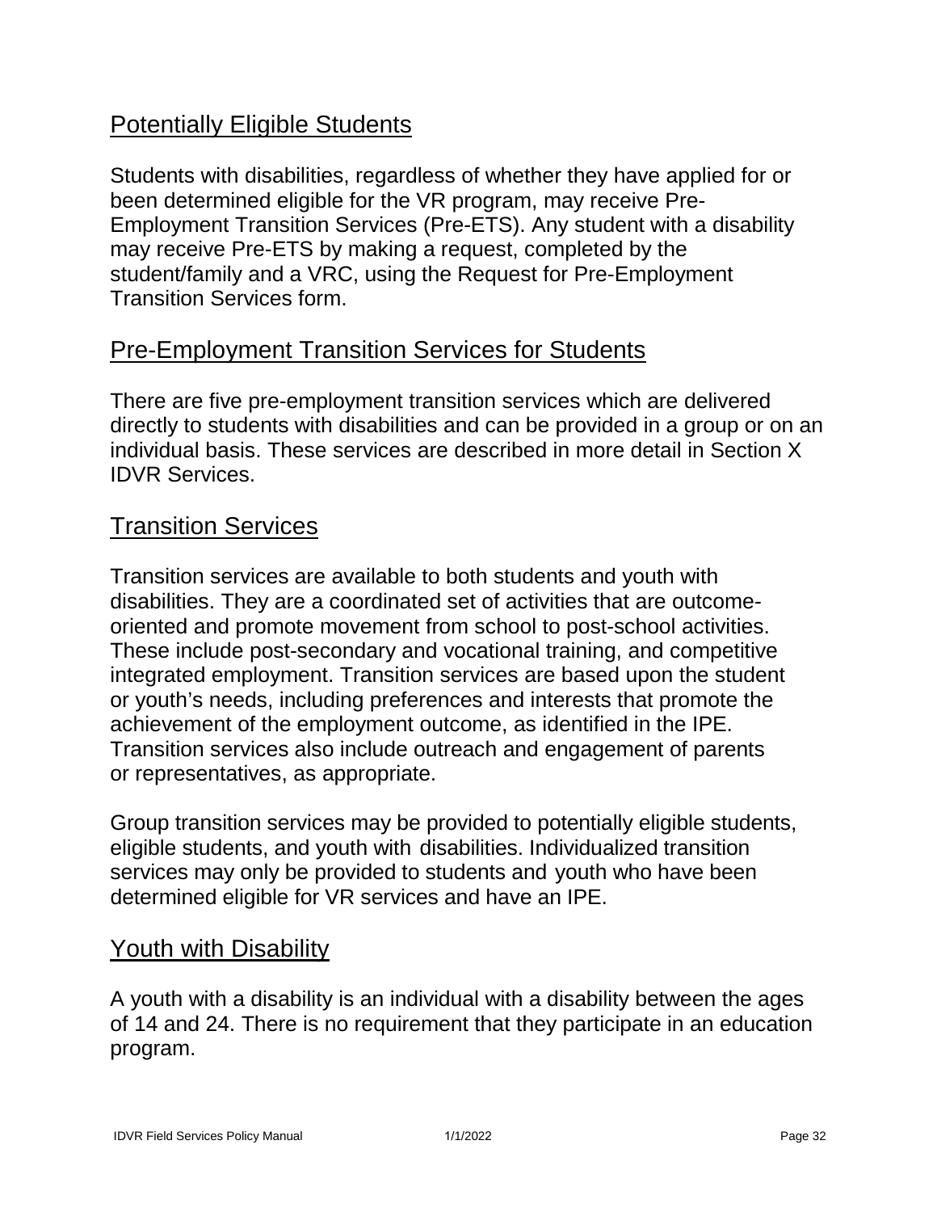## Potentially Eligible Students

Students with disabilities, regardless of whether they have applied for or been determined eligible for the VR program, may receive Pre-Employment Transition Services (Pre-ETS). Any student with a disability may receive Pre-ETS by making a request, completed by the student/family and a VRC, using the Request for Pre-Employment Transition Services form.

## Pre-Employment Transition Services for Students

There are five pre-employment transition services which are delivered directly to students with disabilities and can be provided in a group or on an individual basis. These services are described in more detail in Section X IDVR Services.

## Transition Services

Transition services are available to both students and youth with disabilities. They are a coordinated set of activities that are outcome-oriented and promote movement from school to post-school activities. These include post-secondary and vocational training, and competitive integrated employment. Transition services are based upon the student or youth's needs, including preferences and interests that promote the achievement of the employment outcome, as identified in the IPE. Transition services also include outreach and engagement of parents or representatives, as appropriate.

Group transition services may be provided to potentially eligible students, eligible students, and youth with disabilities. Individualized transition services may only be provided to students and youth who have been determined eligible for VR services and have an IPE.

## Youth with Disability

A youth with a disability is an individual with a disability between the ages of 14 and 24. There is no requirement that they participate in an education program.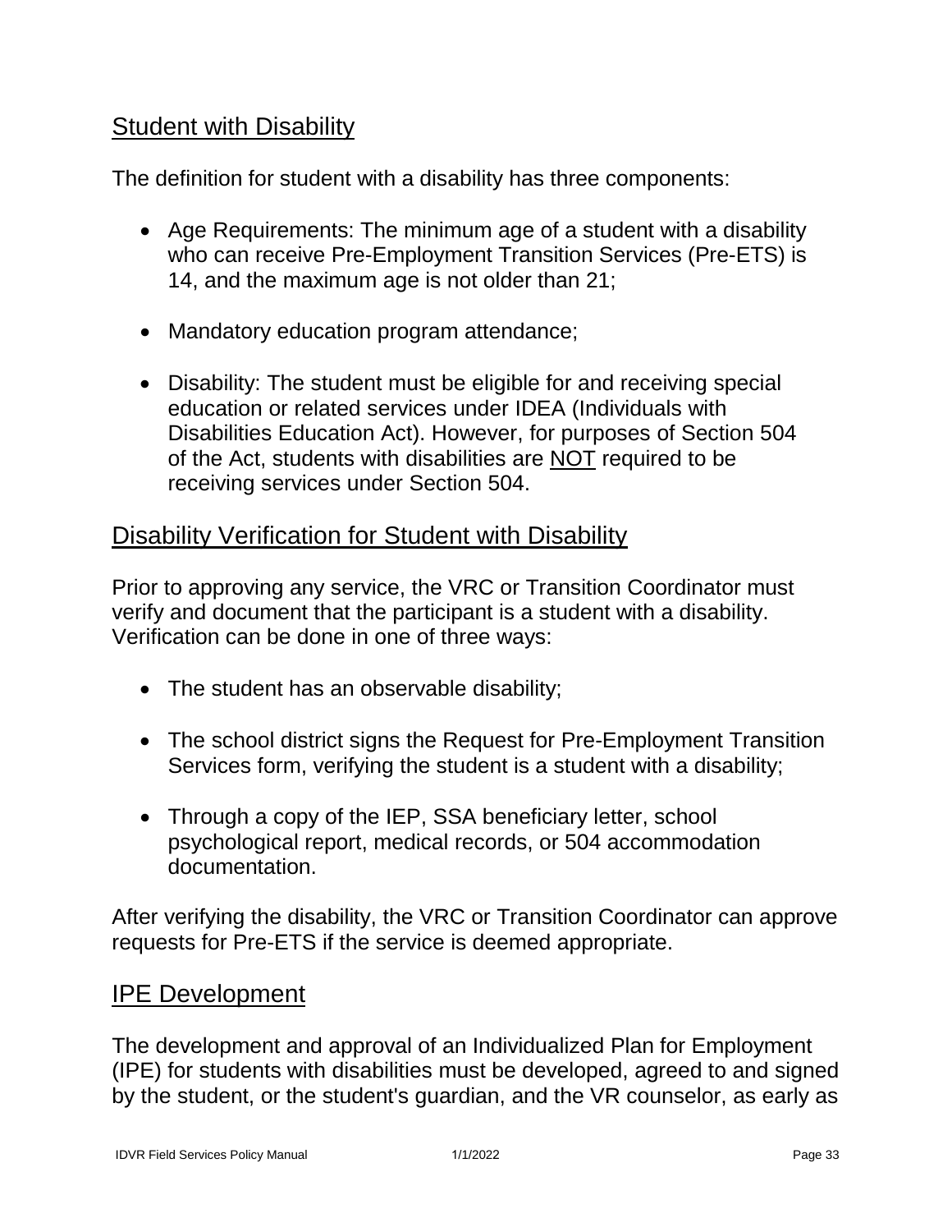## Student with Disability

The definition for student with a disability has three components:

- Age Requirements: The minimum age of a student with a disability who can receive Pre-Employment Transition Services (Pre-ETS) is 14, and the maximum age is not older than 21;
- Mandatory education program attendance;
- Disability: The student must be eligible for and receiving special education or related services under IDEA (Individuals with Disabilities Education Act). However, for purposes of Section 504 of the Act, students with disabilities are <u>NOT</u> required to be receiving services under Section 504.

## Disability Verification for Student with Disability

Prior to approving any service, the VRC or Transition Coordinator must verify and document that the participant is a student with a disability. Verification can be done in one of three ways:

- The student has an observable disability;
- The school district signs the Request for Pre-Employment Transition Services form, verifying the student is a student with a disability;
- Through a copy of the IEP, SSA beneficiary letter, school psychological report, medical records, or 504 accommodation documentation.

After verifying the disability, the VRC or Transition Coordinator can approve requests for Pre-ETS if the service is deemed appropriate.

## IPE Development

The development and approval of an Individualized Plan for Employment (IPE) for students with disabilities must be developed, agreed to and signed by the student, or the student's guardian, and the VR counselor, as early as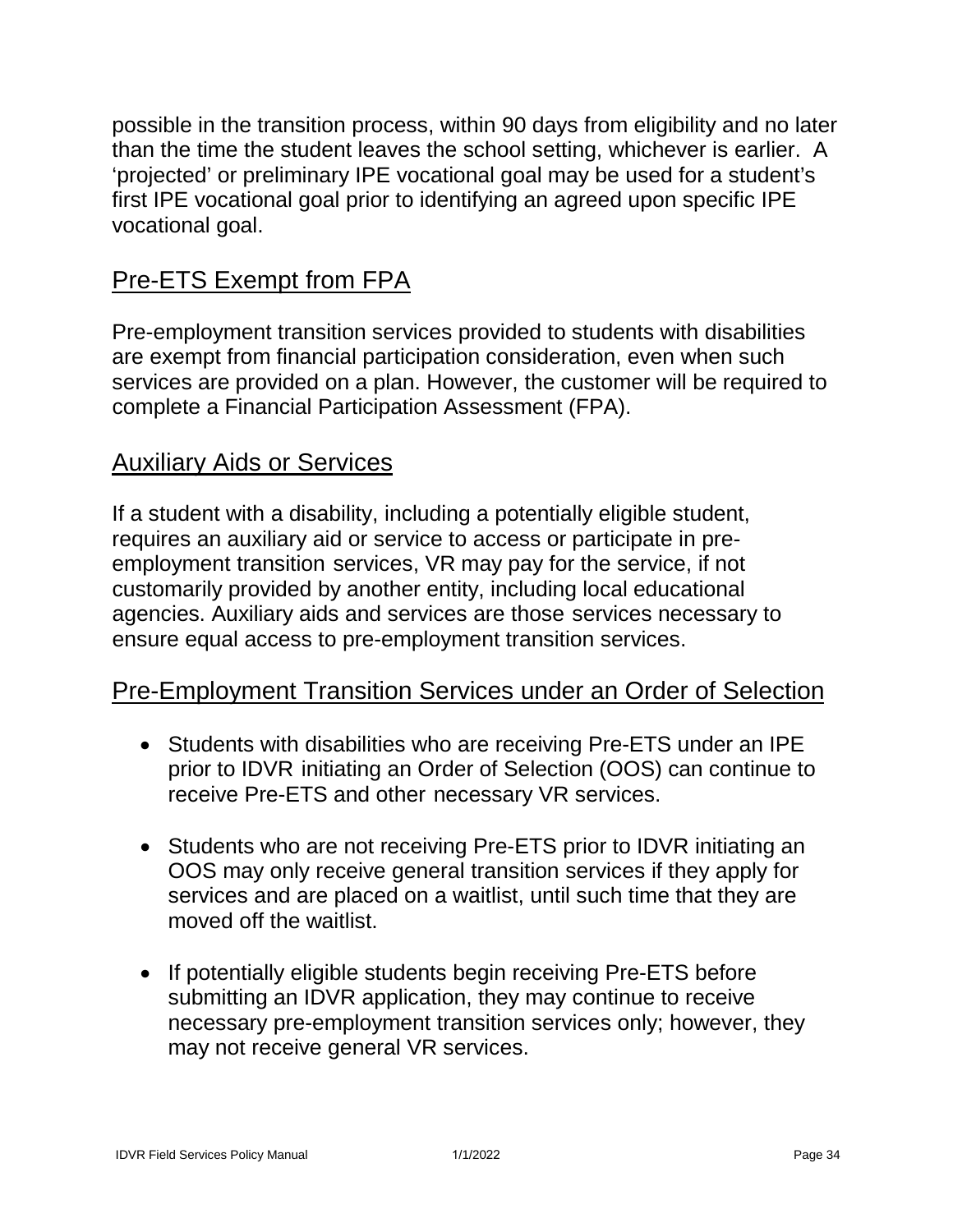possible in the transition process, within 90 days from eligibility and no later than the time the student leaves the school setting, whichever is earlier. A 'projected' or preliminary IPE vocational goal may be used for a student's first IPE vocational goal prior to identifying an agreed upon specific IPE vocational goal.

## Pre-ETS Exempt from FPA

Pre-employment transition services provided to students with disabilities are exempt from financial participation consideration, even when such services are provided on a plan. However, the customer will be required to complete a Financial Participation Assessment (FPA).

## Auxiliary Aids or Services

If a student with a disability, including a potentially eligible student, requires an auxiliary aid or service to access or participate in pre-employment transition services, VR may pay for the service, if not customarily provided by another entity, including local educational agencies. Auxiliary aids and services are those services necessary to ensure equal access to pre-employment transition services.

## Pre-Employment Transition Services under an Order of Selection

- Students with disabilities who are receiving Pre-ETS under an IPE prior to IDVR initiating an Order of Selection (OOS) can continue to receive Pre-ETS and other necessary VR services.

- Students who are not receiving Pre-ETS prior to IDVR initiating an OOS may only receive general transition services if they apply for services and are placed on a waitlist, until such time that they are moved off the waitlist.

- If potentially eligible students begin receiving Pre-ETS before submitting an IDVR application, they may continue to receive necessary pre-employment transition services only; however, they may not receive general VR services.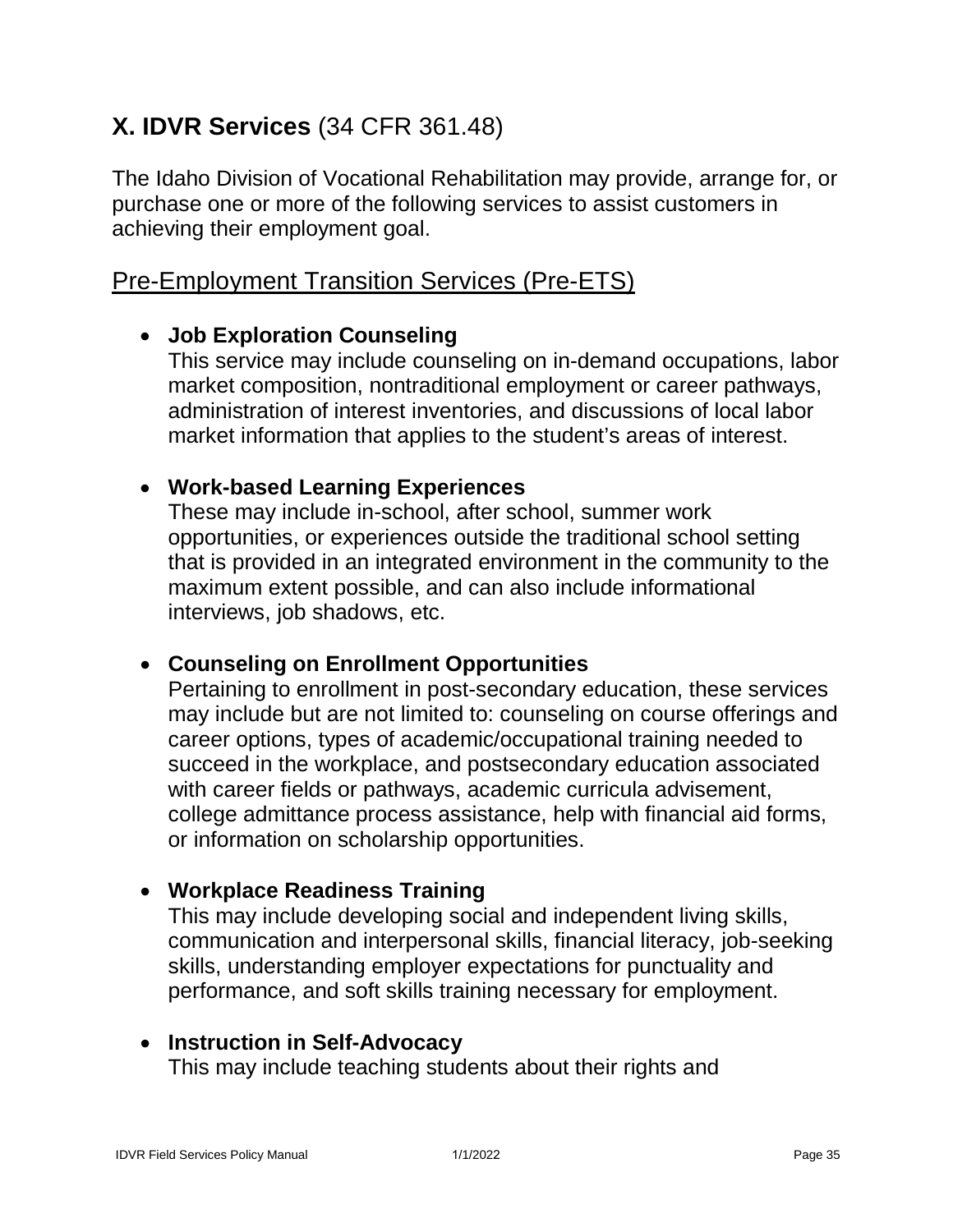## X. IDVR Services (34 CFR 361.48)

The Idaho Division of Vocational Rehabilitation may provide, arrange for, or purchase one or more of the following services to assist customers in achieving their employment goal.

### Pre-Employment Transition Services (Pre-ETS)

- **Job Exploration Counseling**
  This service may include counseling on in-demand occupations, labor market composition, nontraditional employment or career pathways, administration of interest inventories, and discussions of local labor market information that applies to the student's areas of interest.

- **Work-based Learning Experiences**
  These may include in-school, after school, summer work opportunities, or experiences outside the traditional school setting that is provided in an integrated environment in the community to the maximum extent possible, and can also include informational interviews, job shadows, etc.

- **Counseling on Enrollment Opportunities**
  Pertaining to enrollment in post-secondary education, these services may include but are not limited to: counseling on course offerings and career options, types of academic/occupational training needed to succeed in the workplace, and postsecondary education associated with career fields or pathways, academic curricula advisement, college admittance process assistance, help with financial aid forms, or information on scholarship opportunities.

- **Workplace Readiness Training**
  This may include developing social and independent living skills, communication and interpersonal skills, financial literacy, job-seeking skills, understanding employer expectations for punctuality and performance, and soft skills training necessary for employment.

- **Instruction in Self-Advocacy**
  This may include teaching students about their rights and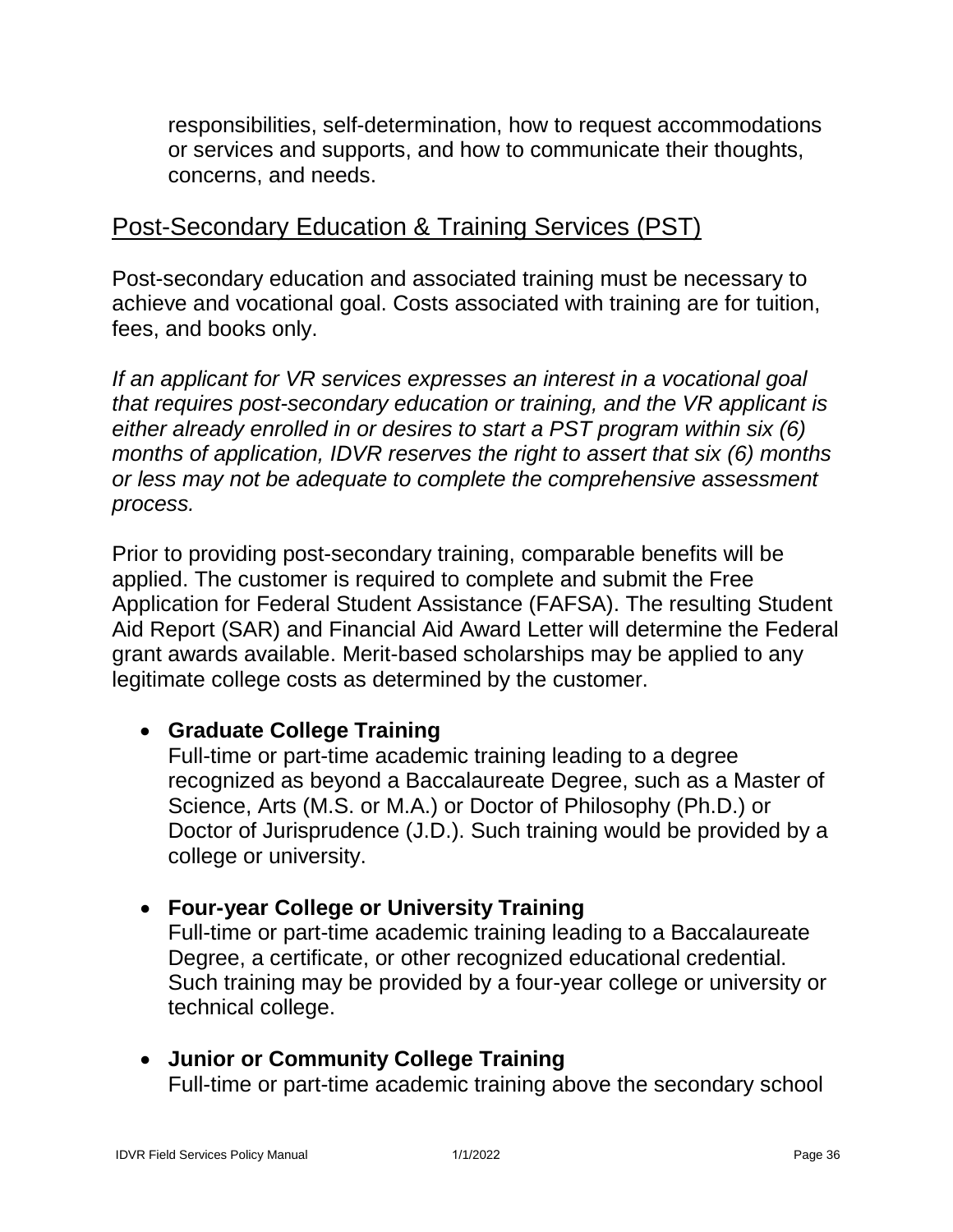responsibilities, self-determination, how to request accommodations or services and supports, and how to communicate their thoughts, concerns, and needs.

## Post-Secondary Education & Training Services (PST)

Post-secondary education and associated training must be necessary to achieve and vocational goal. Costs associated with training are for tuition, fees, and books only.

*If an applicant for VR services expresses an interest in a vocational goal that requires post-secondary education or training, and the VR applicant is either already enrolled in or desires to start a PST program within six (6) months of application, IDVR reserves the right to assert that six (6) months or less may not be adequate to complete the comprehensive assessment process.*

Prior to providing post-secondary training, comparable benefits will be applied. The customer is required to complete and submit the Free Application for Federal Student Assistance (FAFSA). The resulting Student Aid Report (SAR) and Financial Aid Award Letter will determine the Federal grant awards available. Merit-based scholarships may be applied to any legitimate college costs as determined by the customer.

- **Graduate College Training**
  Full-time or part-time academic training leading to a degree recognized as beyond a Baccalaureate Degree, such as a Master of Science, Arts (M.S. or M.A.) or Doctor of Philosophy (Ph.D.) or Doctor of Jurisprudence (J.D.). Such training would be provided by a college or university.

- **Four-year College or University Training**
  Full-time or part-time academic training leading to a Baccalaureate Degree, a certificate, or other recognized educational credential. Such training may be provided by a four-year college or university or technical college.

- **Junior or Community College Training**
  Full-time or part-time academic training above the secondary school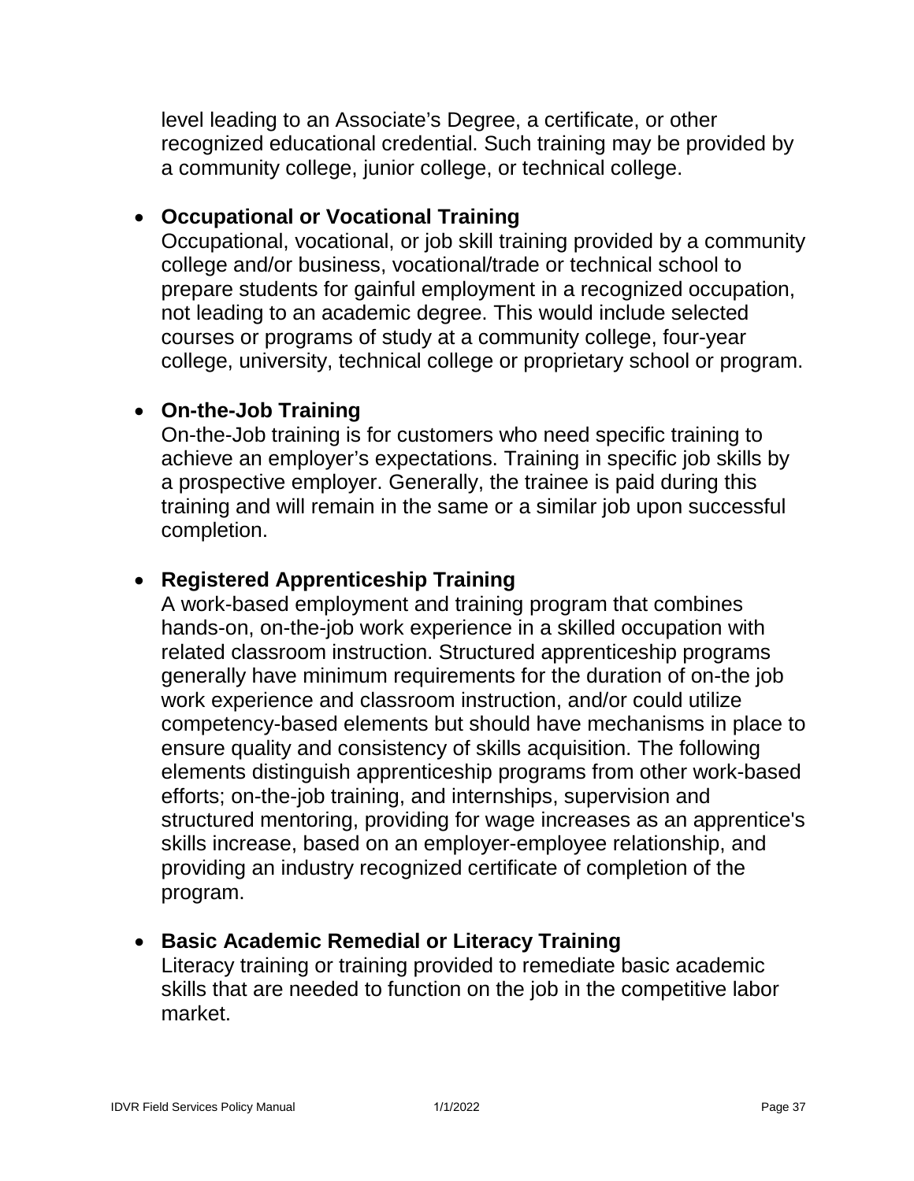level leading to an Associate's Degree, a certificate, or other recognized educational credential. Such training may be provided by a community college, junior college, or technical college.

- **Occupational or Vocational Training**
  Occupational, vocational, or job skill training provided by a community college and/or business, vocational/trade or technical school to prepare students for gainful employment in a recognized occupation, not leading to an academic degree. This would include selected courses or programs of study at a community college, four-year college, university, technical college or proprietary school or program.

- **On-the-Job Training**
  On-the-Job training is for customers who need specific training to achieve an employer's expectations. Training in specific job skills by a prospective employer. Generally, the trainee is paid during this training and will remain in the same or a similar job upon successful completion.

- **Registered Apprenticeship Training**
  A work-based employment and training program that combines hands-on, on-the-job work experience in a skilled occupation with related classroom instruction. Structured apprenticeship programs generally have minimum requirements for the duration of on-the job work experience and classroom instruction, and/or could utilize competency-based elements but should have mechanisms in place to ensure quality and consistency of skills acquisition. The following elements distinguish apprenticeship programs from other work-based efforts; on-the-job training, and internships, supervision and structured mentoring, providing for wage increases as an apprentice's skills increase, based on an employer-employee relationship, and providing an industry recognized certificate of completion of the program.

- **Basic Academic Remedial or Literacy Training**
  Literacy training or training provided to remediate basic academic skills that are needed to function on the job in the competitive labor market.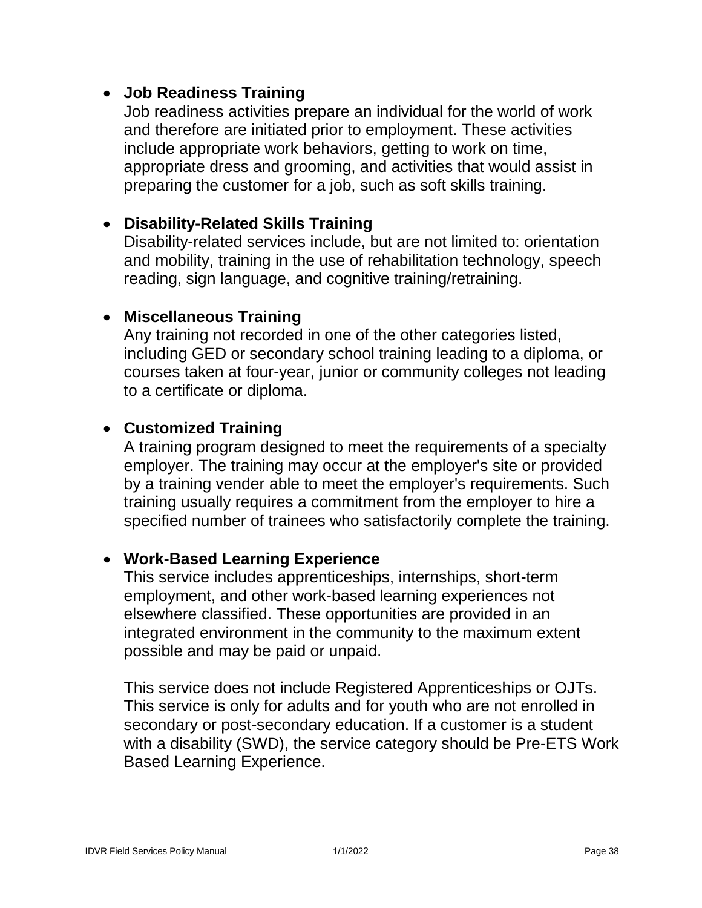- **Job Readiness Training**
  Job readiness activities prepare an individual for the world of work and therefore are initiated prior to employment. These activities include appropriate work behaviors, getting to work on time, appropriate dress and grooming, and activities that would assist in preparing the customer for a job, such as soft skills training.

- **Disability-Related Skills Training**
  Disability-related services include, but are not limited to: orientation and mobility, training in the use of rehabilitation technology, speech reading, sign language, and cognitive training/retraining.

- **Miscellaneous Training**
  Any training not recorded in one of the other categories listed, including GED or secondary school training leading to a diploma, or courses taken at four-year, junior or community colleges not leading to a certificate or diploma.

- **Customized Training**
  A training program designed to meet the requirements of a specialty employer. The training may occur at the employer's site or provided by a training vender able to meet the employer's requirements. Such training usually requires a commitment from the employer to hire a specified number of trainees who satisfactorily complete the training.

- **Work-Based Learning Experience**
  This service includes apprenticeships, internships, short-term employment, and other work-based learning experiences not elsewhere classified. These opportunities are provided in an integrated environment in the community to the maximum extent possible and may be paid or unpaid.

  This service does not include Registered Apprenticeships or OJTs. This service is only for adults and for youth who are not enrolled in secondary or post-secondary education. If a customer is a student with a disability (SWD), the service category should be Pre-ETS Work Based Learning Experience.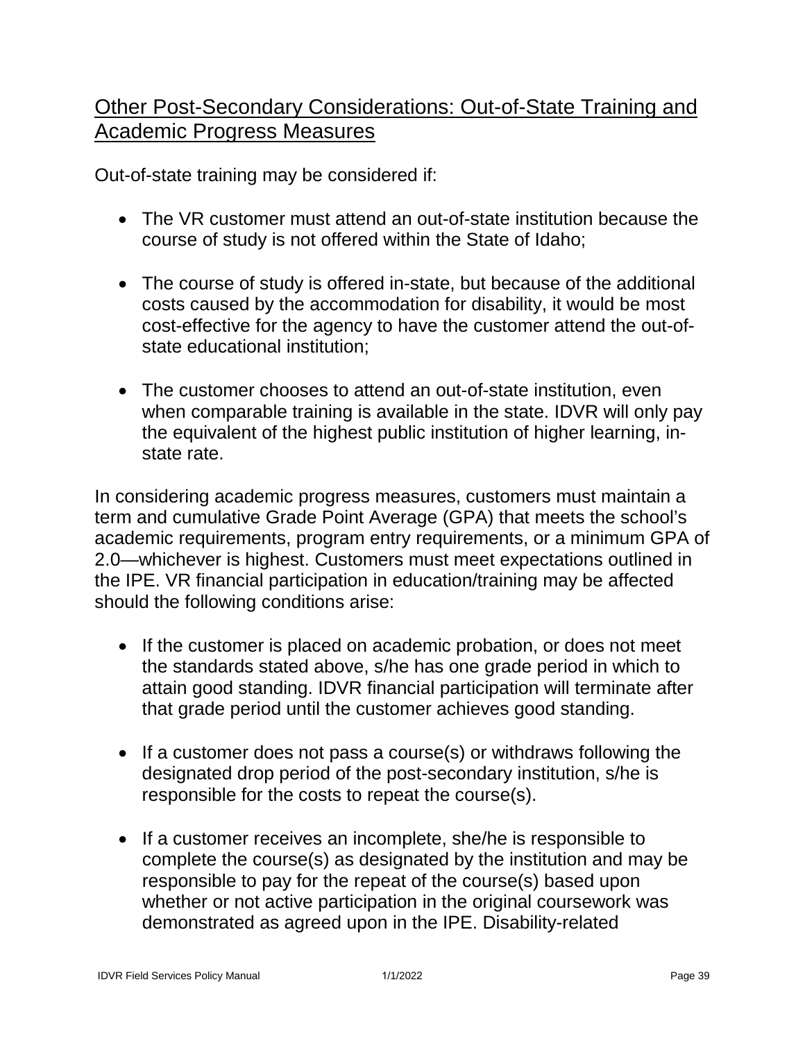## Other Post-Secondary Considerations: Out-of-State Training and Academic Progress Measures

Out-of-state training may be considered if:

- The VR customer must attend an out-of-state institution because the course of study is not offered within the State of Idaho;
- The course of study is offered in-state, but because of the additional costs caused by the accommodation for disability, it would be most cost-effective for the agency to have the customer attend the out-of-state educational institution;
- The customer chooses to attend an out-of-state institution, even when comparable training is available in the state. IDVR will only pay the equivalent of the highest public institution of higher learning, in-state rate.

In considering academic progress measures, customers must maintain a term and cumulative Grade Point Average (GPA) that meets the school's academic requirements, program entry requirements, or a minimum GPA of 2.0—whichever is highest. Customers must meet expectations outlined in the IPE. VR financial participation in education/training may be affected should the following conditions arise:

- If the customer is placed on academic probation, or does not meet the standards stated above, s/he has one grade period in which to attain good standing. IDVR financial participation will terminate after that grade period until the customer achieves good standing.
- If a customer does not pass a course(s) or withdraws following the designated drop period of the post-secondary institution, s/he is responsible for the costs to repeat the course(s).
- If a customer receives an incomplete, she/he is responsible to complete the course(s) as designated by the institution and may be responsible to pay for the repeat of the course(s) based upon whether or not active participation in the original coursework was demonstrated as agreed upon in the IPE. Disability-related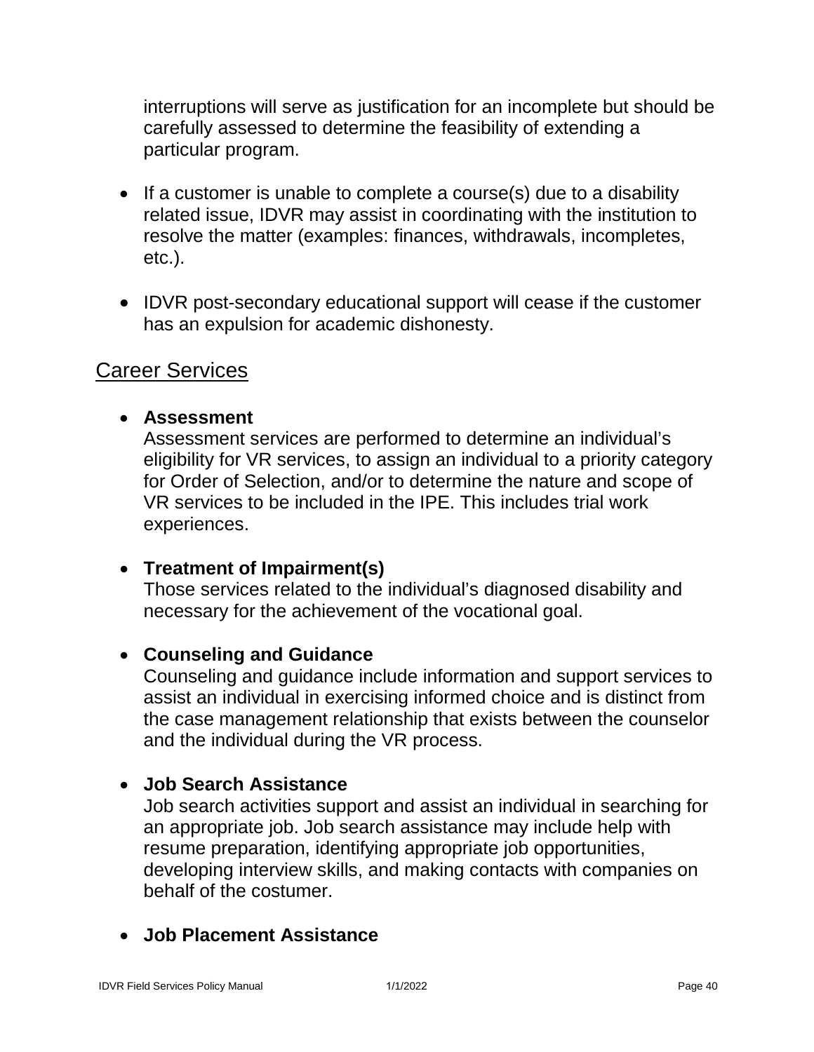interruptions will serve as justification for an incomplete but should be carefully assessed to determine the feasibility of extending a particular program.

- If a customer is unable to complete a course(s) due to a disability related issue, IDVR may assist in coordinating with the institution to resolve the matter (examples: finances, withdrawals, incompletes, etc.).

- IDVR post-secondary educational support will cease if the customer has an expulsion for academic dishonesty.

## Career Services

- **Assessment**
  Assessment services are performed to determine an individual's eligibility for VR services, to assign an individual to a priority category for Order of Selection, and/or to determine the nature and scope of VR services to be included in the IPE. This includes trial work experiences.

- **Treatment of Impairment(s)**
  Those services related to the individual's diagnosed disability and necessary for the achievement of the vocational goal.

- **Counseling and Guidance**
  Counseling and guidance include information and support services to assist an individual in exercising informed choice and is distinct from the case management relationship that exists between the counselor and the individual during the VR process.

- **Job Search Assistance**
  Job search activities support and assist an individual in searching for an appropriate job. Job search assistance may include help with resume preparation, identifying appropriate job opportunities, developing interview skills, and making contacts with companies on behalf of the costumer.

- **Job Placement Assistance**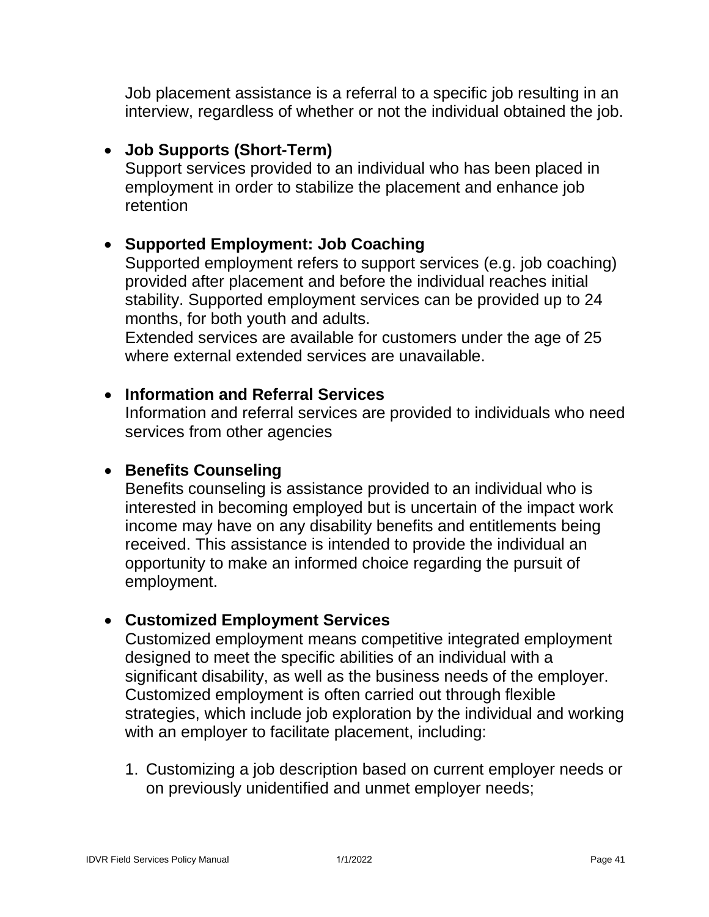Job placement assistance is a referral to a specific job resulting in an interview, regardless of whether or not the individual obtained the job.

- **Job Supports (Short-Term)**
  Support services provided to an individual who has been placed in employment in order to stabilize the placement and enhance job retention

- **Supported Employment: Job Coaching**
  Supported employment refers to support services (e.g. job coaching) provided after placement and before the individual reaches initial stability. Supported employment services can be provided up to 24 months, for both youth and adults.
  Extended services are available for customers under the age of 25 where external extended services are unavailable.

- **Information and Referral Services**
  Information and referral services are provided to individuals who need services from other agencies

- **Benefits Counseling**
  Benefits counseling is assistance provided to an individual who is interested in becoming employed but is uncertain of the impact work income may have on any disability benefits and entitlements being received. This assistance is intended to provide the individual an opportunity to make an informed choice regarding the pursuit of employment.

- **Customized Employment Services**
  Customized employment means competitive integrated employment designed to meet the specific abilities of an individual with a significant disability, as well as the business needs of the employer. Customized employment is often carried out through flexible strategies, which include job exploration by the individual and working with an employer to facilitate placement, including:

  1. Customizing a job description based on current employer needs or on previously unidentified and unmet employer needs;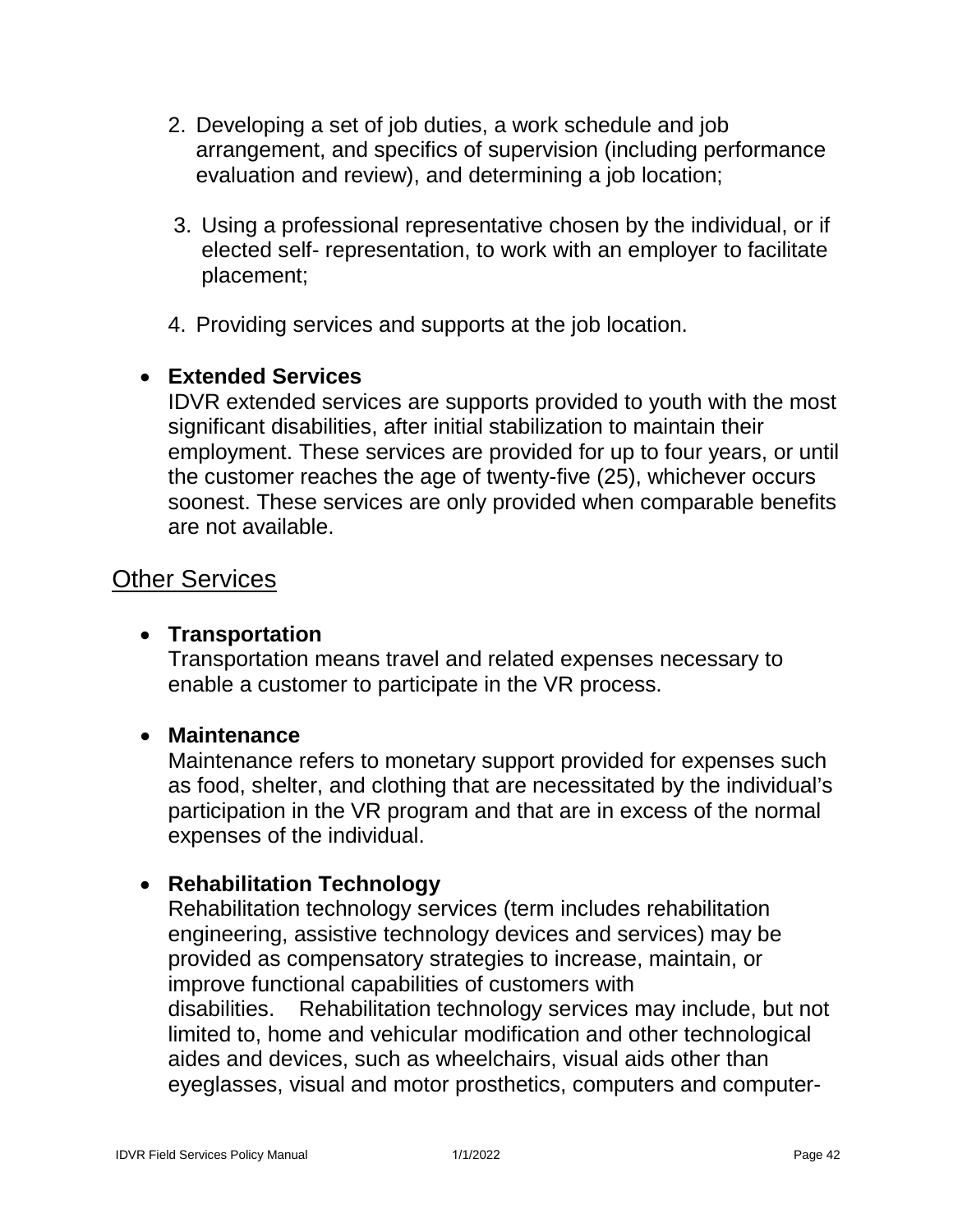2. Developing a set of job duties, a work schedule and job arrangement, and specifics of supervision (including performance evaluation and review), and determining a job location;

3. Using a professional representative chosen by the individual, or if elected self- representation, to work with an employer to facilitate placement;

4. Providing services and supports at the job location.

- **Extended Services**
  IDVR extended services are supports provided to youth with the most significant disabilities, after initial stabilization to maintain their employment. These services are provided for up to four years, or until the customer reaches the age of twenty-five (25), whichever occurs soonest. These services are only provided when comparable benefits are not available.

## Other Services

- **Transportation**
  Transportation means travel and related expenses necessary to enable a customer to participate in the VR process.

- **Maintenance**
  Maintenance refers to monetary support provided for expenses such as food, shelter, and clothing that are necessitated by the individual's participation in the VR program and that are in excess of the normal expenses of the individual.

- **Rehabilitation Technology**
  Rehabilitation technology services (term includes rehabilitation engineering, assistive technology devices and services) may be provided as compensatory strategies to increase, maintain, or improve functional capabilities of customers with disabilities. Rehabilitation technology services may include, but not limited to, home and vehicular modification and other technological aides and devices, such as wheelchairs, visual aids other than eyeglasses, visual and motor prosthetics, computers and computer-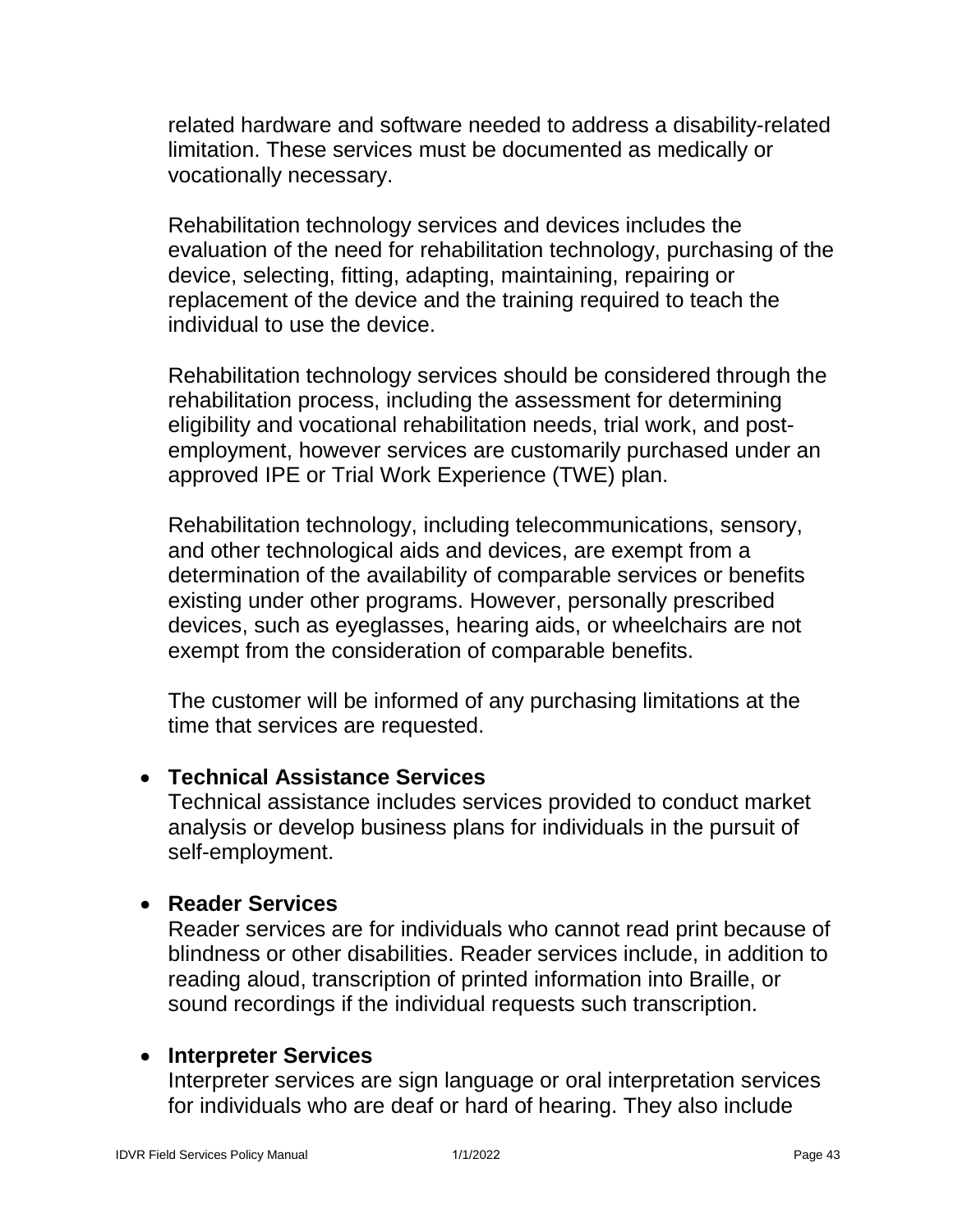related hardware and software needed to address a disability-related limitation. These services must be documented as medically or vocationally necessary.

Rehabilitation technology services and devices includes the evaluation of the need for rehabilitation technology, purchasing of the device, selecting, fitting, adapting, maintaining, repairing or replacement of the device and the training required to teach the individual to use the device.

Rehabilitation technology services should be considered through the rehabilitation process, including the assessment for determining eligibility and vocational rehabilitation needs, trial work, and post-employment, however services are customarily purchased under an approved IPE or Trial Work Experience (TWE) plan.

Rehabilitation technology, including telecommunications, sensory, and other technological aids and devices, are exempt from a determination of the availability of comparable services or benefits existing under other programs. However, personally prescribed devices, such as eyeglasses, hearing aids, or wheelchairs are not exempt from the consideration of comparable benefits.

The customer will be informed of any purchasing limitations at the time that services are requested.

- **Technical Assistance Services**
  Technical assistance includes services provided to conduct market analysis or develop business plans for individuals in the pursuit of self-employment.

- **Reader Services**
  Reader services are for individuals who cannot read print because of blindness or other disabilities. Reader services include, in addition to reading aloud, transcription of printed information into Braille, or sound recordings if the individual requests such transcription.

- **Interpreter Services**
  Interpreter services are sign language or oral interpretation services for individuals who are deaf or hard of hearing. They also include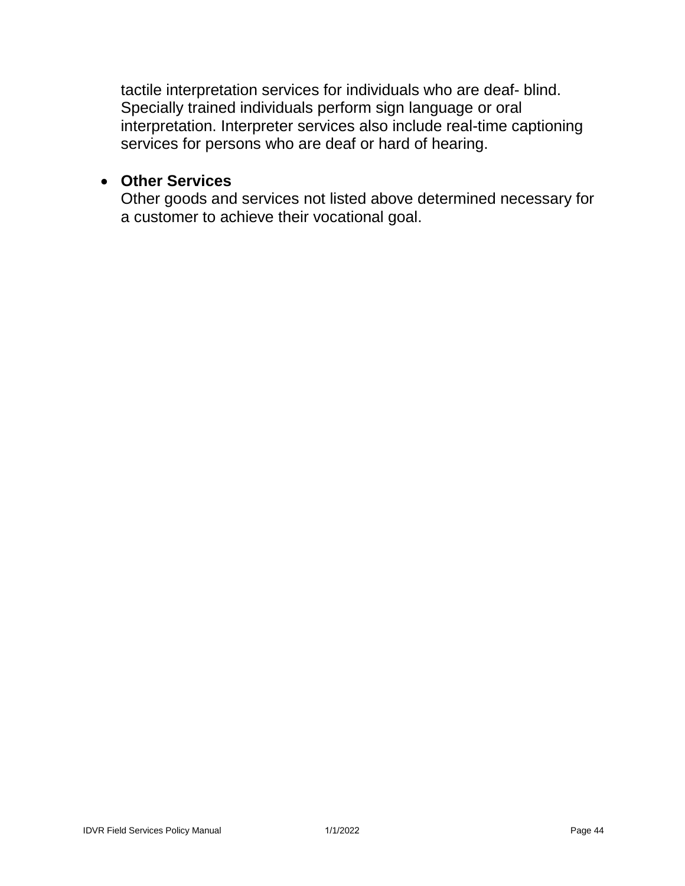tactile interpretation services for individuals who are deaf- blind. Specially trained individuals perform sign language or oral interpretation. Interpreter services also include real-time captioning services for persons who are deaf or hard of hearing.

- **Other Services**
  Other goods and services not listed above determined necessary for a customer to achieve their vocational goal.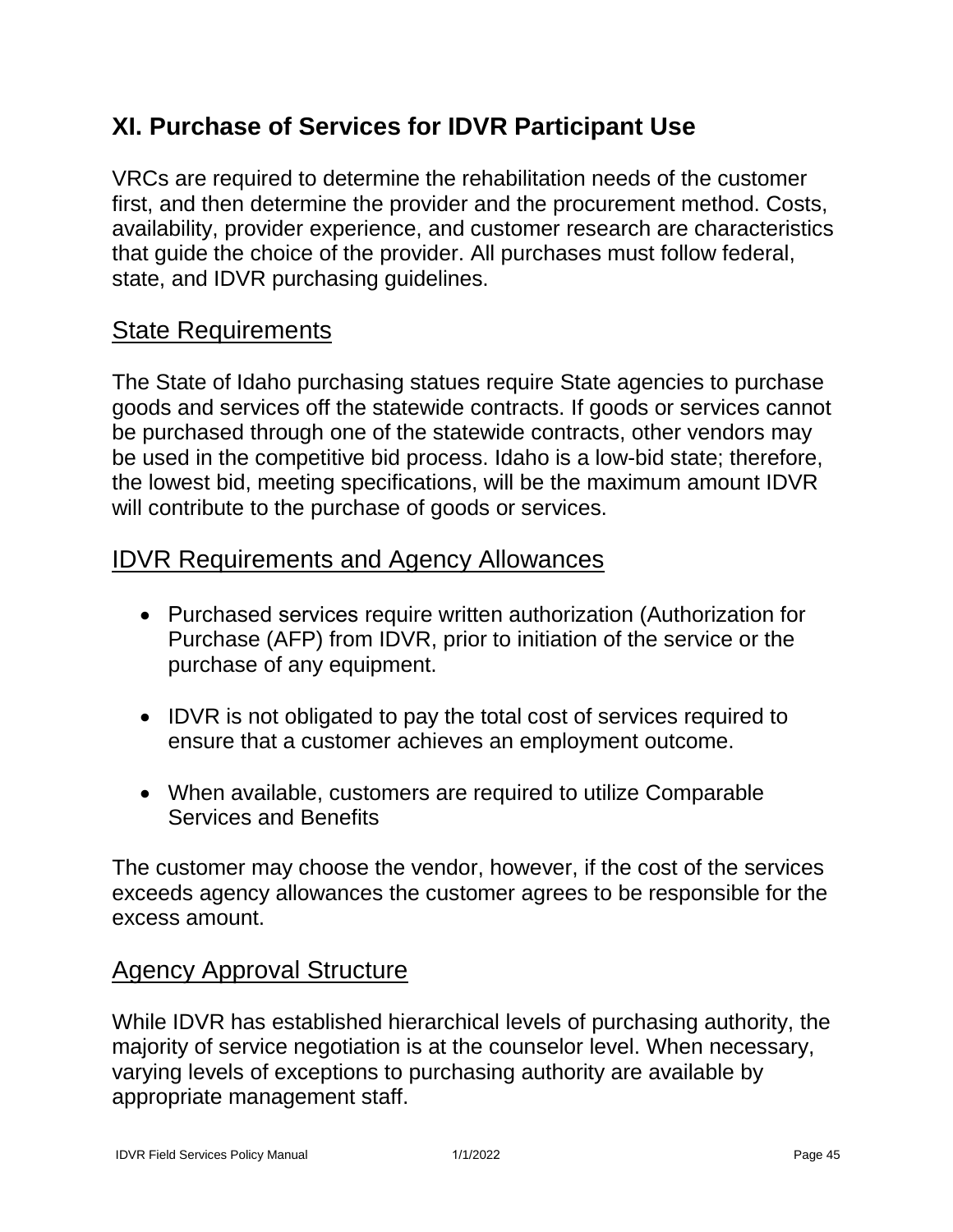## XI. Purchase of Services for IDVR Participant Use

VRCs are required to determine the rehabilitation needs of the customer first, and then determine the provider and the procurement method. Costs, availability, provider experience, and customer research are characteristics that guide the choice of the provider. All purchases must follow federal, state, and IDVR purchasing guidelines.

### State Requirements

The State of Idaho purchasing statues require State agencies to purchase goods and services off the statewide contracts. If goods or services cannot be purchased through one of the statewide contracts, other vendors may be used in the competitive bid process. Idaho is a low-bid state; therefore, the lowest bid, meeting specifications, will be the maximum amount IDVR will contribute to the purchase of goods or services.

### IDVR Requirements and Agency Allowances

- Purchased services require written authorization (Authorization for Purchase (AFP) from IDVR, prior to initiation of the service or the purchase of any equipment.
- IDVR is not obligated to pay the total cost of services required to ensure that a customer achieves an employment outcome.
- When available, customers are required to utilize Comparable Services and Benefits

The customer may choose the vendor, however, if the cost of the services exceeds agency allowances the customer agrees to be responsible for the excess amount.

### Agency Approval Structure

While IDVR has established hierarchical levels of purchasing authority, the majority of service negotiation is at the counselor level. When necessary, varying levels of exceptions to purchasing authority are available by appropriate management staff.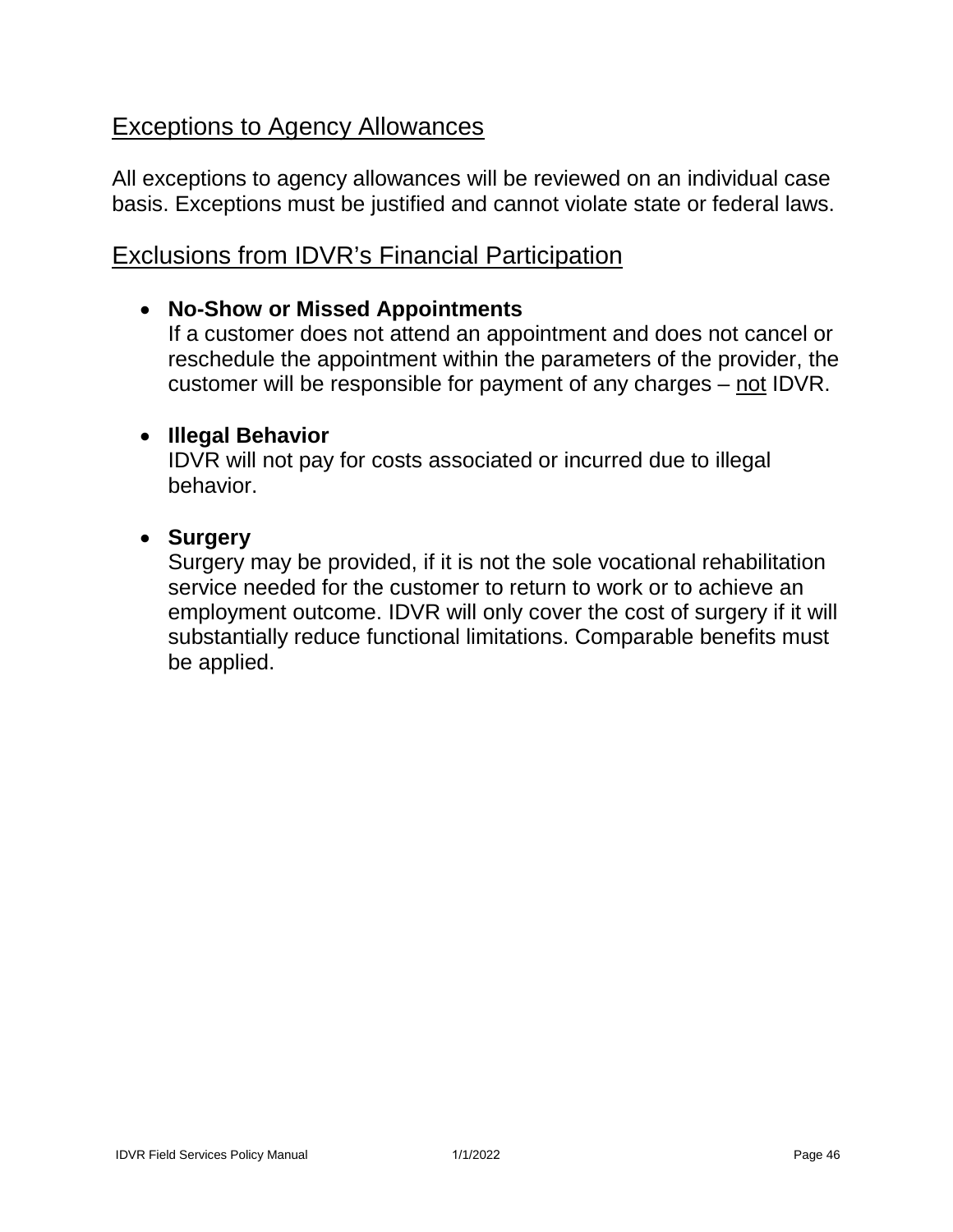## Exceptions to Agency Allowances

All exceptions to agency allowances will be reviewed on an individual case basis. Exceptions must be justified and cannot violate state or federal laws.

## Exclusions from IDVR's Financial Participation

- **No-Show or Missed Appointments**
  If a customer does not attend an appointment and does not cancel or reschedule the appointment within the parameters of the provider, the customer will be responsible for payment of any charges – <u>not</u> IDVR.

- **Illegal Behavior**
  IDVR will not pay for costs associated or incurred due to illegal behavior.

- **Surgery**
  Surgery may be provided, if it is not the sole vocational rehabilitation service needed for the customer to return to work or to achieve an employment outcome. IDVR will only cover the cost of surgery if it will substantially reduce functional limitations. Comparable benefits must be applied.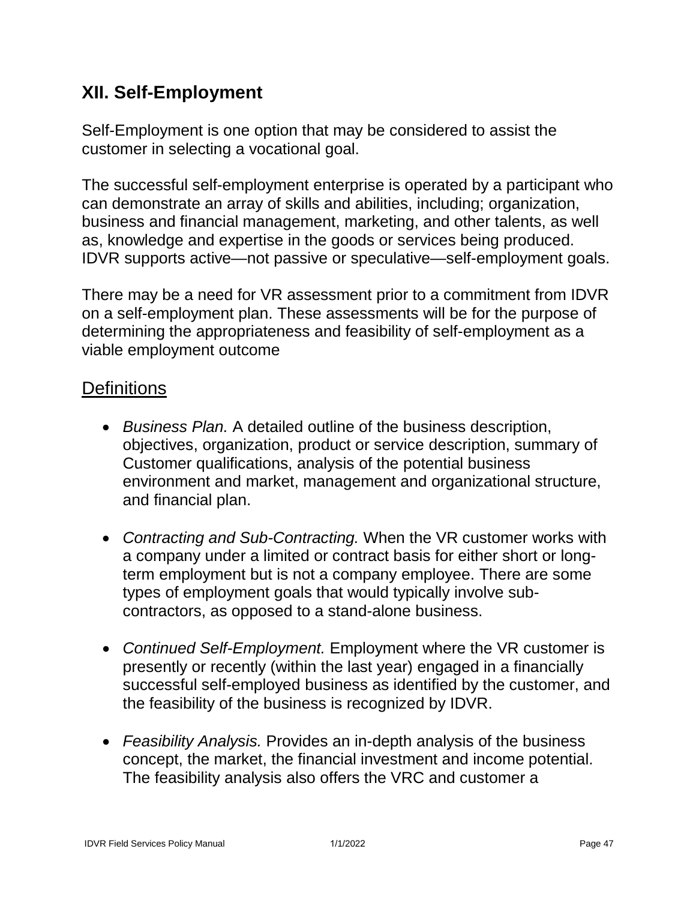## XII. Self-Employment

Self-Employment is one option that may be considered to assist the customer in selecting a vocational goal.

The successful self-employment enterprise is operated by a participant who can demonstrate an array of skills and abilities, including; organization, business and financial management, marketing, and other talents, as well as, knowledge and expertise in the goods or services being produced. IDVR supports active—not passive or speculative—self-employment goals.

There may be a need for VR assessment prior to a commitment from IDVR on a self-employment plan. These assessments will be for the purpose of determining the appropriateness and feasibility of self-employment as a viable employment outcome

### Definitions

- *Business Plan.* A detailed outline of the business description, objectives, organization, product or service description, summary of Customer qualifications, analysis of the potential business environment and market, management and organizational structure, and financial plan.

- *Contracting and Sub-Contracting.* When the VR customer works with a company under a limited or contract basis for either short or long-term employment but is not a company employee. There are some types of employment goals that would typically involve sub-contractors, as opposed to a stand-alone business.

- *Continued Self-Employment.* Employment where the VR customer is presently or recently (within the last year) engaged in a financially successful self-employed business as identified by the customer, and the feasibility of the business is recognized by IDVR.

- *Feasibility Analysis.* Provides an in-depth analysis of the business concept, the market, the financial investment and income potential. The feasibility analysis also offers the VRC and customer a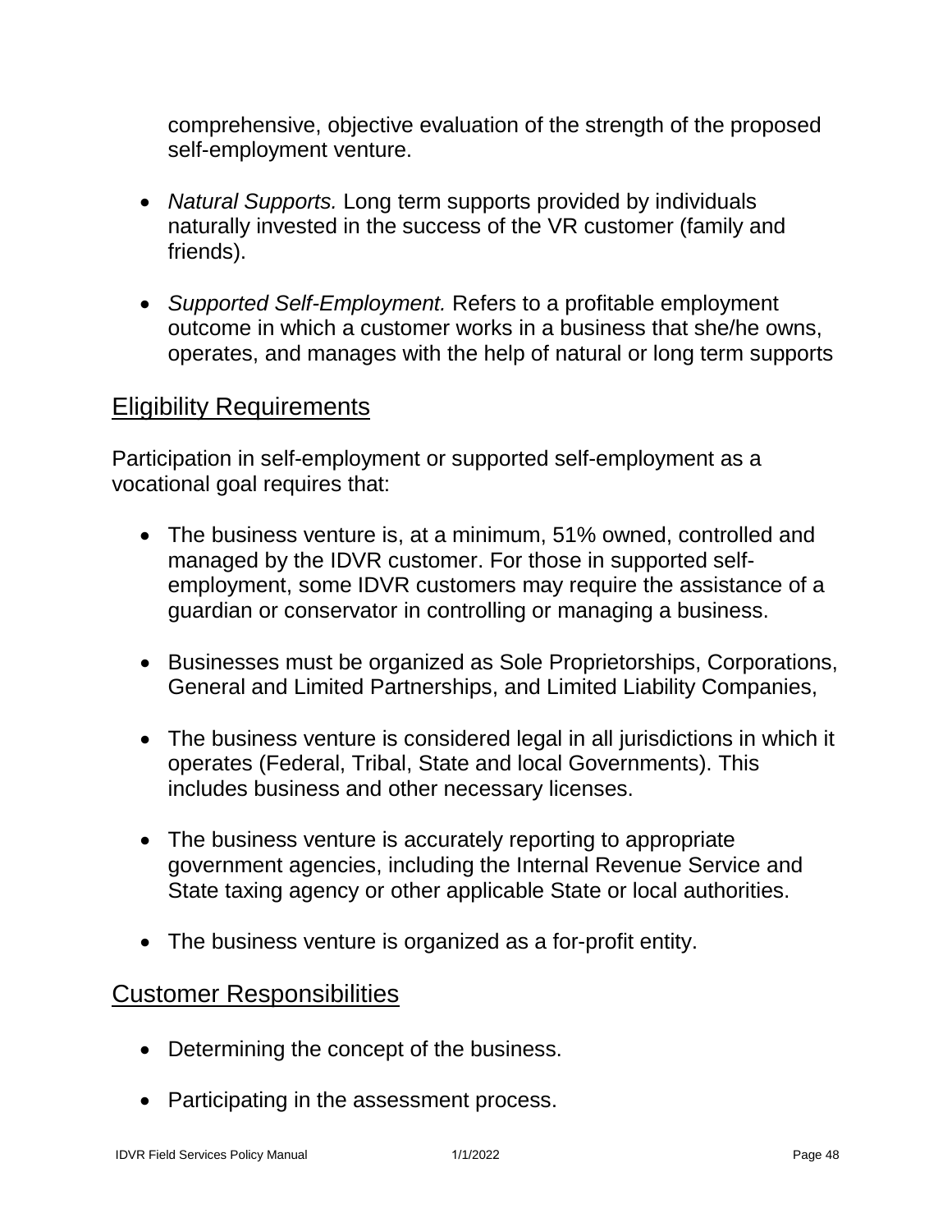comprehensive, objective evaluation of the strength of the proposed self-employment venture.

- *Natural Supports.* Long term supports provided by individuals naturally invested in the success of the VR customer (family and friends).

- *Supported Self-Employment.* Refers to a profitable employment outcome in which a customer works in a business that she/he owns, operates, and manages with the help of natural or long term supports

## Eligibility Requirements

Participation in self-employment or supported self-employment as a vocational goal requires that:

- The business venture is, at a minimum, 51% owned, controlled and managed by the IDVR customer. For those in supported self-employment, some IDVR customers may require the assistance of a guardian or conservator in controlling or managing a business.

- Businesses must be organized as Sole Proprietorships, Corporations, General and Limited Partnerships, and Limited Liability Companies,

- The business venture is considered legal in all jurisdictions in which it operates (Federal, Tribal, State and local Governments). This includes business and other necessary licenses.

- The business venture is accurately reporting to appropriate government agencies, including the Internal Revenue Service and State taxing agency or other applicable State or local authorities.

- The business venture is organized as a for-profit entity.

## Customer Responsibilities

- Determining the concept of the business.

- Participating in the assessment process.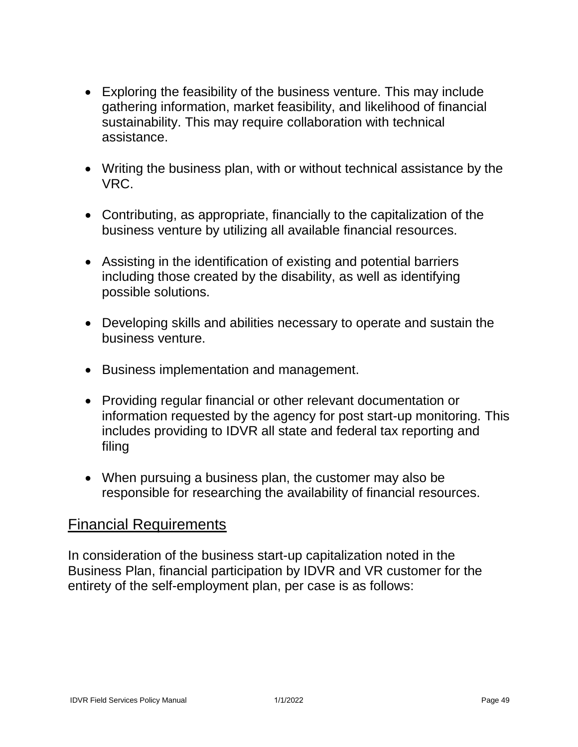- Exploring the feasibility of the business venture. This may include gathering information, market feasibility, and likelihood of financial sustainability. This may require collaboration with technical assistance.

- Writing the business plan, with or without technical assistance by the VRC.

- Contributing, as appropriate, financially to the capitalization of the business venture by utilizing all available financial resources.

- Assisting in the identification of existing and potential barriers including those created by the disability, as well as identifying possible solutions.

- Developing skills and abilities necessary to operate and sustain the business venture.

- Business implementation and management.

- Providing regular financial or other relevant documentation or information requested by the agency for post start-up monitoring. This includes providing to IDVR all state and federal tax reporting and filing

- When pursuing a business plan, the customer may also be responsible for researching the availability of financial resources.

## Financial Requirements

In consideration of the business start-up capitalization noted in the Business Plan, financial participation by IDVR and VR customer for the entirety of the self-employment plan, per case is as follows: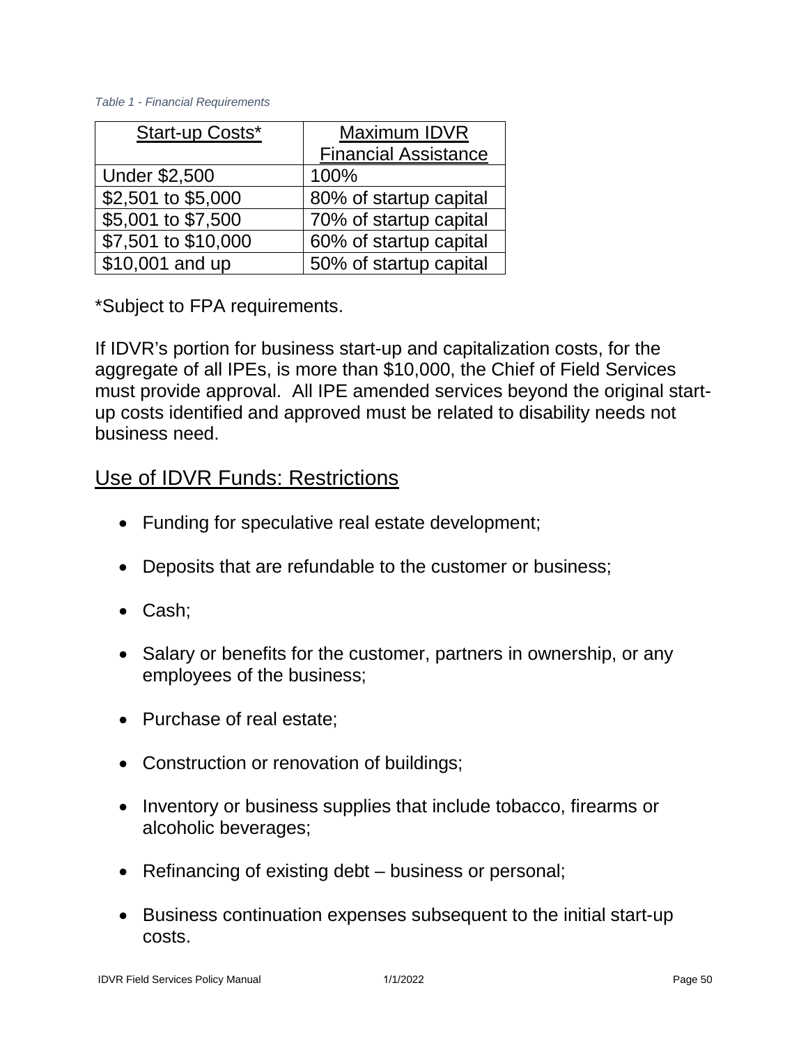*Table 1 - Financial Requirements*

| Start-up Costs* | Maximum IDVR Financial Assistance |
| --- | --- |
| Under $2,500 | 100% |
| $2,501 to $5,000 | 80% of startup capital |
| $5,001 to $7,500 | 70% of startup capital |
| $7,501 to $10,000 | 60% of startup capital |
| $10,001 and up | 50% of startup capital |

*Subject to FPA requirements.

If IDVR's portion for business start-up and capitalization costs, for the aggregate of all IPEs, is more than $10,000, the Chief of Field Services must provide approval. All IPE amended services beyond the original start-up costs identified and approved must be related to disability needs not business need.

## Use of IDVR Funds: Restrictions

- Funding for speculative real estate development;
- Deposits that are refundable to the customer or business;
- Cash;
- Salary or benefits for the customer, partners in ownership, or any employees of the business;
- Purchase of real estate;
- Construction or renovation of buildings;
- Inventory or business supplies that include tobacco, firearms or alcoholic beverages;
- Refinancing of existing debt – business or personal;
- Business continuation expenses subsequent to the initial start-up costs.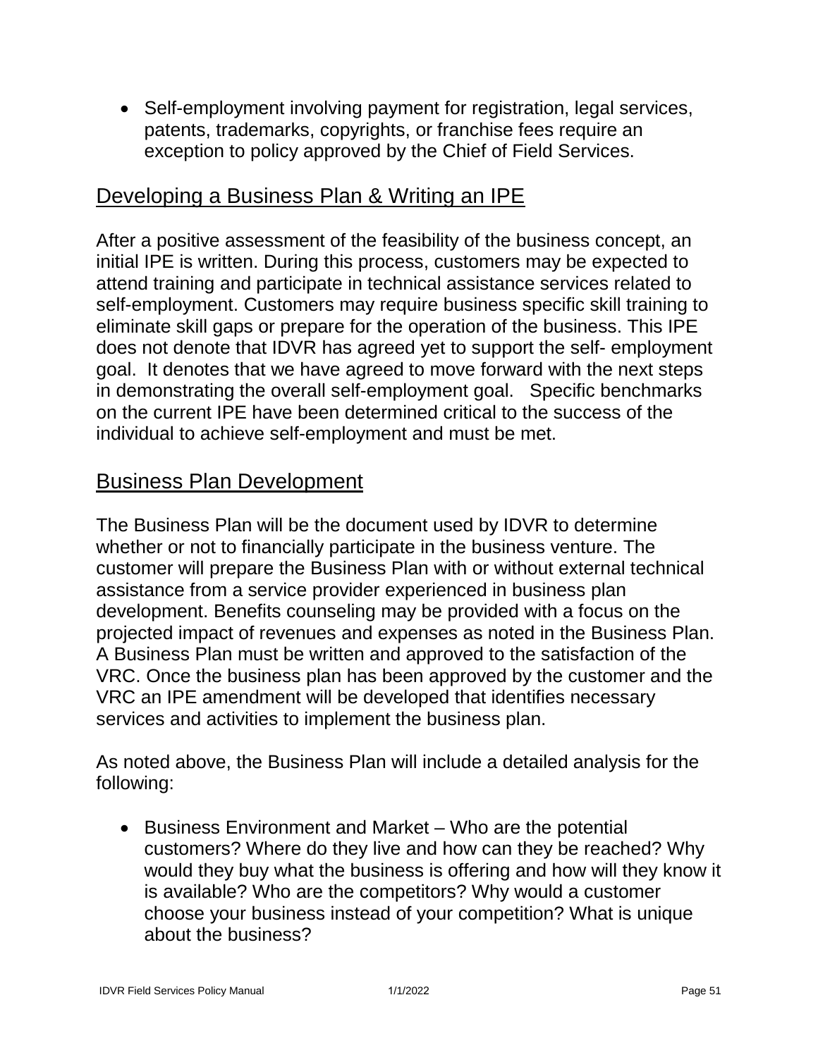- Self-employment involving payment for registration, legal services, patents, trademarks, copyrights, or franchise fees require an exception to policy approved by the Chief of Field Services.

## Developing a Business Plan & Writing an IPE

After a positive assessment of the feasibility of the business concept, an initial IPE is written. During this process, customers may be expected to attend training and participate in technical assistance services related to self-employment. Customers may require business specific skill training to eliminate skill gaps or prepare for the operation of the business. This IPE does not denote that IDVR has agreed yet to support the self- employment goal. It denotes that we have agreed to move forward with the next steps in demonstrating the overall self-employment goal. Specific benchmarks on the current IPE have been determined critical to the success of the individual to achieve self-employment and must be met.

## Business Plan Development

The Business Plan will be the document used by IDVR to determine whether or not to financially participate in the business venture. The customer will prepare the Business Plan with or without external technical assistance from a service provider experienced in business plan development. Benefits counseling may be provided with a focus on the projected impact of revenues and expenses as noted in the Business Plan. A Business Plan must be written and approved to the satisfaction of the VRC. Once the business plan has been approved by the customer and the VRC an IPE amendment will be developed that identifies necessary services and activities to implement the business plan.

As noted above, the Business Plan will include a detailed analysis for the following:

- Business Environment and Market – Who are the potential customers? Where do they live and how can they be reached? Why would they buy what the business is offering and how will they know it is available? Who are the competitors? Why would a customer choose your business instead of your competition? What is unique about the business?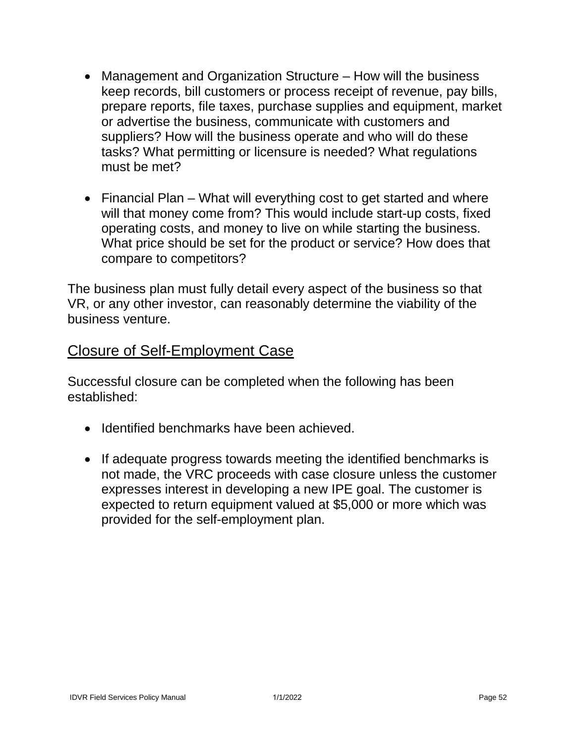- Management and Organization Structure – How will the business keep records, bill customers or process receipt of revenue, pay bills, prepare reports, file taxes, purchase supplies and equipment, market or advertise the business, communicate with customers and suppliers? How will the business operate and who will do these tasks? What permitting or licensure is needed? What regulations must be met?

- Financial Plan – What will everything cost to get started and where will that money come from? This would include start-up costs, fixed operating costs, and money to live on while starting the business. What price should be set for the product or service? How does that compare to competitors?

The business plan must fully detail every aspect of the business so that VR, or any other investor, can reasonably determine the viability of the business venture.

## Closure of Self-Employment Case

Successful closure can be completed when the following has been established:

- Identified benchmarks have been achieved.

- If adequate progress towards meeting the identified benchmarks is not made, the VRC proceeds with case closure unless the customer expresses interest in developing a new IPE goal. The customer is expected to return equipment valued at $5,000 or more which was provided for the self-employment plan.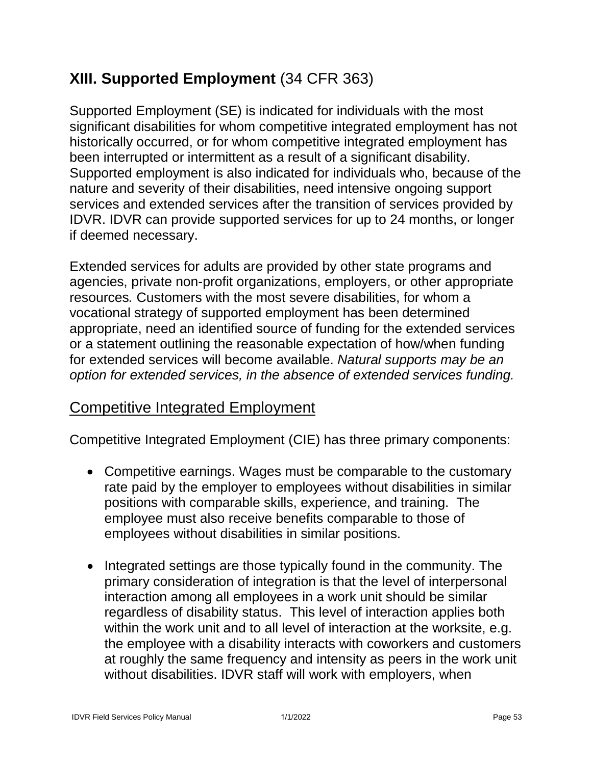## XIII. Supported Employment (34 CFR 363)

Supported Employment (SE) is indicated for individuals with the most significant disabilities for whom competitive integrated employment has not historically occurred, or for whom competitive integrated employment has been interrupted or intermittent as a result of a significant disability. Supported employment is also indicated for individuals who, because of the nature and severity of their disabilities, need intensive ongoing support services and extended services after the transition of services provided by IDVR. IDVR can provide supported services for up to 24 months, or longer if deemed necessary.

Extended services for adults are provided by other state programs and agencies, private non-profit organizations, employers, or other appropriate resources*.* Customers with the most severe disabilities, for whom a vocational strategy of supported employment has been determined appropriate, need an identified source of funding for the extended services or a statement outlining the reasonable expectation of how/when funding for extended services will become available. *Natural supports may be an option for extended services, in the absence of extended services funding.*

### Competitive Integrated Employment

Competitive Integrated Employment (CIE) has three primary components:

- Competitive earnings. Wages must be comparable to the customary rate paid by the employer to employees without disabilities in similar positions with comparable skills, experience, and training. The employee must also receive benefits comparable to those of employees without disabilities in similar positions.

- Integrated settings are those typically found in the community. The primary consideration of integration is that the level of interpersonal interaction among all employees in a work unit should be similar regardless of disability status. This level of interaction applies both within the work unit and to all level of interaction at the worksite, e.g. the employee with a disability interacts with coworkers and customers at roughly the same frequency and intensity as peers in the work unit without disabilities. IDVR staff will work with employers, when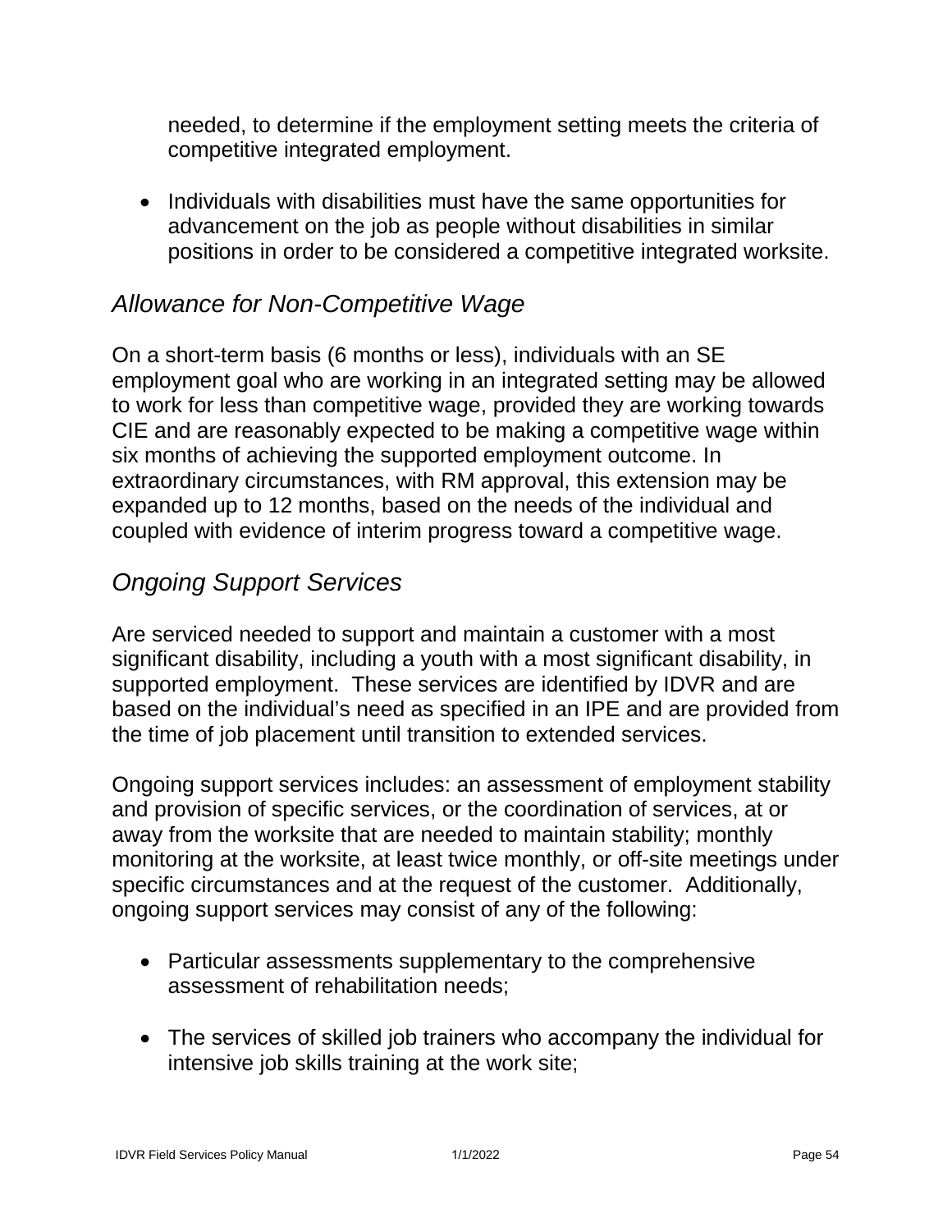needed, to determine if the employment setting meets the criteria of competitive integrated employment.

- Individuals with disabilities must have the same opportunities for advancement on the job as people without disabilities in similar positions in order to be considered a competitive integrated worksite.

### *Allowance for Non-Competitive Wage*

On a short-term basis (6 months or less), individuals with an SE employment goal who are working in an integrated setting may be allowed to work for less than competitive wage, provided they are working towards CIE and are reasonably expected to be making a competitive wage within six months of achieving the supported employment outcome. In extraordinary circumstances, with RM approval, this extension may be expanded up to 12 months, based on the needs of the individual and coupled with evidence of interim progress toward a competitive wage.

### *Ongoing Support Services*

Are serviced needed to support and maintain a customer with a most significant disability, including a youth with a most significant disability, in supported employment. These services are identified by IDVR and are based on the individual's need as specified in an IPE and are provided from the time of job placement until transition to extended services.

Ongoing support services includes: an assessment of employment stability and provision of specific services, or the coordination of services, at or away from the worksite that are needed to maintain stability; monthly monitoring at the worksite, at least twice monthly, or off-site meetings under specific circumstances and at the request of the customer. Additionally, ongoing support services may consist of any of the following:

- Particular assessments supplementary to the comprehensive assessment of rehabilitation needs;
- The services of skilled job trainers who accompany the individual for intensive job skills training at the work site;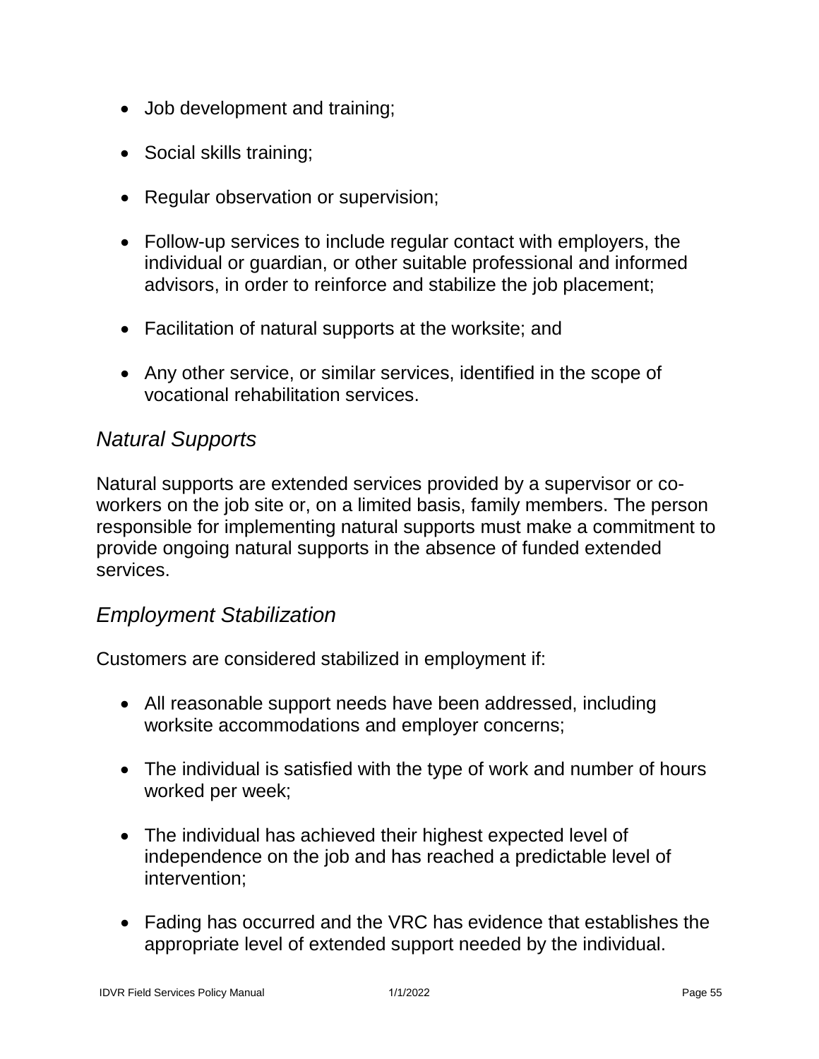- Job development and training;
- Social skills training;
- Regular observation or supervision;
- Follow-up services to include regular contact with employers, the individual or guardian, or other suitable professional and informed advisors, in order to reinforce and stabilize the job placement;
- Facilitation of natural supports at the worksite; and
- Any other service, or similar services, identified in the scope of vocational rehabilitation services.

### *Natural Supports*

Natural supports are extended services provided by a supervisor or co-workers on the job site or, on a limited basis, family members. The person responsible for implementing natural supports must make a commitment to provide ongoing natural supports in the absence of funded extended services.

### *Employment Stabilization*

Customers are considered stabilized in employment if:

- All reasonable support needs have been addressed, including worksite accommodations and employer concerns;
- The individual is satisfied with the type of work and number of hours worked per week;
- The individual has achieved their highest expected level of independence on the job and has reached a predictable level of intervention;
- Fading has occurred and the VRC has evidence that establishes the appropriate level of extended support needed by the individual.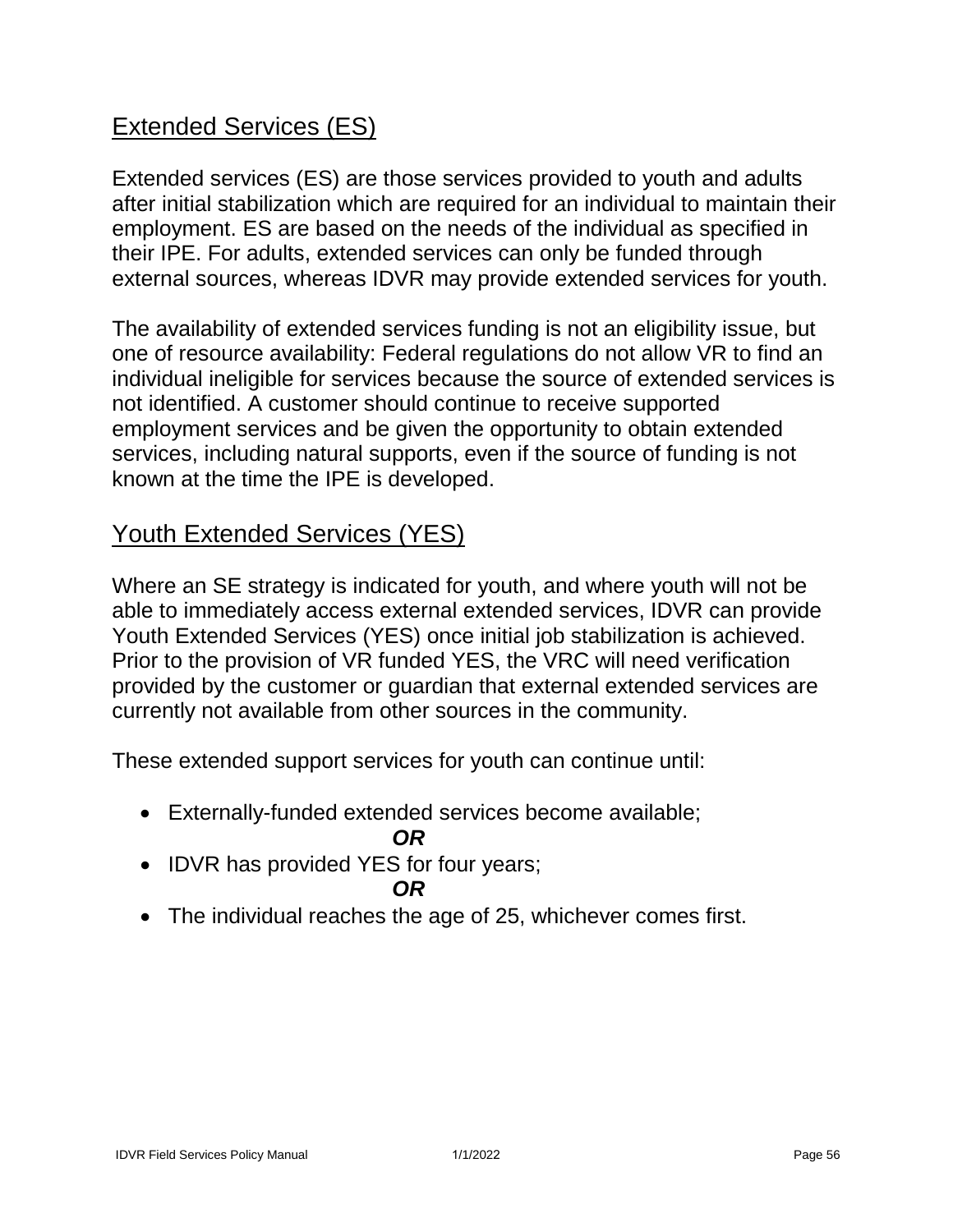## Extended Services (ES)

Extended services (ES) are those services provided to youth and adults after initial stabilization which are required for an individual to maintain their employment. ES are based on the needs of the individual as specified in their IPE. For adults, extended services can only be funded through external sources, whereas IDVR may provide extended services for youth.

The availability of extended services funding is not an eligibility issue, but one of resource availability: Federal regulations do not allow VR to find an individual ineligible for services because the source of extended services is not identified. A customer should continue to receive supported employment services and be given the opportunity to obtain extended services, including natural supports, even if the source of funding is not known at the time the IPE is developed.

## Youth Extended Services (YES)

Where an SE strategy is indicated for youth, and where youth will not be able to immediately access external extended services, IDVR can provide Youth Extended Services (YES) once initial job stabilization is achieved. Prior to the provision of VR funded YES, the VRC will need verification provided by the customer or guardian that external extended services are currently not available from other sources in the community.

These extended support services for youth can continue until:

- Externally-funded extended services become available;

  ***OR***
- IDVR has provided YES for four years;

  ***OR***
- The individual reaches the age of 25, whichever comes first.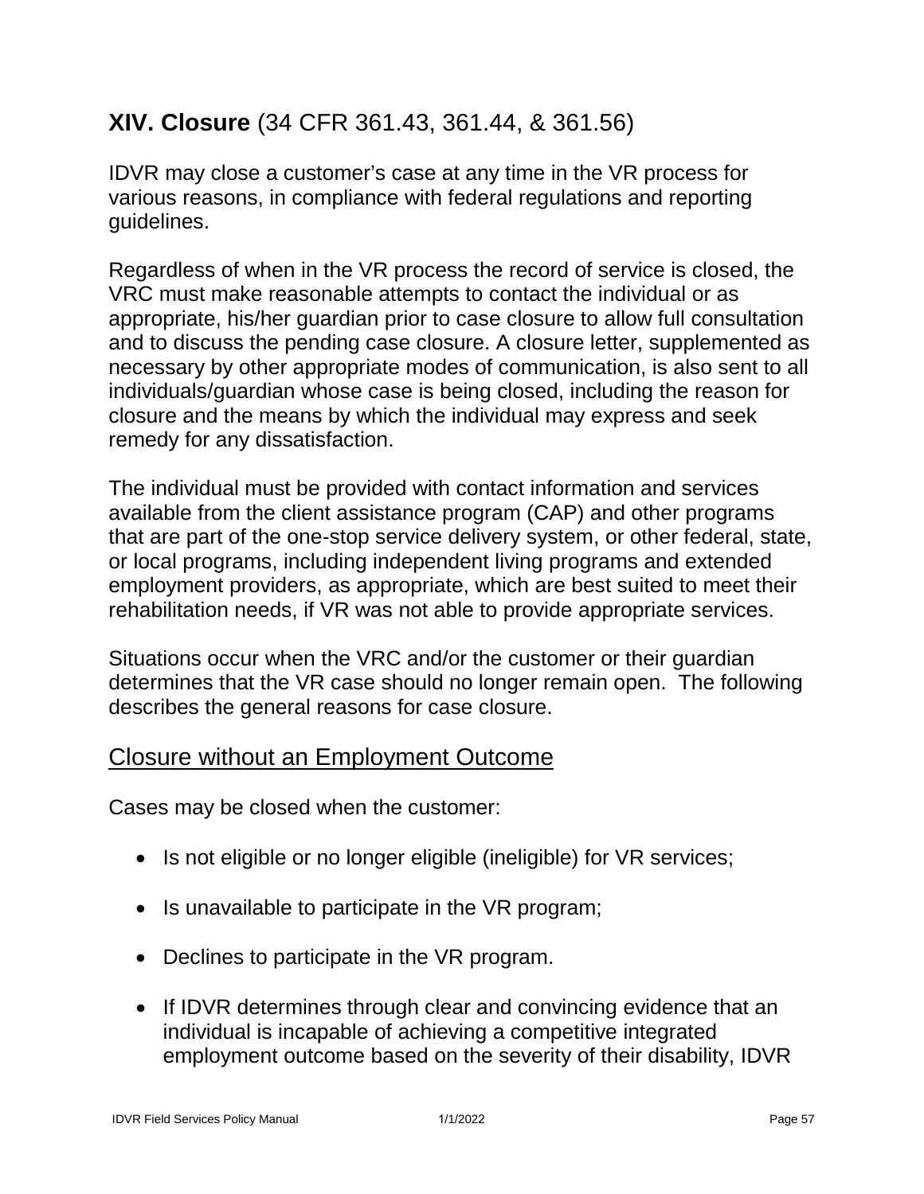## XIV. Closure (34 CFR 361.43, 361.44, & 361.56)

IDVR may close a customer's case at any time in the VR process for various reasons, in compliance with federal regulations and reporting guidelines.

Regardless of when in the VR process the record of service is closed, the VRC must make reasonable attempts to contact the individual or as appropriate, his/her guardian prior to case closure to allow full consultation and to discuss the pending case closure. A closure letter, supplemented as necessary by other appropriate modes of communication, is also sent to all individuals/guardian whose case is being closed, including the reason for closure and the means by which the individual may express and seek remedy for any dissatisfaction.

The individual must be provided with contact information and services available from the client assistance program (CAP) and other programs that are part of the one-stop service delivery system, or other federal, state, or local programs, including independent living programs and extended employment providers, as appropriate, which are best suited to meet their rehabilitation needs, if VR was not able to provide appropriate services.

Situations occur when the VRC and/or the customer or their guardian determines that the VR case should no longer remain open. The following describes the general reasons for case closure.

### Closure without an Employment Outcome

Cases may be closed when the customer:

- Is not eligible or no longer eligible (ineligible) for VR services;
- Is unavailable to participate in the VR program;
- Declines to participate in the VR program.
- If IDVR determines through clear and convincing evidence that an individual is incapable of achieving a competitive integrated employment outcome based on the severity of their disability, IDVR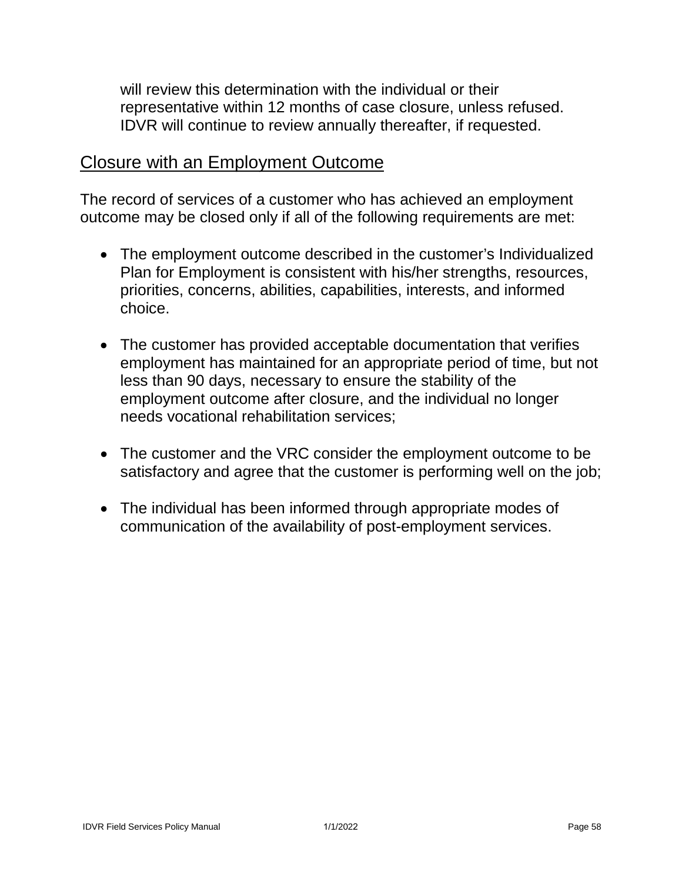will review this determination with the individual or their representative within 12 months of case closure, unless refused. IDVR will continue to review annually thereafter, if requested.

## Closure with an Employment Outcome

The record of services of a customer who has achieved an employment outcome may be closed only if all of the following requirements are met:

- The employment outcome described in the customer's Individualized Plan for Employment is consistent with his/her strengths, resources, priorities, concerns, abilities, capabilities, interests, and informed choice.

- The customer has provided acceptable documentation that verifies employment has maintained for an appropriate period of time, but not less than 90 days, necessary to ensure the stability of the employment outcome after closure, and the individual no longer needs vocational rehabilitation services;

- The customer and the VRC consider the employment outcome to be satisfactory and agree that the customer is performing well on the job;

- The individual has been informed through appropriate modes of communication of the availability of post-employment services.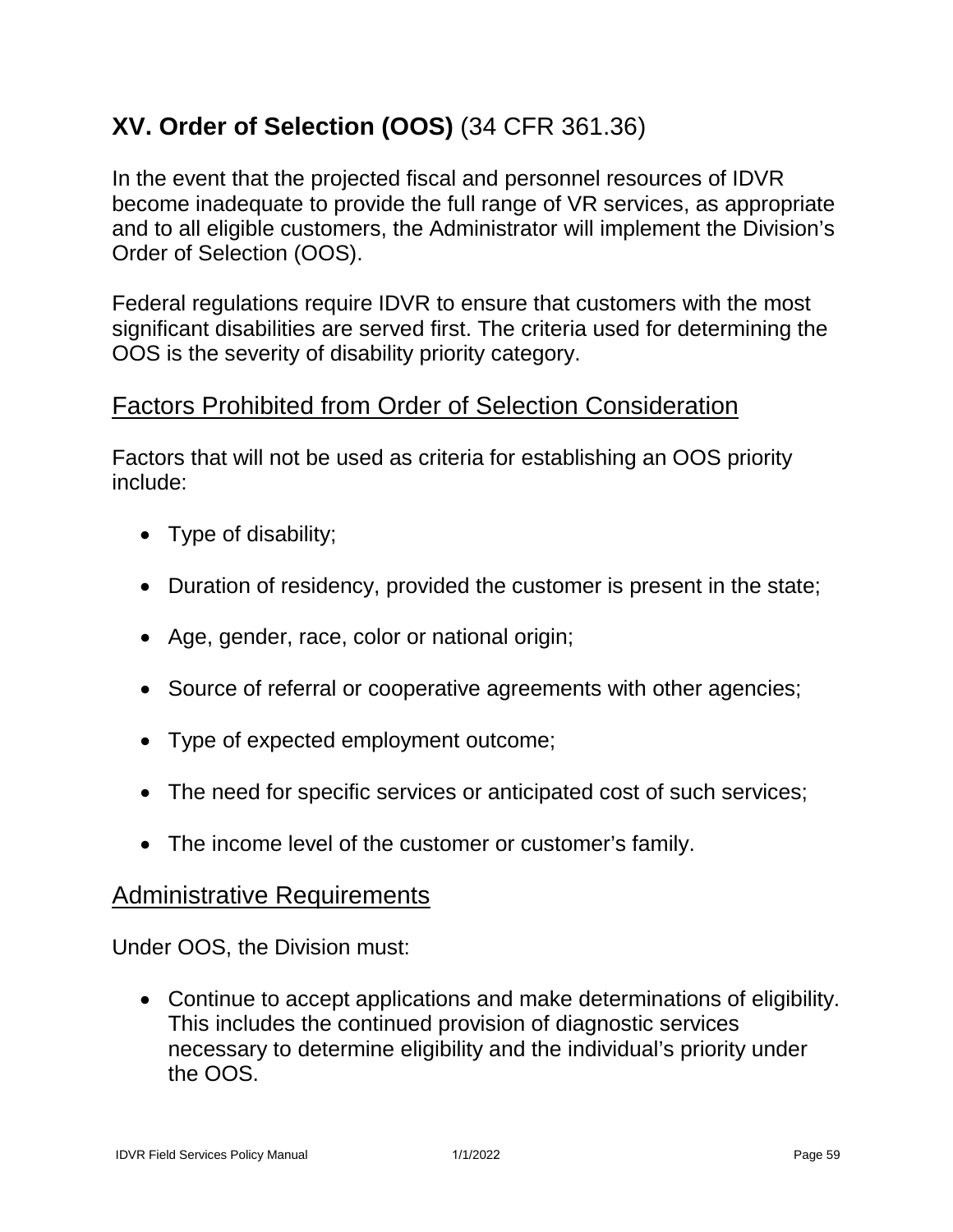## **XV. Order of Selection (OOS)** (34 CFR 361.36)

In the event that the projected fiscal and personnel resources of IDVR become inadequate to provide the full range of VR services, as appropriate and to all eligible customers, the Administrator will implement the Division's Order of Selection (OOS).

Federal regulations require IDVR to ensure that customers with the most significant disabilities are served first. The criteria used for determining the OOS is the severity of disability priority category.

### Factors Prohibited from Order of Selection Consideration

Factors that will not be used as criteria for establishing an OOS priority include:

- Type of disability;
- Duration of residency, provided the customer is present in the state;
- Age, gender, race, color or national origin;
- Source of referral or cooperative agreements with other agencies;
- Type of expected employment outcome;
- The need for specific services or anticipated cost of such services;
- The income level of the customer or customer's family.

### Administrative Requirements

Under OOS, the Division must:

- Continue to accept applications and make determinations of eligibility. This includes the continued provision of diagnostic services necessary to determine eligibility and the individual's priority under the OOS.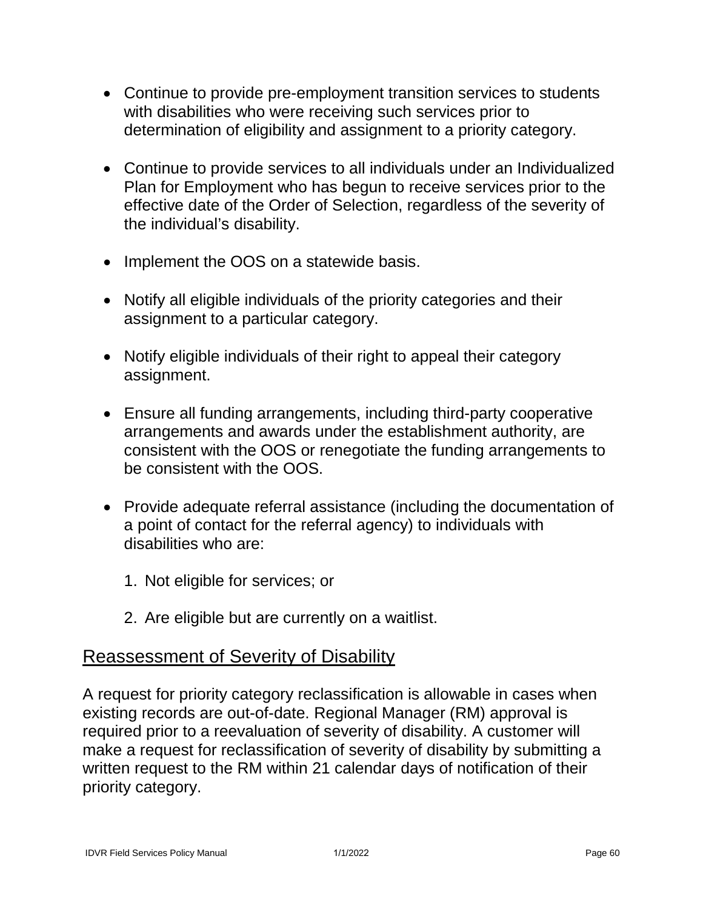- Continue to provide pre-employment transition services to students with disabilities who were receiving such services prior to determination of eligibility and assignment to a priority category.

- Continue to provide services to all individuals under an Individualized Plan for Employment who has begun to receive services prior to the effective date of the Order of Selection, regardless of the severity of the individual's disability.

- Implement the OOS on a statewide basis.

- Notify all eligible individuals of the priority categories and their assignment to a particular category.

- Notify eligible individuals of their right to appeal their category assignment.

- Ensure all funding arrangements, including third-party cooperative arrangements and awards under the establishment authority, are consistent with the OOS or renegotiate the funding arrangements to be consistent with the OOS.

- Provide adequate referral assistance (including the documentation of a point of contact for the referral agency) to individuals with disabilities who are:

  1. Not eligible for services; or

  2. Are eligible but are currently on a waitlist.

## Reassessment of Severity of Disability

A request for priority category reclassification is allowable in cases when existing records are out-of-date. Regional Manager (RM) approval is required prior to a reevaluation of severity of disability. A customer will make a request for reclassification of severity of disability by submitting a written request to the RM within 21 calendar days of notification of their priority category.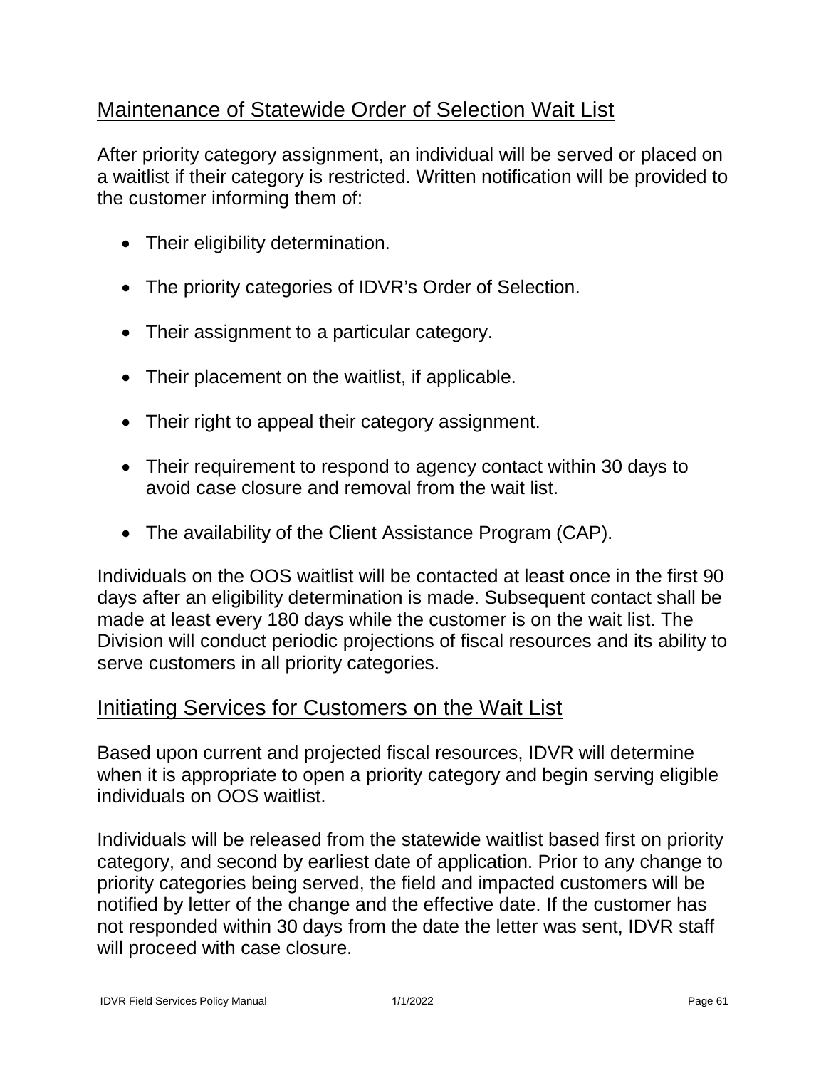## Maintenance of Statewide Order of Selection Wait List

After priority category assignment, an individual will be served or placed on a waitlist if their category is restricted. Written notification will be provided to the customer informing them of:

- Their eligibility determination.
- The priority categories of IDVR's Order of Selection.
- Their assignment to a particular category.
- Their placement on the waitlist, if applicable.
- Their right to appeal their category assignment.
- Their requirement to respond to agency contact within 30 days to avoid case closure and removal from the wait list.
- The availability of the Client Assistance Program (CAP).

Individuals on the OOS waitlist will be contacted at least once in the first 90 days after an eligibility determination is made. Subsequent contact shall be made at least every 180 days while the customer is on the wait list. The Division will conduct periodic projections of fiscal resources and its ability to serve customers in all priority categories.

## Initiating Services for Customers on the Wait List

Based upon current and projected fiscal resources, IDVR will determine when it is appropriate to open a priority category and begin serving eligible individuals on OOS waitlist.

Individuals will be released from the statewide waitlist based first on priority category, and second by earliest date of application. Prior to any change to priority categories being served, the field and impacted customers will be notified by letter of the change and the effective date. If the customer has not responded within 30 days from the date the letter was sent, IDVR staff will proceed with case closure.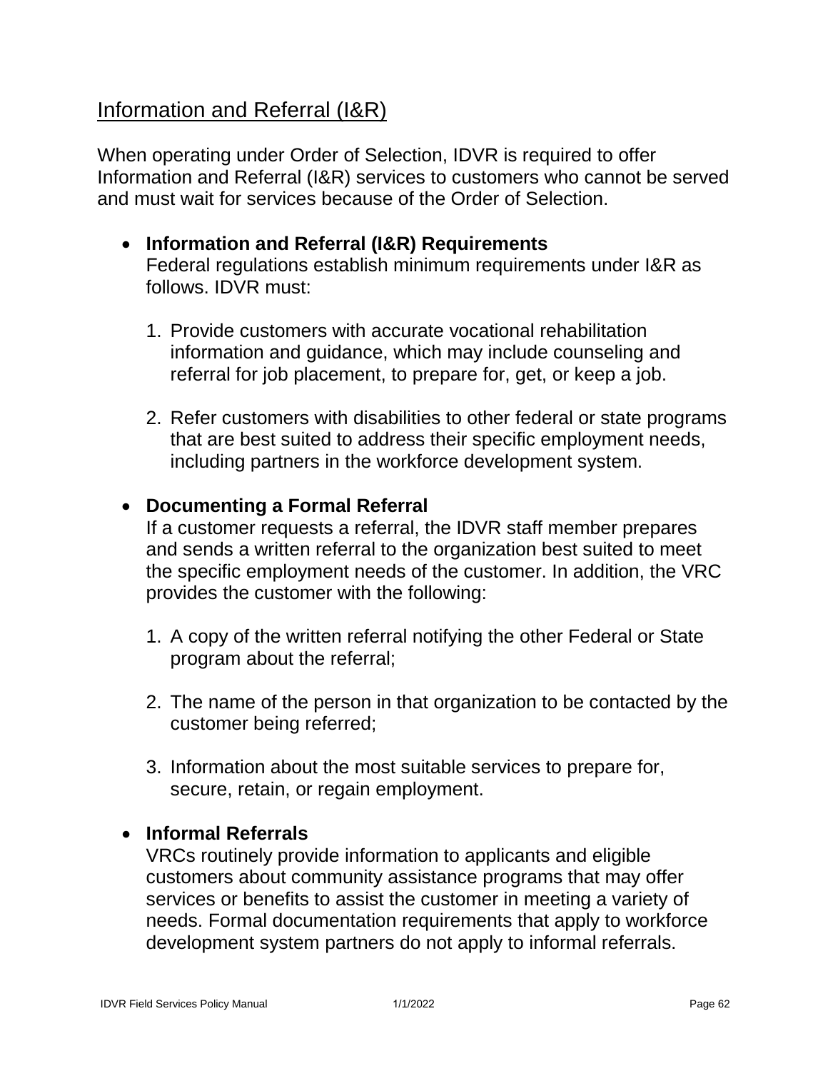## Information and Referral (I&R)

When operating under Order of Selection, IDVR is required to offer Information and Referral (I&R) services to customers who cannot be served and must wait for services because of the Order of Selection.

- **Information and Referral (I&R) Requirements**
  Federal regulations establish minimum requirements under I&R as follows. IDVR must:

  1. Provide customers with accurate vocational rehabilitation information and guidance, which may include counseling and referral for job placement, to prepare for, get, or keep a job.

  2. Refer customers with disabilities to other federal or state programs that are best suited to address their specific employment needs, including partners in the workforce development system.

- **Documenting a Formal Referral**
  If a customer requests a referral, the IDVR staff member prepares and sends a written referral to the organization best suited to meet the specific employment needs of the customer. In addition, the VRC provides the customer with the following:

  1. A copy of the written referral notifying the other Federal or State program about the referral;

  2. The name of the person in that organization to be contacted by the customer being referred;

  3. Information about the most suitable services to prepare for, secure, retain, or regain employment.

- **Informal Referrals**
  VRCs routinely provide information to applicants and eligible customers about community assistance programs that may offer services or benefits to assist the customer in meeting a variety of needs. Formal documentation requirements that apply to workforce development system partners do not apply to informal referrals.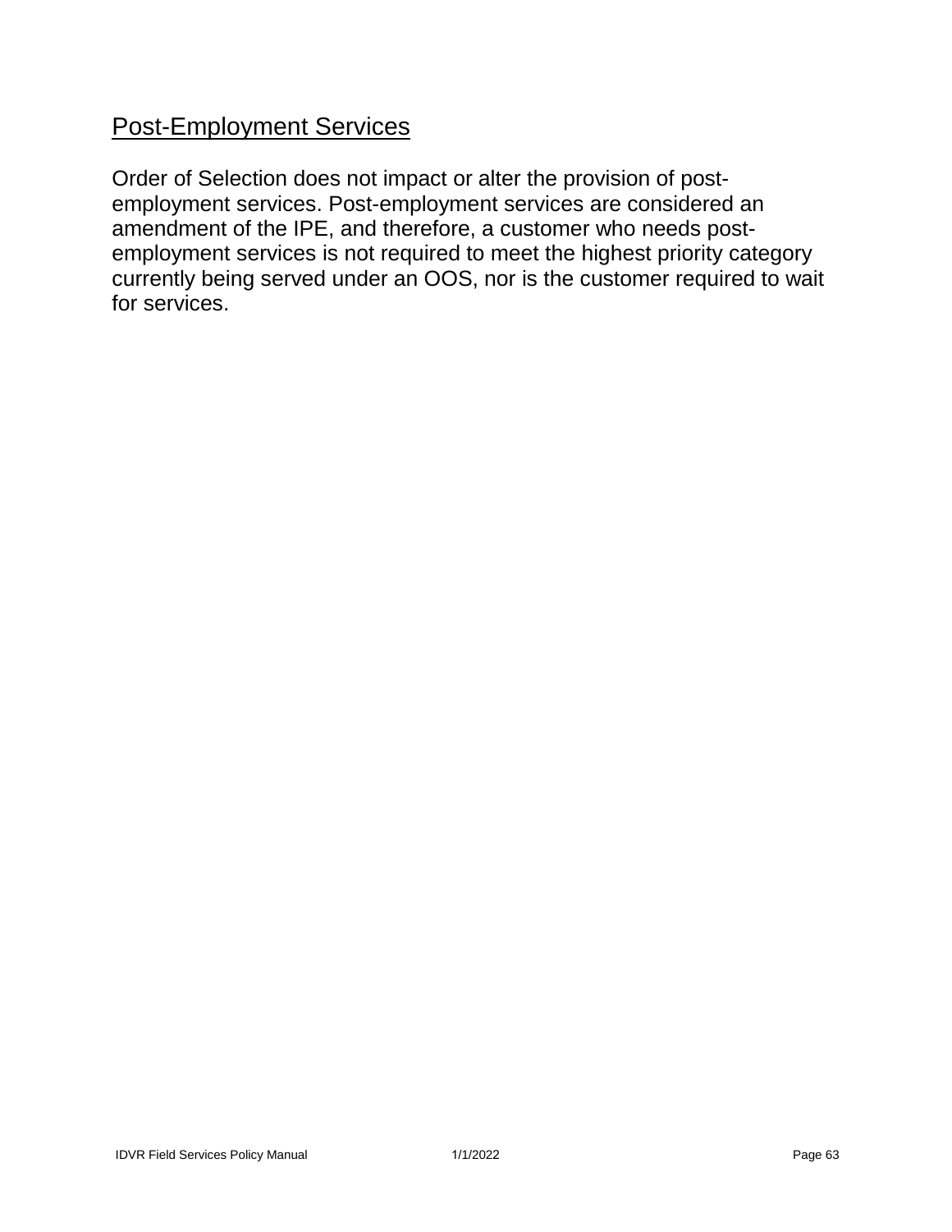## Post-Employment Services

Order of Selection does not impact or alter the provision of post-employment services. Post-employment services are considered an amendment of the IPE, and therefore, a customer who needs post-employment services is not required to meet the highest priority category currently being served under an OOS, nor is the customer required to wait for services.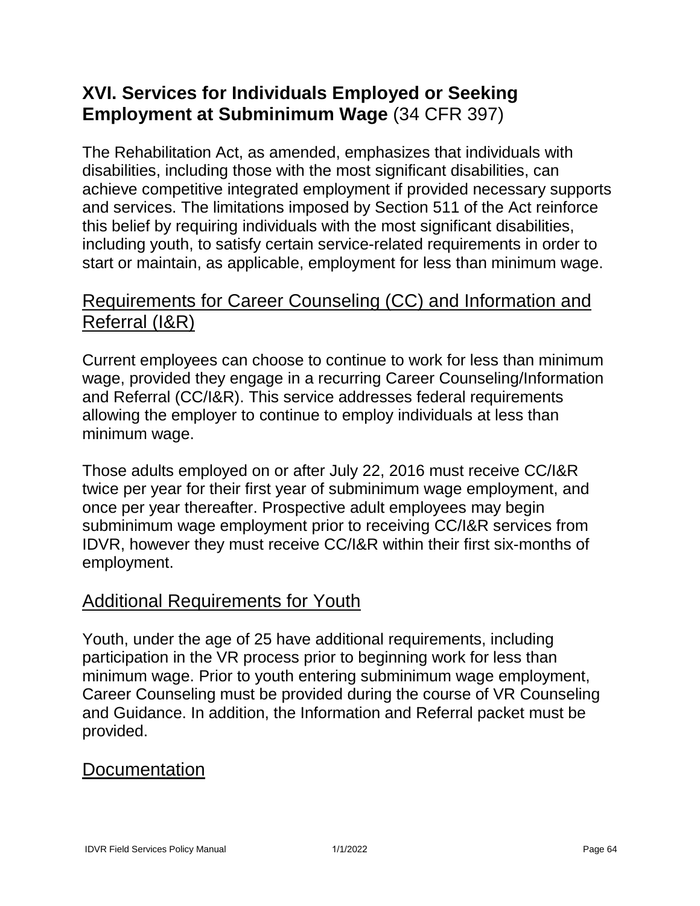## XVI. Services for Individuals Employed or Seeking Employment at Subminimum Wage (34 CFR 397)

The Rehabilitation Act, as amended, emphasizes that individuals with disabilities, including those with the most significant disabilities, can achieve competitive integrated employment if provided necessary supports and services. The limitations imposed by Section 511 of the Act reinforce this belief by requiring individuals with the most significant disabilities, including youth, to satisfy certain service-related requirements in order to start or maintain, as applicable, employment for less than minimum wage.

### Requirements for Career Counseling (CC) and Information and Referral (I&R)

Current employees can choose to continue to work for less than minimum wage, provided they engage in a recurring Career Counseling/Information and Referral (CC/I&R). This service addresses federal requirements allowing the employer to continue to employ individuals at less than minimum wage.

Those adults employed on or after July 22, 2016 must receive CC/I&R twice per year for their first year of subminimum wage employment, and once per year thereafter. Prospective adult employees may begin subminimum wage employment prior to receiving CC/I&R services from IDVR, however they must receive CC/I&R within their first six-months of employment.

### Additional Requirements for Youth

Youth, under the age of 25 have additional requirements, including participation in the VR process prior to beginning work for less than minimum wage. Prior to youth entering subminimum wage employment, Career Counseling must be provided during the course of VR Counseling and Guidance. In addition, the Information and Referral packet must be provided.

### Documentation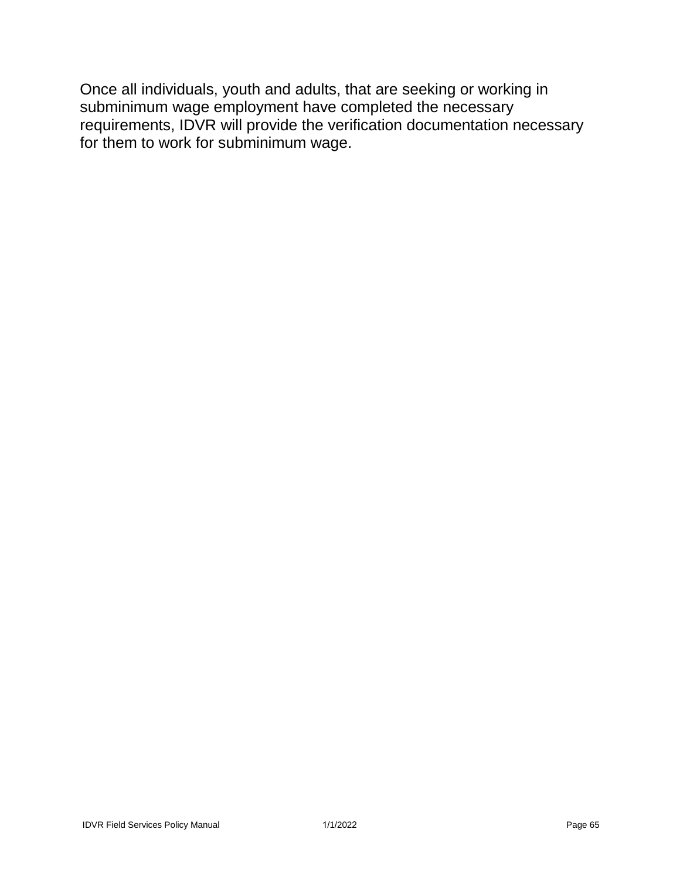Once all individuals, youth and adults, that are seeking or working in subminimum wage employment have completed the necessary requirements, IDVR will provide the verification documentation necessary for them to work for subminimum wage.